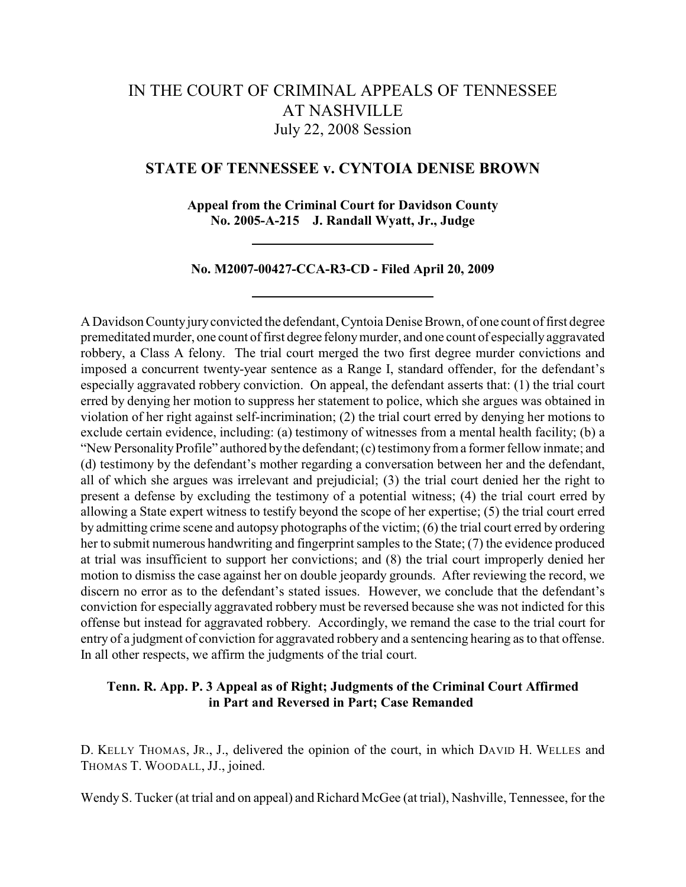# IN THE COURT OF CRIMINAL APPEALS OF TENNESSEE AT NASHVILLE

July 22, 2008 Session

## STATE OF TENNESSEE v. CYNTOIA DENISE BROWN

**Appeal from the Criminal Court for Davidson County**
**No. 2005-A-215 J. Randall Wyatt, Jr., Judge**

---

**No. M2007-00427-CCA-R3-CD - Filed April 20, 2009**

---

A Davidson County jury convicted the defendant, Cyntoia Denise Brown, of one count of first degree premeditated murder, one count of first degree felony murder, and one count of especially aggravated robbery, a Class A felony. The trial court merged the two first degree murder convictions and imposed a concurrent twenty-year sentence as a Range I, standard offender, for the defendant's especially aggravated robbery conviction. On appeal, the defendant asserts that: (1) the trial court erred by denying her motion to suppress her statement to police, which she argues was obtained in violation of her right against self-incrimination; (2) the trial court erred by denying her motions to exclude certain evidence, including: (a) testimony of witnesses from a mental health facility; (b) a "New Personality Profile" authored by the defendant; (c) testimony from a former fellow inmate; and (d) testimony by the defendant's mother regarding a conversation between her and the defendant, all of which she argues was irrelevant and prejudicial; (3) the trial court denied her the right to present a defense by excluding the testimony of a potential witness; (4) the trial court erred by allowing a State expert witness to testify beyond the scope of her expertise; (5) the trial court erred by admitting crime scene and autopsy photographs of the victim; (6) the trial court erred by ordering her to submit numerous handwriting and fingerprint samples to the State; (7) the evidence produced at trial was insufficient to support her convictions; and (8) the trial court improperly denied her motion to dismiss the case against her on double jeopardy grounds. After reviewing the record, we discern no error as to the defendant's stated issues. However, we conclude that the defendant's conviction for especially aggravated robbery must be reversed because she was not indicted for this offense but instead for aggravated robbery. Accordingly, we remand the case to the trial court for entry of a judgment of conviction for aggravated robbery and a sentencing hearing as to that offense. In all other respects, we affirm the judgments of the trial court.

**Tenn. R. App. P. 3 Appeal as of Right; Judgments of the Criminal Court Affirmed in Part and Reversed in Part; Case Remanded**

D. KELLY THOMAS, JR., J., delivered the opinion of the court, in which DAVID H. WELLES and THOMAS T. WOODALL, JJ., joined.

Wendy S. Tucker (at trial and on appeal) and Richard McGee (at trial), Nashville, Tennessee, for the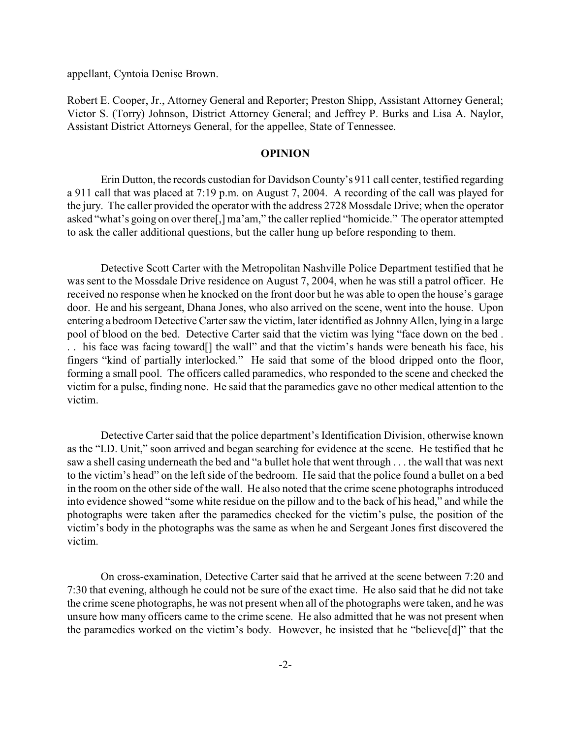appellant, Cyntoia Denise Brown.

Robert E. Cooper, Jr., Attorney General and Reporter; Preston Shipp, Assistant Attorney General; Victor S. (Torry) Johnson, District Attorney General; and Jeffrey P. Burks and Lisa A. Naylor, Assistant District Attorneys General, for the appellee, State of Tennessee.

## OPINION

Erin Dutton, the records custodian for Davidson County's 911 call center, testified regarding a 911 call that was placed at 7:19 p.m. on August 7, 2004. A recording of the call was played for the jury. The caller provided the operator with the address 2728 Mossdale Drive; when the operator asked "what's going on over there[,] ma'am," the caller replied "homicide." The operator attempted to ask the caller additional questions, but the caller hung up before responding to them.

Detective Scott Carter with the Metropolitan Nashville Police Department testified that he was sent to the Mossdale Drive residence on August 7, 2004, when he was still a patrol officer. He received no response when he knocked on the front door but he was able to open the house's garage door. He and his sergeant, Dhana Jones, who also arrived on the scene, went into the house. Upon entering a bedroom Detective Carter saw the victim, later identified as Johnny Allen, lying in a large pool of blood on the bed. Detective Carter said that the victim was lying "face down on the bed . . . his face was facing toward[] the wall" and that the victim's hands were beneath his face, his fingers "kind of partially interlocked." He said that some of the blood dripped onto the floor, forming a small pool. The officers called paramedics, who responded to the scene and checked the victim for a pulse, finding none. He said that the paramedics gave no other medical attention to the victim.

Detective Carter said that the police department's Identification Division, otherwise known as the "I.D. Unit," soon arrived and began searching for evidence at the scene. He testified that he saw a shell casing underneath the bed and "a bullet hole that went through . . . the wall that was next to the victim's head" on the left side of the bedroom. He said that the police found a bullet on a bed in the room on the other side of the wall. He also noted that the crime scene photographs introduced into evidence showed "some white residue on the pillow and to the back of his head," and while the photographs were taken after the paramedics checked for the victim's pulse, the position of the victim's body in the photographs was the same as when he and Sergeant Jones first discovered the victim.

On cross-examination, Detective Carter said that he arrived at the scene between 7:20 and 7:30 that evening, although he could not be sure of the exact time. He also said that he did not take the crime scene photographs, he was not present when all of the photographs were taken, and he was unsure how many officers came to the crime scene. He also admitted that he was not present when the paramedics worked on the victim's body. However, he insisted that he "believe[d]" that the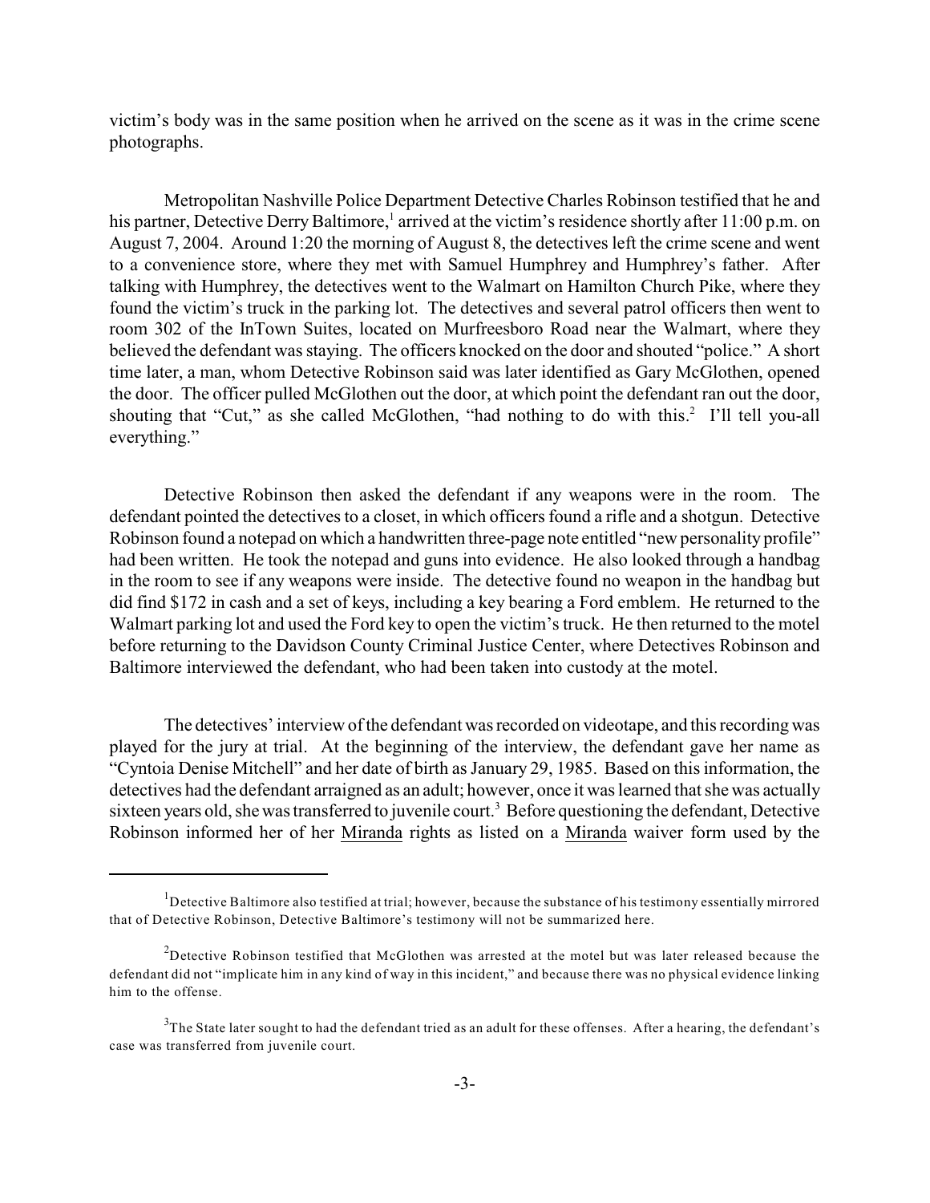victim's body was in the same position when he arrived on the scene as it was in the crime scene photographs.

Metropolitan Nashville Police Department Detective Charles Robinson testified that he and his partner, Detective Derry Baltimore,[1] arrived at the victim's residence shortly after 11:00 p.m. on August 7, 2004. Around 1:20 the morning of August 8, the detectives left the crime scene and went to a convenience store, where they met with Samuel Humphrey and Humphrey's father. After talking with Humphrey, the detectives went to the Walmart on Hamilton Church Pike, where they found the victim's truck in the parking lot. The detectives and several patrol officers then went to room 302 of the InTown Suites, located on Murfreesboro Road near the Walmart, where they believed the defendant was staying. The officers knocked on the door and shouted "police." A short time later, a man, whom Detective Robinson said was later identified as Gary McGlothen, opened the door. The officer pulled McGlothen out the door, at which point the defendant ran out the door, shouting that "Cut," as she called McGlothen, "had nothing to do with this.[2] I'll tell you-all everything."

Detective Robinson then asked the defendant if any weapons were in the room. The defendant pointed the detectives to a closet, in which officers found a rifle and a shotgun. Detective Robinson found a notepad on which a handwritten three-page note entitled "new personality profile" had been written. He took the notepad and guns into evidence. He also looked through a handbag in the room to see if any weapons were inside. The detective found no weapon in the handbag but did find $172 in cash and a set of keys, including a key bearing a Ford emblem. He returned to the Walmart parking lot and used the Ford key to open the victim's truck. He then returned to the motel before returning to the Davidson County Criminal Justice Center, where Detectives Robinson and Baltimore interviewed the defendant, who had been taken into custody at the motel.

The detectives' interview of the defendant was recorded on videotape, and this recording was played for the jury at trial. At the beginning of the interview, the defendant gave her name as "Cyntoia Denise Mitchell" and her date of birth as January 29, 1985. Based on this information, the detectives had the defendant arraigned as an adult; however, once it was learned that she was actually sixteen years old, she was transferred to juvenile court.[3] Before questioning the defendant, Detective Robinson informed her of her Miranda rights as listed on a Miranda waiver form used by the

---

[1] Detective Baltimore also testified at trial; however, because the substance of his testimony essentially mirrored that of Detective Robinson, Detective Baltimore's testimony will not be summarized here.

[2] Detective Robinson testified that McGlothen was arrested at the motel but was later released because the defendant did not "implicate him in any kind of way in this incident," and because there was no physical evidence linking him to the offense.

[3] The State later sought to had the defendant tried as an adult for these offenses. After a hearing, the defendant's case was transferred from juvenile court.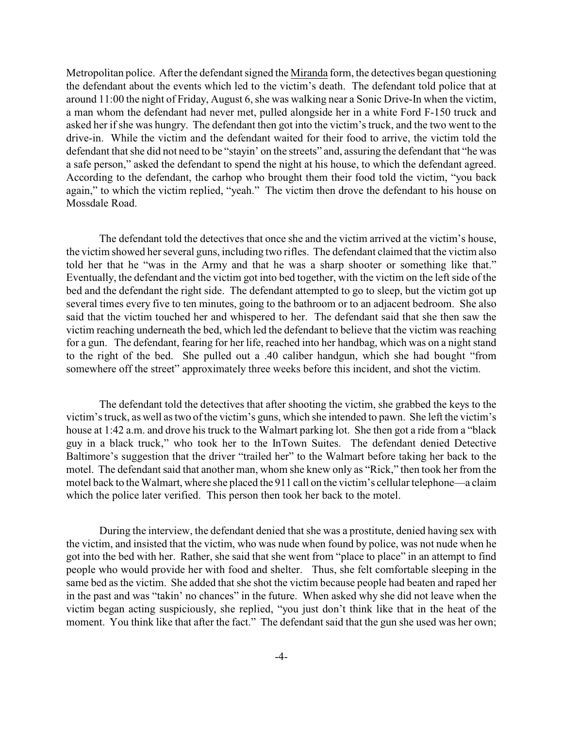Metropolitan police. After the defendant signed the Miranda form, the detectives began questioning the defendant about the events which led to the victim's death. The defendant told police that at around 11:00 the night of Friday, August 6, she was walking near a Sonic Drive-In when the victim, a man whom the defendant had never met, pulled alongside her in a white Ford F-150 truck and asked her if she was hungry. The defendant then got into the victim's truck, and the two went to the drive-in. While the victim and the defendant waited for their food to arrive, the victim told the defendant that she did not need to be "stayin' on the streets" and, assuring the defendant that "he was a safe person," asked the defendant to spend the night at his house, to which the defendant agreed. According to the defendant, the carhop who brought them their food told the victim, "you back again," to which the victim replied, "yeah." The victim then drove the defendant to his house on Mossdale Road.

The defendant told the detectives that once she and the victim arrived at the victim's house, the victim showed her several guns, including two rifles. The defendant claimed that the victim also told her that he "was in the Army and that he was a sharp shooter or something like that." Eventually, the defendant and the victim got into bed together, with the victim on the left side of the bed and the defendant the right side. The defendant attempted to go to sleep, but the victim got up several times every five to ten minutes, going to the bathroom or to an adjacent bedroom. She also said that the victim touched her and whispered to her. The defendant said that she then saw the victim reaching underneath the bed, which led the defendant to believe that the victim was reaching for a gun. The defendant, fearing for her life, reached into her handbag, which was on a night stand to the right of the bed. She pulled out a .40 caliber handgun, which she had bought "from somewhere off the street" approximately three weeks before this incident, and shot the victim.

The defendant told the detectives that after shooting the victim, she grabbed the keys to the victim's truck, as well as two of the victim's guns, which she intended to pawn. She left the victim's house at 1:42 a.m. and drove his truck to the Walmart parking lot. She then got a ride from a "black guy in a black truck," who took her to the InTown Suites. The defendant denied Detective Baltimore's suggestion that the driver "trailed her" to the Walmart before taking her back to the motel. The defendant said that another man, whom she knew only as "Rick," then took her from the motel back to the Walmart, where she placed the 911 call on the victim's cellular telephone—a claim which the police later verified. This person then took her back to the motel.

During the interview, the defendant denied that she was a prostitute, denied having sex with the victim, and insisted that the victim, who was nude when found by police, was not nude when he got into the bed with her. Rather, she said that she went from "place to place" in an attempt to find people who would provide her with food and shelter. Thus, she felt comfortable sleeping in the same bed as the victim. She added that she shot the victim because people had beaten and raped her in the past and was "takin' no chances" in the future. When asked why she did not leave when the victim began acting suspiciously, she replied, "you just don't think like that in the heat of the moment. You think like that after the fact." The defendant said that the gun she used was her own;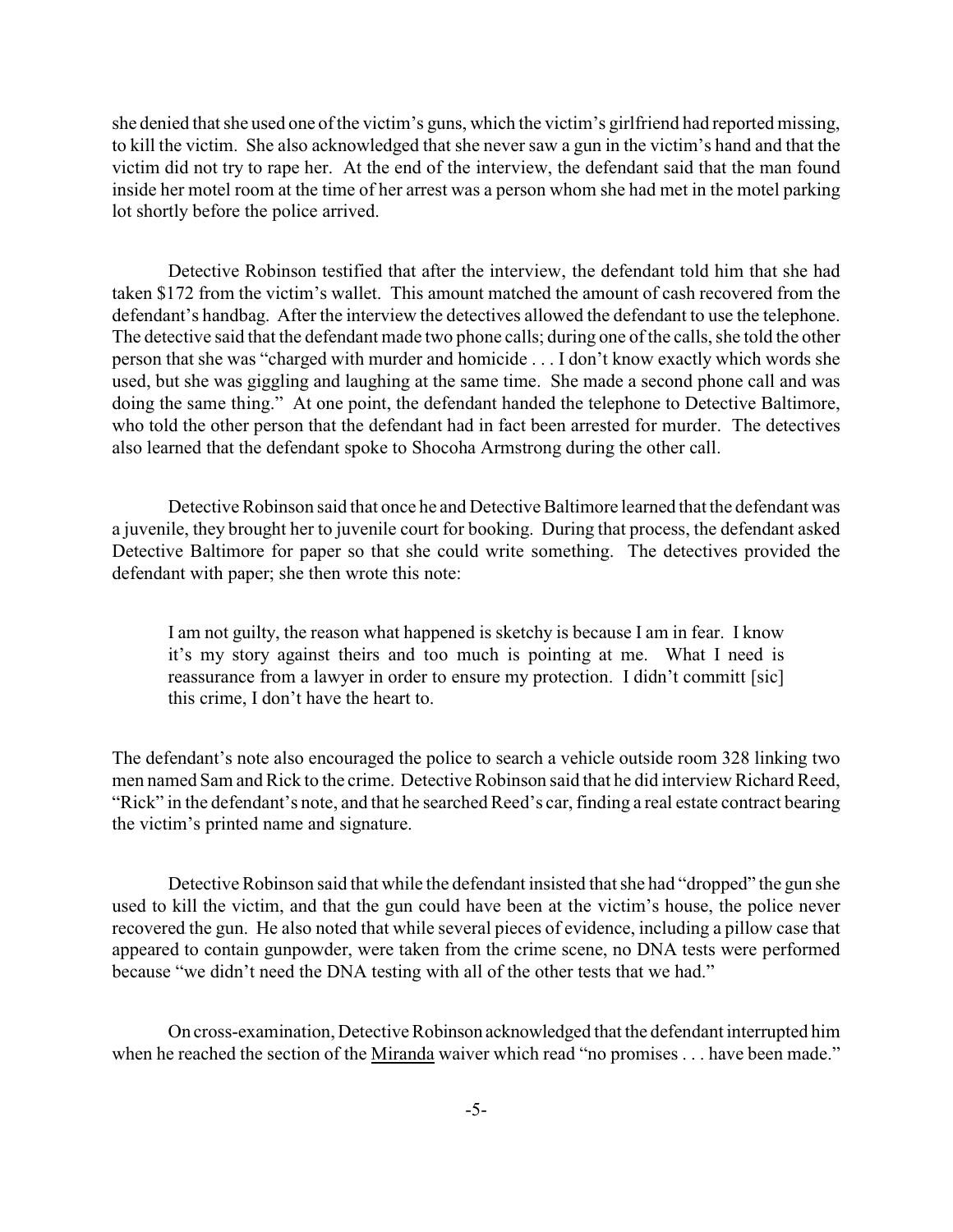she denied that she used one of the victim's guns, which the victim's girlfriend had reported missing, to kill the victim. She also acknowledged that she never saw a gun in the victim's hand and that the victim did not try to rape her. At the end of the interview, the defendant said that the man found inside her motel room at the time of her arrest was a person whom she had met in the motel parking lot shortly before the police arrived.

Detective Robinson testified that after the interview, the defendant told him that she had taken $172 from the victim's wallet. This amount matched the amount of cash recovered from the defendant's handbag. After the interview the detectives allowed the defendant to use the telephone. The detective said that the defendant made two phone calls; during one of the calls, she told the other person that she was "charged with murder and homicide . . . I don't know exactly which words she used, but she was giggling and laughing at the same time. She made a second phone call and was doing the same thing." At one point, the defendant handed the telephone to Detective Baltimore, who told the other person that the defendant had in fact been arrested for murder. The detectives also learned that the defendant spoke to Shocoha Armstrong during the other call.

Detective Robinson said that once he and Detective Baltimore learned that the defendant was a juvenile, they brought her to juvenile court for booking. During that process, the defendant asked Detective Baltimore for paper so that she could write something. The detectives provided the defendant with paper; she then wrote this note:

> I am not guilty, the reason what happened is sketchy is because I am in fear. I know it's my story against theirs and too much is pointing at me. What I need is reassurance from a lawyer in order to ensure my protection. I didn't committ [sic] this crime, I don't have the heart to.

The defendant's note also encouraged the police to search a vehicle outside room 328 linking two men named Sam and Rick to the crime. Detective Robinson said that he did interview Richard Reed, "Rick" in the defendant's note, and that he searched Reed's car, finding a real estate contract bearing the victim's printed name and signature.

Detective Robinson said that while the defendant insisted that she had "dropped" the gun she used to kill the victim, and that the gun could have been at the victim's house, the police never recovered the gun. He also noted that while several pieces of evidence, including a pillow case that appeared to contain gunpowder, were taken from the crime scene, no DNA tests were performed because "we didn't need the DNA testing with all of the other tests that we had."

On cross-examination, Detective Robinson acknowledged that the defendant interrupted him when he reached the section of the Miranda waiver which read "no promises . . . have been made."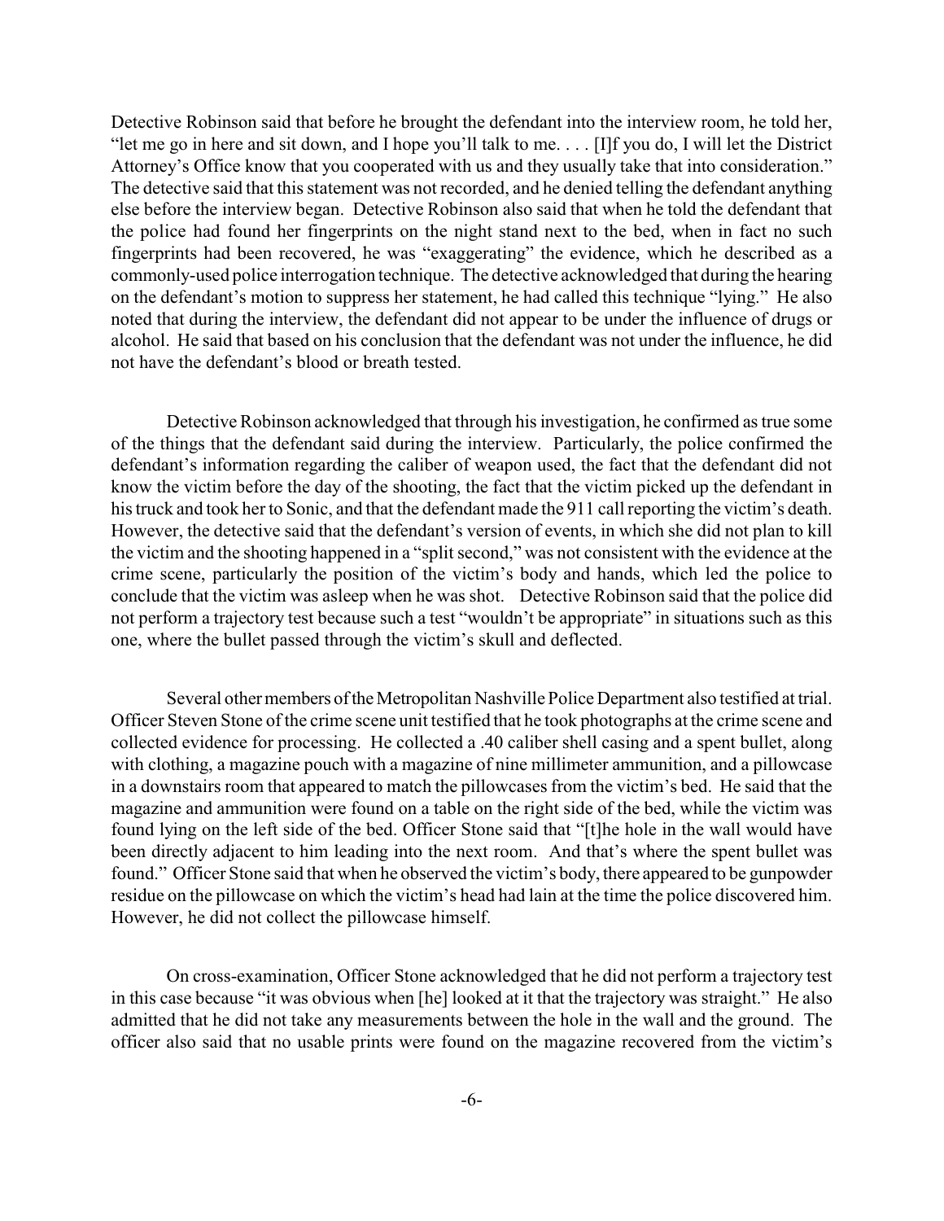Detective Robinson said that before he brought the defendant into the interview room, he told her, "let me go in here and sit down, and I hope you'll talk to me. . . . [I]f you do, I will let the District Attorney's Office know that you cooperated with us and they usually take that into consideration." The detective said that this statement was not recorded, and he denied telling the defendant anything else before the interview began. Detective Robinson also said that when he told the defendant that the police had found her fingerprints on the night stand next to the bed, when in fact no such fingerprints had been recovered, he was "exaggerating" the evidence, which he described as a commonly-used police interrogation technique. The detective acknowledged that during the hearing on the defendant's motion to suppress her statement, he had called this technique "lying." He also noted that during the interview, the defendant did not appear to be under the influence of drugs or alcohol. He said that based on his conclusion that the defendant was not under the influence, he did not have the defendant's blood or breath tested.

Detective Robinson acknowledged that through his investigation, he confirmed as true some of the things that the defendant said during the interview. Particularly, the police confirmed the defendant's information regarding the caliber of weapon used, the fact that the defendant did not know the victim before the day of the shooting, the fact that the victim picked up the defendant in his truck and took her to Sonic, and that the defendant made the 911 call reporting the victim's death. However, the detective said that the defendant's version of events, in which she did not plan to kill the victim and the shooting happened in a "split second," was not consistent with the evidence at the crime scene, particularly the position of the victim's body and hands, which led the police to conclude that the victim was asleep when he was shot. Detective Robinson said that the police did not perform a trajectory test because such a test "wouldn't be appropriate" in situations such as this one, where the bullet passed through the victim's skull and deflected.

Several other members of the Metropolitan Nashville Police Department also testified at trial. Officer Steven Stone of the crime scene unit testified that he took photographs at the crime scene and collected evidence for processing. He collected a .40 caliber shell casing and a spent bullet, along with clothing, a magazine pouch with a magazine of nine millimeter ammunition, and a pillowcase in a downstairs room that appeared to match the pillowcases from the victim's bed. He said that the magazine and ammunition were found on a table on the right side of the bed, while the victim was found lying on the left side of the bed. Officer Stone said that "[t]he hole in the wall would have been directly adjacent to him leading into the next room. And that's where the spent bullet was found." Officer Stone said that when he observed the victim's body, there appeared to be gunpowder residue on the pillowcase on which the victim's head had lain at the time the police discovered him. However, he did not collect the pillowcase himself.

On cross-examination, Officer Stone acknowledged that he did not perform a trajectory test in this case because "it was obvious when [he] looked at it that the trajectory was straight." He also admitted that he did not take any measurements between the hole in the wall and the ground. The officer also said that no usable prints were found on the magazine recovered from the victim's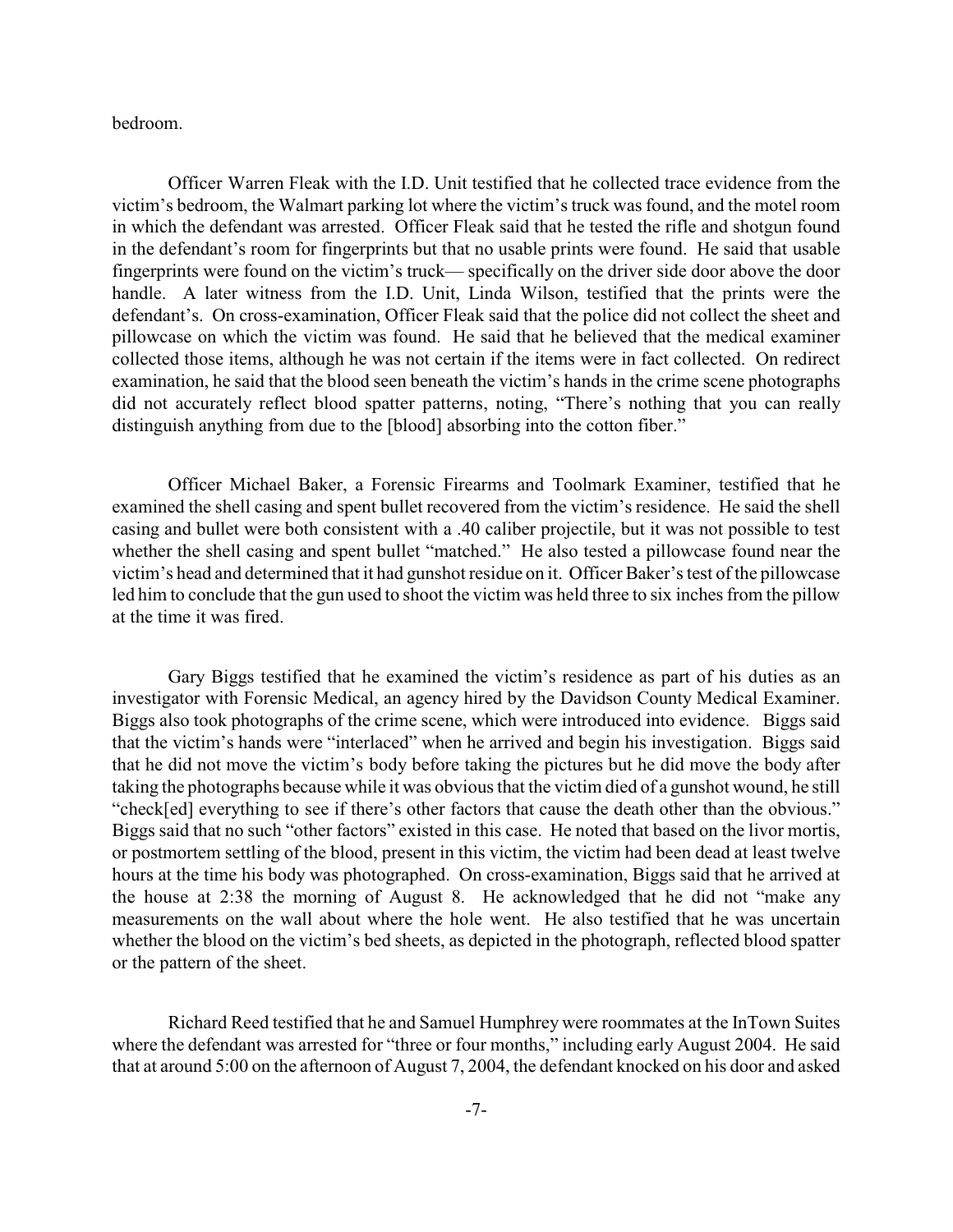bedroom.

Officer Warren Fleak with the I.D. Unit testified that he collected trace evidence from the victim's bedroom, the Walmart parking lot where the victim's truck was found, and the motel room in which the defendant was arrested. Officer Fleak said that he tested the rifle and shotgun found in the defendant's room for fingerprints but that no usable prints were found. He said that usable fingerprints were found on the victim's truck— specifically on the driver side door above the door handle. A later witness from the I.D. Unit, Linda Wilson, testified that the prints were the defendant's. On cross-examination, Officer Fleak said that the police did not collect the sheet and pillowcase on which the victim was found. He said that he believed that the medical examiner collected those items, although he was not certain if the items were in fact collected. On redirect examination, he said that the blood seen beneath the victim's hands in the crime scene photographs did not accurately reflect blood spatter patterns, noting, "There's nothing that you can really distinguish anything from due to the [blood] absorbing into the cotton fiber."

Officer Michael Baker, a Forensic Firearms and Toolmark Examiner, testified that he examined the shell casing and spent bullet recovered from the victim's residence. He said the shell casing and bullet were both consistent with a .40 caliber projectile, but it was not possible to test whether the shell casing and spent bullet "matched." He also tested a pillowcase found near the victim's head and determined that it had gunshot residue on it. Officer Baker's test of the pillowcase led him to conclude that the gun used to shoot the victim was held three to six inches from the pillow at the time it was fired.

Gary Biggs testified that he examined the victim's residence as part of his duties as an investigator with Forensic Medical, an agency hired by the Davidson County Medical Examiner. Biggs also took photographs of the crime scene, which were introduced into evidence. Biggs said that the victim's hands were "interlaced" when he arrived and begin his investigation. Biggs said that he did not move the victim's body before taking the pictures but he did move the body after taking the photographs because while it was obvious that the victim died of a gunshot wound, he still "check[ed] everything to see if there's other factors that cause the death other than the obvious." Biggs said that no such "other factors" existed in this case. He noted that based on the livor mortis, or postmortem settling of the blood, present in this victim, the victim had been dead at least twelve hours at the time his body was photographed. On cross-examination, Biggs said that he arrived at the house at 2:38 the morning of August 8. He acknowledged that he did not "make any measurements on the wall about where the hole went. He also testified that he was uncertain whether the blood on the victim's bed sheets, as depicted in the photograph, reflected blood spatter or the pattern of the sheet.

Richard Reed testified that he and Samuel Humphrey were roommates at the InTown Suites where the defendant was arrested for "three or four months," including early August 2004. He said that at around 5:00 on the afternoon of August 7, 2004, the defendant knocked on his door and asked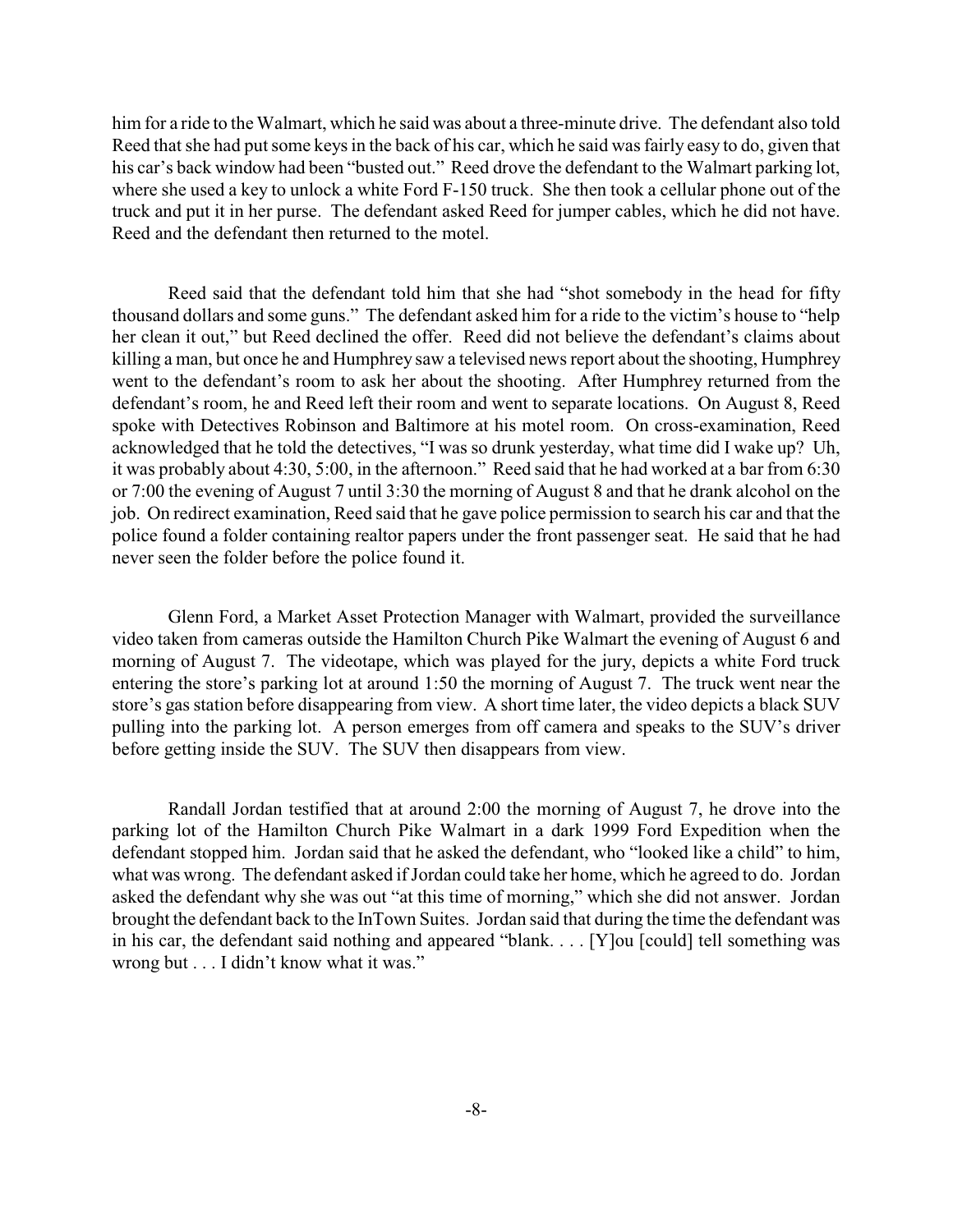him for a ride to the Walmart, which he said was about a three-minute drive. The defendant also told Reed that she had put some keys in the back of his car, which he said was fairly easy to do, given that his car's back window had been "busted out." Reed drove the defendant to the Walmart parking lot, where she used a key to unlock a white Ford F-150 truck. She then took a cellular phone out of the truck and put it in her purse. The defendant asked Reed for jumper cables, which he did not have. Reed and the defendant then returned to the motel.

Reed said that the defendant told him that she had "shot somebody in the head for fifty thousand dollars and some guns." The defendant asked him for a ride to the victim's house to "help her clean it out," but Reed declined the offer. Reed did not believe the defendant's claims about killing a man, but once he and Humphrey saw a televised news report about the shooting, Humphrey went to the defendant's room to ask her about the shooting. After Humphrey returned from the defendant's room, he and Reed left their room and went to separate locations. On August 8, Reed spoke with Detectives Robinson and Baltimore at his motel room. On cross-examination, Reed acknowledged that he told the detectives, "I was so drunk yesterday, what time did I wake up? Uh, it was probably about 4:30, 5:00, in the afternoon." Reed said that he had worked at a bar from 6:30 or 7:00 the evening of August 7 until 3:30 the morning of August 8 and that he drank alcohol on the job. On redirect examination, Reed said that he gave police permission to search his car and that the police found a folder containing realtor papers under the front passenger seat. He said that he had never seen the folder before the police found it.

Glenn Ford, a Market Asset Protection Manager with Walmart, provided the surveillance video taken from cameras outside the Hamilton Church Pike Walmart the evening of August 6 and morning of August 7. The videotape, which was played for the jury, depicts a white Ford truck entering the store's parking lot at around 1:50 the morning of August 7. The truck went near the store's gas station before disappearing from view. A short time later, the video depicts a black SUV pulling into the parking lot. A person emerges from off camera and speaks to the SUV's driver before getting inside the SUV. The SUV then disappears from view.

Randall Jordan testified that at around 2:00 the morning of August 7, he drove into the parking lot of the Hamilton Church Pike Walmart in a dark 1999 Ford Expedition when the defendant stopped him. Jordan said that he asked the defendant, who "looked like a child" to him, what was wrong. The defendant asked if Jordan could take her home, which he agreed to do. Jordan asked the defendant why she was out "at this time of morning," which she did not answer. Jordan brought the defendant back to the InTown Suites. Jordan said that during the time the defendant was in his car, the defendant said nothing and appeared "blank. . . . [Y]ou [could] tell something was wrong but . . . I didn't know what it was."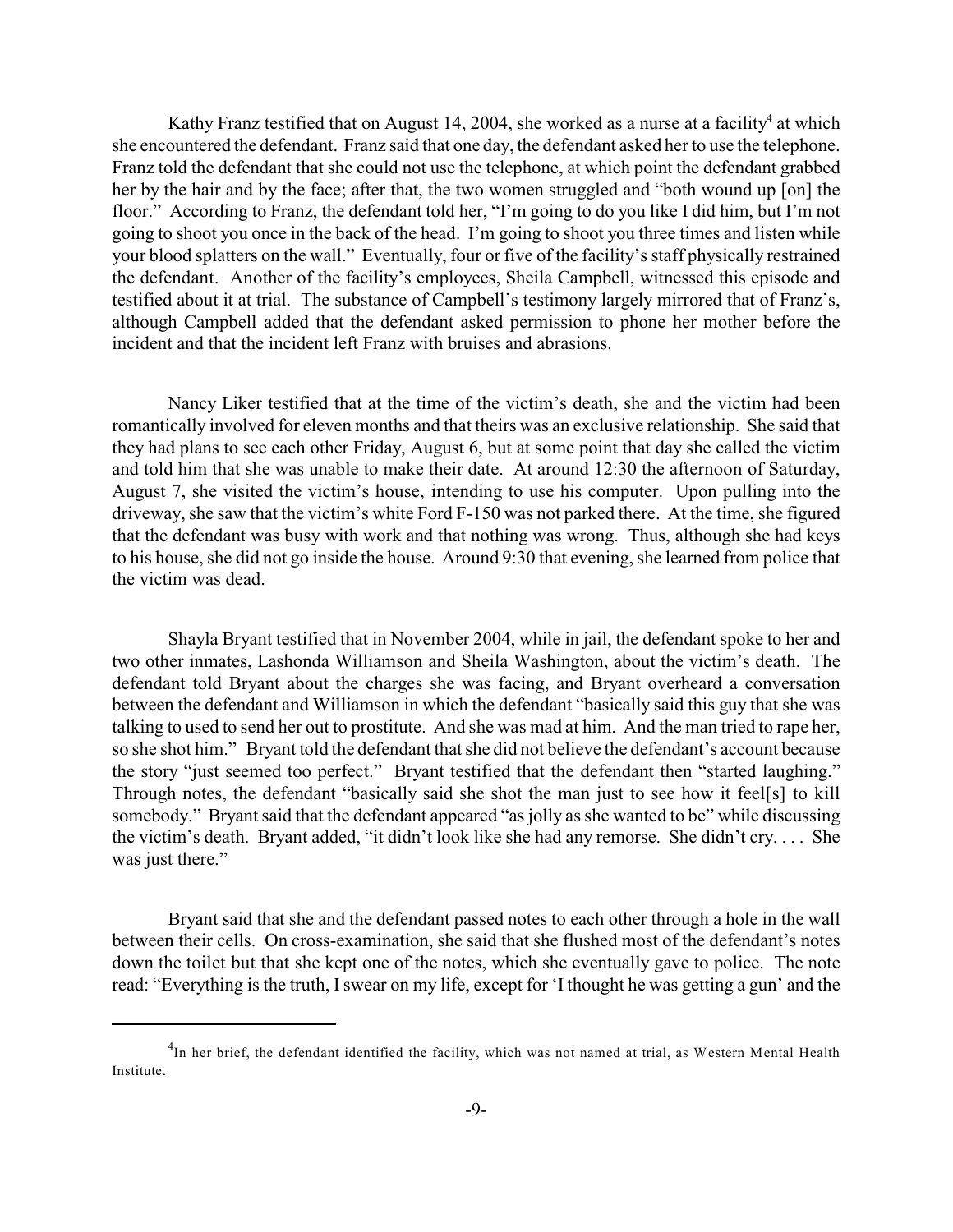Kathy Franz testified that on August 14, 2004, she worked as a nurse at a facility[4] at which she encountered the defendant. Franz said that one day, the defendant asked her to use the telephone. Franz told the defendant that she could not use the telephone, at which point the defendant grabbed her by the hair and by the face; after that, the two women struggled and "both wound up [on] the floor." According to Franz, the defendant told her, "I'm going to do you like I did him, but I'm not going to shoot you once in the back of the head. I'm going to shoot you three times and listen while your blood splatters on the wall." Eventually, four or five of the facility's staff physically restrained the defendant. Another of the facility's employees, Sheila Campbell, witnessed this episode and testified about it at trial. The substance of Campbell's testimony largely mirrored that of Franz's, although Campbell added that the defendant asked permission to phone her mother before the incident and that the incident left Franz with bruises and abrasions.

Nancy Liker testified that at the time of the victim's death, she and the victim had been romantically involved for eleven months and that theirs was an exclusive relationship. She said that they had plans to see each other Friday, August 6, but at some point that day she called the victim and told him that she was unable to make their date. At around 12:30 the afternoon of Saturday, August 7, she visited the victim's house, intending to use his computer. Upon pulling into the driveway, she saw that the victim's white Ford F-150 was not parked there. At the time, she figured that the defendant was busy with work and that nothing was wrong. Thus, although she had keys to his house, she did not go inside the house. Around 9:30 that evening, she learned from police that the victim was dead.

Shayla Bryant testified that in November 2004, while in jail, the defendant spoke to her and two other inmates, Lashonda Williamson and Sheila Washington, about the victim's death. The defendant told Bryant about the charges she was facing, and Bryant overheard a conversation between the defendant and Williamson in which the defendant "basically said this guy that she was talking to used to send her out to prostitute. And she was mad at him. And the man tried to rape her, so she shot him." Bryant told the defendant that she did not believe the defendant's account because the story "just seemed too perfect." Bryant testified that the defendant then "started laughing." Through notes, the defendant "basically said she shot the man just to see how it feel[s] to kill somebody." Bryant said that the defendant appeared "as jolly as she wanted to be" while discussing the victim's death. Bryant added, "it didn't look like she had any remorse. She didn't cry. . . . She was just there."

Bryant said that she and the defendant passed notes to each other through a hole in the wall between their cells. On cross-examination, she said that she flushed most of the defendant's notes down the toilet but that she kept one of the notes, which she eventually gave to police. The note read: "Everything is the truth, I swear on my life, except for 'I thought he was getting a gun' and the

[4] In her brief, the defendant identified the facility, which was not named at trial, as Western Mental Health Institute.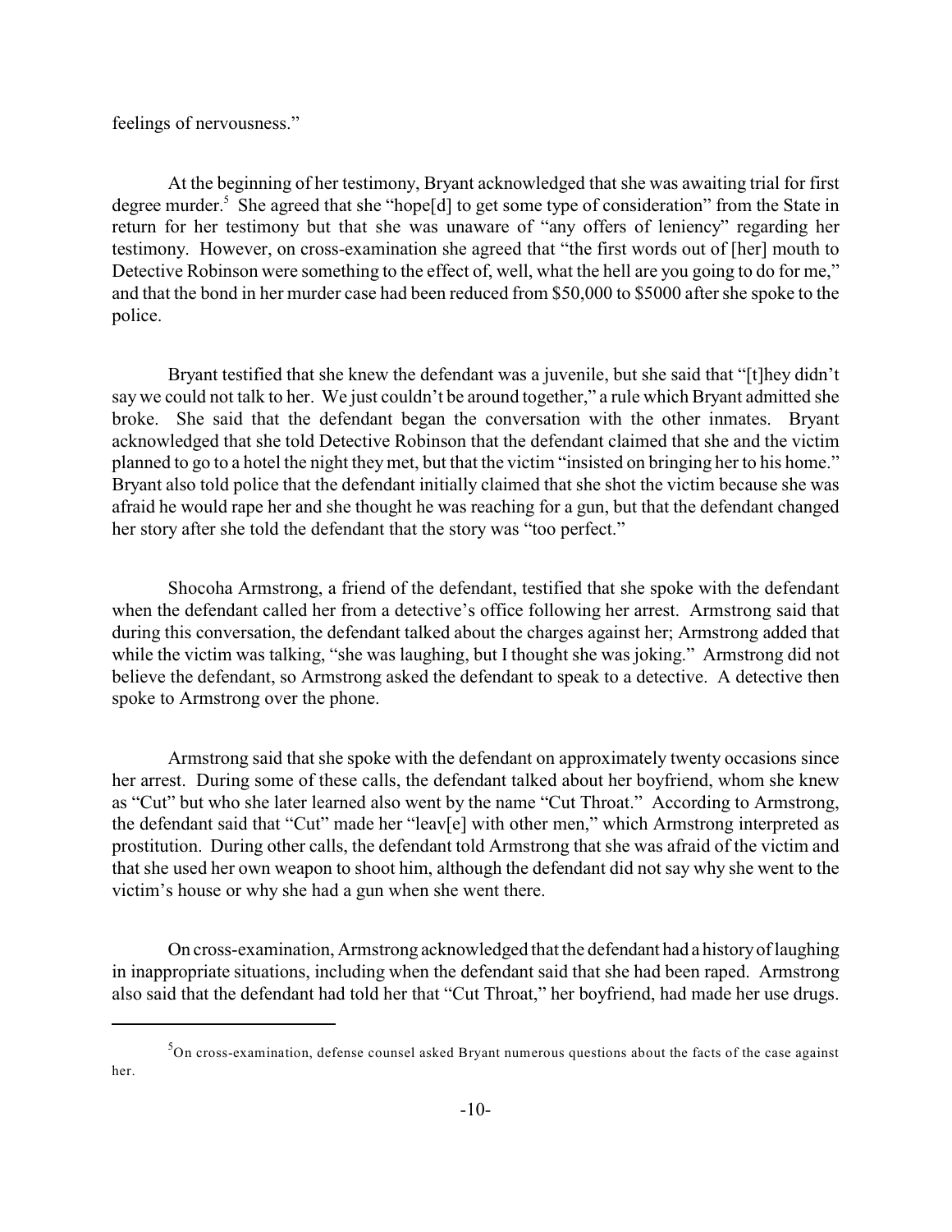feelings of nervousness."

At the beginning of her testimony, Bryant acknowledged that she was awaiting trial for first degree murder.[5] She agreed that she "hope[d] to get some type of consideration" from the State in return for her testimony but that she was unaware of "any offers of leniency" regarding her testimony. However, on cross-examination she agreed that "the first words out of [her] mouth to Detective Robinson were something to the effect of, well, what the hell are you going to do for me," and that the bond in her murder case had been reduced from $50,000 to $5000 after she spoke to the police.

Bryant testified that she knew the defendant was a juvenile, but she said that "[t]hey didn't say we could not talk to her. We just couldn't be around together," a rule which Bryant admitted she broke. She said that the defendant began the conversation with the other inmates. Bryant acknowledged that she told Detective Robinson that the defendant claimed that she and the victim planned to go to a hotel the night they met, but that the victim "insisted on bringing her to his home." Bryant also told police that the defendant initially claimed that she shot the victim because she was afraid he would rape her and she thought he was reaching for a gun, but that the defendant changed her story after she told the defendant that the story was "too perfect."

Shocoha Armstrong, a friend of the defendant, testified that she spoke with the defendant when the defendant called her from a detective's office following her arrest. Armstrong said that during this conversation, the defendant talked about the charges against her; Armstrong added that while the victim was talking, "she was laughing, but I thought she was joking." Armstrong did not believe the defendant, so Armstrong asked the defendant to speak to a detective. A detective then spoke to Armstrong over the phone.

Armstrong said that she spoke with the defendant on approximately twenty occasions since her arrest. During some of these calls, the defendant talked about her boyfriend, whom she knew as "Cut" but who she later learned also went by the name "Cut Throat." According to Armstrong, the defendant said that "Cut" made her "leav[e] with other men," which Armstrong interpreted as prostitution. During other calls, the defendant told Armstrong that she was afraid of the victim and that she used her own weapon to shoot him, although the defendant did not say why she went to the victim's house or why she had a gun when she went there.

On cross-examination, Armstrong acknowledged that the defendant had a history of laughing in inappropriate situations, including when the defendant said that she had been raped. Armstrong also said that the defendant had told her that "Cut Throat," her boyfriend, had made her use drugs.

---

[5] On cross-examination, defense counsel asked Bryant numerous questions about the facts of the case against her.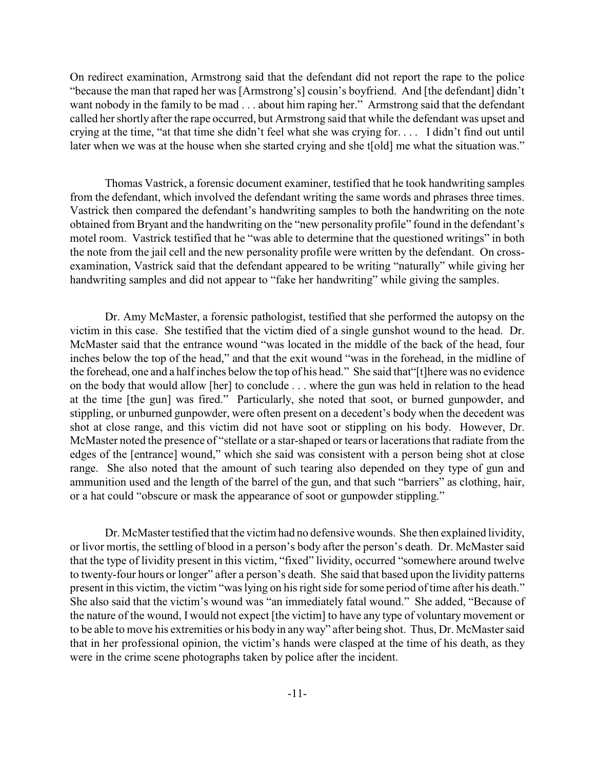On redirect examination, Armstrong said that the defendant did not report the rape to the police "because the man that raped her was [Armstrong's] cousin's boyfriend. And [the defendant] didn't want nobody in the family to be mad . . . about him raping her." Armstrong said that the defendant called her shortly after the rape occurred, but Armstrong said that while the defendant was upset and crying at the time, "at that time she didn't feel what she was crying for. . . . I didn't find out until later when we was at the house when she started crying and she t[old] me what the situation was."

Thomas Vastrick, a forensic document examiner, testified that he took handwriting samples from the defendant, which involved the defendant writing the same words and phrases three times. Vastrick then compared the defendant's handwriting samples to both the handwriting on the note obtained from Bryant and the handwriting on the "new personality profile" found in the defendant's motel room. Vastrick testified that he "was able to determine that the questioned writings" in both the note from the jail cell and the new personality profile were written by the defendant. On cross-examination, Vastrick said that the defendant appeared to be writing "naturally" while giving her handwriting samples and did not appear to "fake her handwriting" while giving the samples.

Dr. Amy McMaster, a forensic pathologist, testified that she performed the autopsy on the victim in this case. She testified that the victim died of a single gunshot wound to the head. Dr. McMaster said that the entrance wound "was located in the middle of the back of the head, four inches below the top of the head," and that the exit wound "was in the forehead, in the midline of the forehead, one and a half inches below the top of his head." She said that"[t]here was no evidence on the body that would allow [her] to conclude . . . where the gun was held in relation to the head at the time [the gun] was fired." Particularly, she noted that soot, or burned gunpowder, and stippling, or unburned gunpowder, were often present on a decedent's body when the decedent was shot at close range, and this victim did not have soot or stippling on his body. However, Dr. McMaster noted the presence of "stellate or a star-shaped or tears or lacerations that radiate from the edges of the [entrance] wound," which she said was consistent with a person being shot at close range. She also noted that the amount of such tearing also depended on they type of gun and ammunition used and the length of the barrel of the gun, and that such "barriers" as clothing, hair, or a hat could "obscure or mask the appearance of soot or gunpowder stippling."

Dr. McMaster testified that the victim had no defensive wounds. She then explained lividity, or livor mortis, the settling of blood in a person's body after the person's death. Dr. McMaster said that the type of lividity present in this victim, "fixed" lividity, occurred "somewhere around twelve to twenty-four hours or longer" after a person's death. She said that based upon the lividity patterns present in this victim, the victim "was lying on his right side for some period of time after his death." She also said that the victim's wound was "an immediately fatal wound." She added, "Because of the nature of the wound, I would not expect [the victim] to have any type of voluntary movement or to be able to move his extremities or his body in any way" after being shot. Thus, Dr. McMaster said that in her professional opinion, the victim's hands were clasped at the time of his death, as they were in the crime scene photographs taken by police after the incident.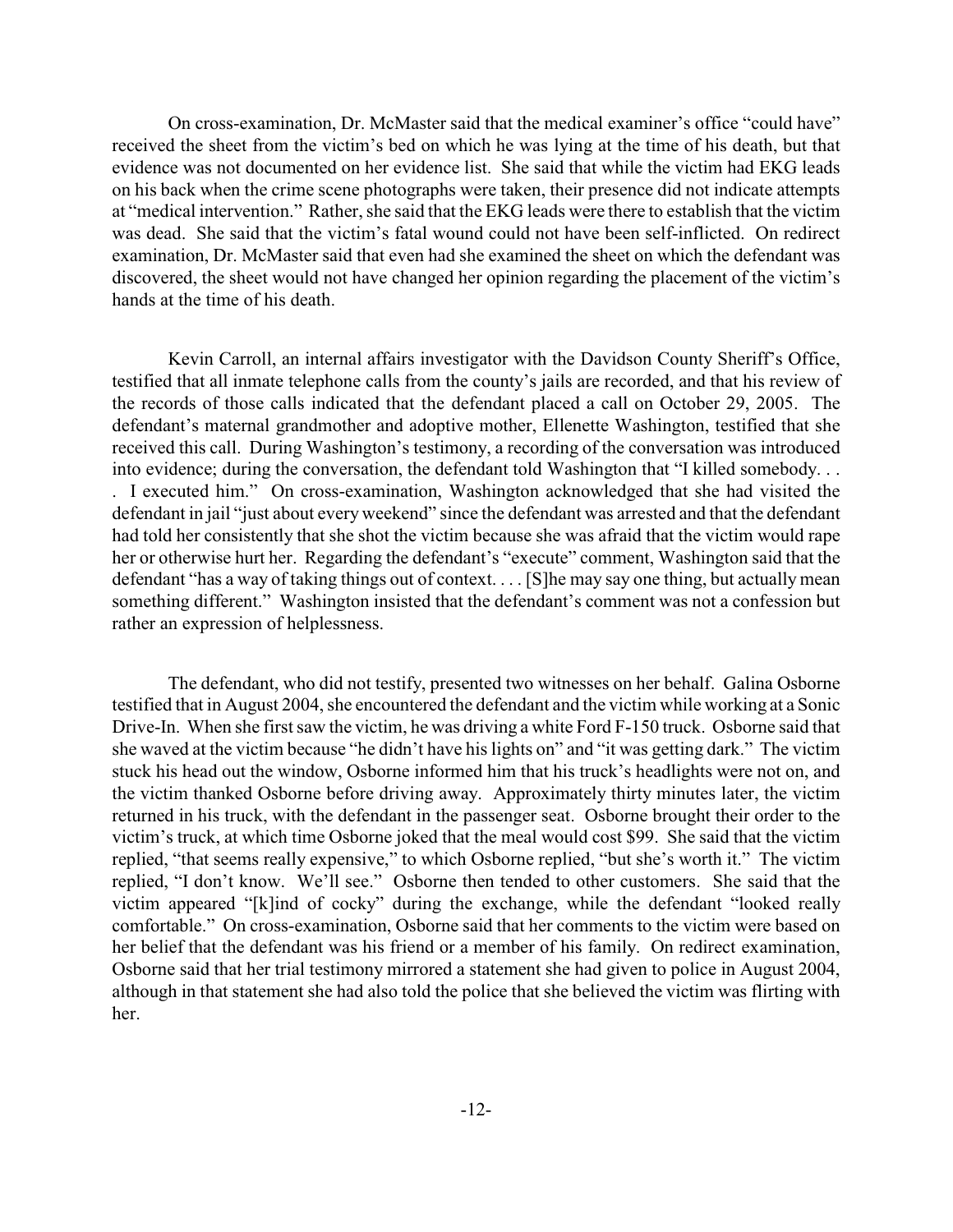On cross-examination, Dr. McMaster said that the medical examiner's office "could have" received the sheet from the victim's bed on which he was lying at the time of his death, but that evidence was not documented on her evidence list. She said that while the victim had EKG leads on his back when the crime scene photographs were taken, their presence did not indicate attempts at "medical intervention." Rather, she said that the EKG leads were there to establish that the victim was dead. She said that the victim's fatal wound could not have been self-inflicted. On redirect examination, Dr. McMaster said that even had she examined the sheet on which the defendant was discovered, the sheet would not have changed her opinion regarding the placement of the victim's hands at the time of his death.

Kevin Carroll, an internal affairs investigator with the Davidson County Sheriff's Office, testified that all inmate telephone calls from the county's jails are recorded, and that his review of the records of those calls indicated that the defendant placed a call on October 29, 2005. The defendant's maternal grandmother and adoptive mother, Ellenette Washington, testified that she received this call. During Washington's testimony, a recording of the conversation was introduced into evidence; during the conversation, the defendant told Washington that "I killed somebody. . . . I executed him." On cross-examination, Washington acknowledged that she had visited the defendant in jail "just about every weekend" since the defendant was arrested and that the defendant had told her consistently that she shot the victim because she was afraid that the victim would rape her or otherwise hurt her. Regarding the defendant's "execute" comment, Washington said that the defendant "has a way of taking things out of context. . . . [S]he may say one thing, but actually mean something different." Washington insisted that the defendant's comment was not a confession but rather an expression of helplessness.

The defendant, who did not testify, presented two witnesses on her behalf. Galina Osborne testified that in August 2004, she encountered the defendant and the victim while working at a Sonic Drive-In. When she first saw the victim, he was driving a white Ford F-150 truck. Osborne said that she waved at the victim because "he didn't have his lights on" and "it was getting dark." The victim stuck his head out the window, Osborne informed him that his truck's headlights were not on, and the victim thanked Osborne before driving away. Approximately thirty minutes later, the victim returned in his truck, with the defendant in the passenger seat. Osborne brought their order to the victim's truck, at which time Osborne joked that the meal would cost $99. She said that the victim replied, "that seems really expensive," to which Osborne replied, "but she's worth it." The victim replied, "I don't know. We'll see." Osborne then tended to other customers. She said that the victim appeared "[k]ind of cocky" during the exchange, while the defendant "looked really comfortable." On cross-examination, Osborne said that her comments to the victim were based on her belief that the defendant was his friend or a member of his family. On redirect examination, Osborne said that her trial testimony mirrored a statement she had given to police in August 2004, although in that statement she had also told the police that she believed the victim was flirting with her.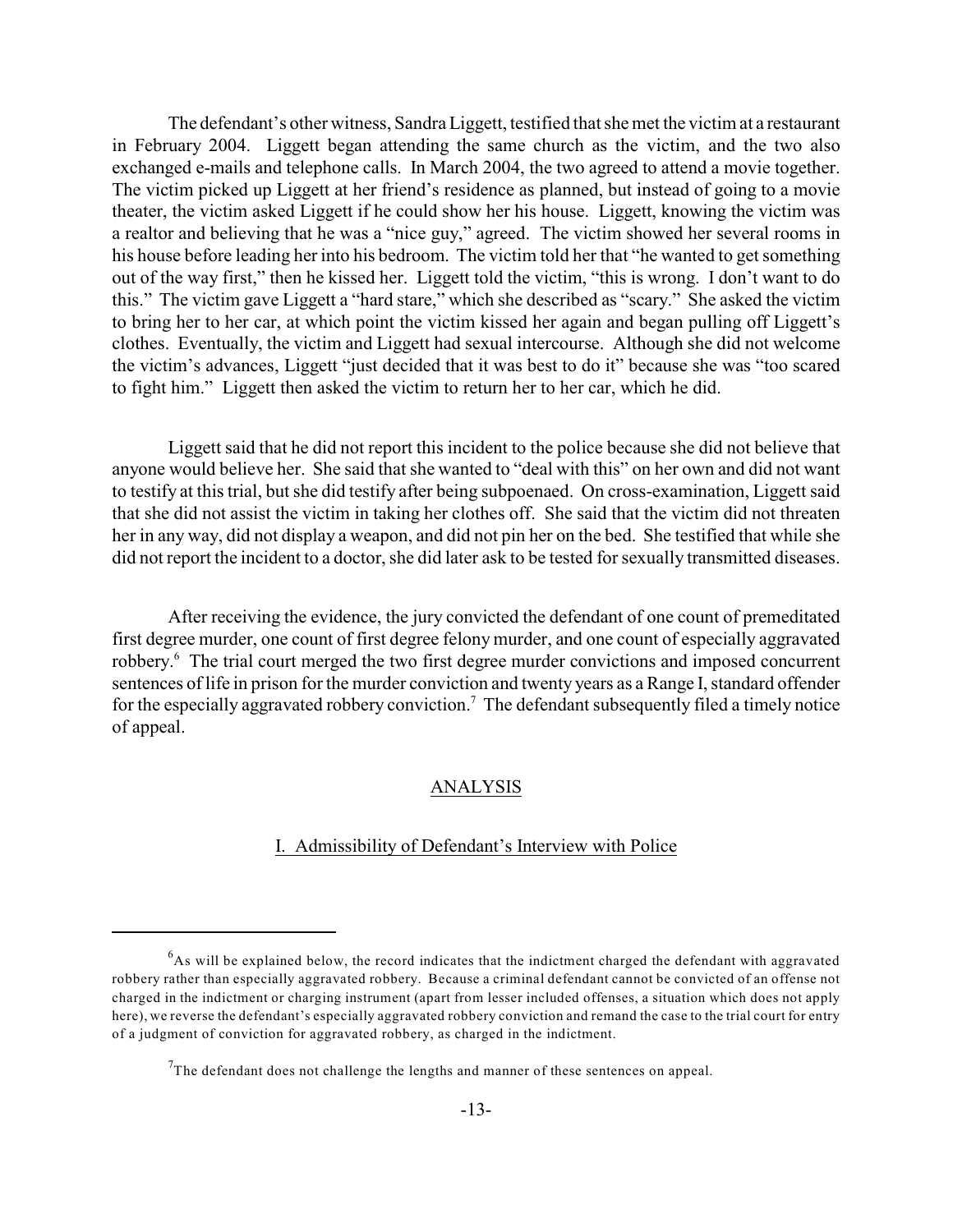The defendant's other witness, Sandra Liggett, testified that she met the victim at a restaurant in February 2004. Liggett began attending the same church as the victim, and the two also exchanged e-mails and telephone calls. In March 2004, the two agreed to attend a movie together. The victim picked up Liggett at her friend's residence as planned, but instead of going to a movie theater, the victim asked Liggett if he could show her his house. Liggett, knowing the victim was a realtor and believing that he was a "nice guy," agreed. The victim showed her several rooms in his house before leading her into his bedroom. The victim told her that "he wanted to get something out of the way first," then he kissed her. Liggett told the victim, "this is wrong. I don't want to do this." The victim gave Liggett a "hard stare," which she described as "scary." She asked the victim to bring her to her car, at which point the victim kissed her again and began pulling off Liggett's clothes. Eventually, the victim and Liggett had sexual intercourse. Although she did not welcome the victim's advances, Liggett "just decided that it was best to do it" because she was "too scared to fight him." Liggett then asked the victim to return her to her car, which he did.

Liggett said that he did not report this incident to the police because she did not believe that anyone would believe her. She said that she wanted to "deal with this" on her own and did not want to testify at this trial, but she did testify after being subpoenaed. On cross-examination, Liggett said that she did not assist the victim in taking her clothes off. She said that the victim did not threaten her in any way, did not display a weapon, and did not pin her on the bed. She testified that while she did not report the incident to a doctor, she did later ask to be tested for sexually transmitted diseases.

After receiving the evidence, the jury convicted the defendant of one count of premeditated first degree murder, one count of first degree felony murder, and one count of especially aggravated robbery.[6] The trial court merged the two first degree murder convictions and imposed concurrent sentences of life in prison for the murder conviction and twenty years as a Range I, standard offender for the especially aggravated robbery conviction.[7] The defendant subsequently filed a timely notice of appeal.

## ANALYSIS

### I. Admissibility of Defendant's Interview with Police

---

[6] As will be explained below, the record indicates that the indictment charged the defendant with aggravated robbery rather than especially aggravated robbery. Because a criminal defendant cannot be convicted of an offense not charged in the indictment or charging instrument (apart from lesser included offenses, a situation which does not apply here), we reverse the defendant's especially aggravated robbery conviction and remand the case to the trial court for entry of a judgment of conviction for aggravated robbery, as charged in the indictment.

[7] The defendant does not challenge the lengths and manner of these sentences on appeal.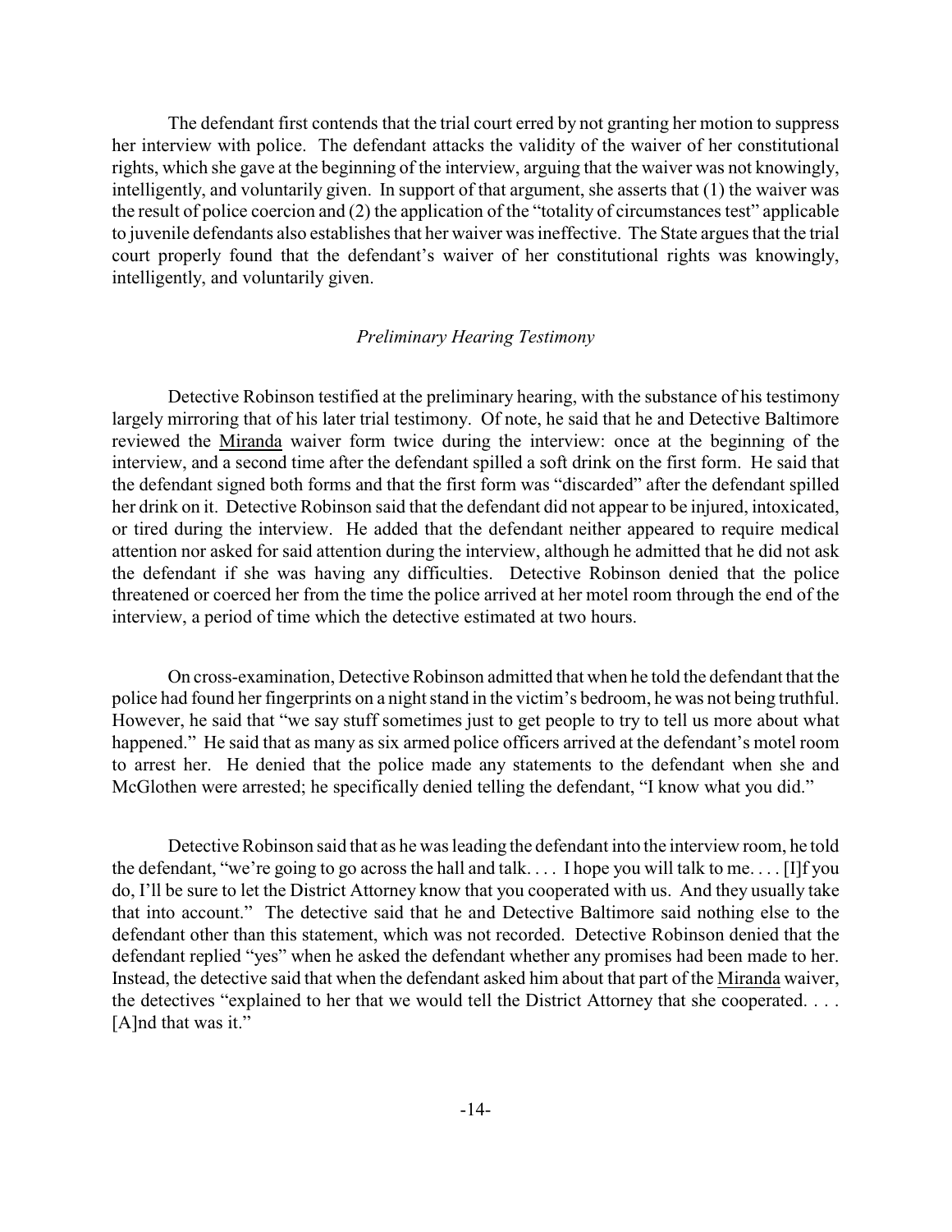The defendant first contends that the trial court erred by not granting her motion to suppress her interview with police. The defendant attacks the validity of the waiver of her constitutional rights, which she gave at the beginning of the interview, arguing that the waiver was not knowingly, intelligently, and voluntarily given. In support of that argument, she asserts that (1) the waiver was the result of police coercion and (2) the application of the "totality of circumstances test" applicable to juvenile defendants also establishes that her waiver was ineffective. The State argues that the trial court properly found that the defendant's waiver of her constitutional rights was knowingly, intelligently, and voluntarily given.

*Preliminary Hearing Testimony*

Detective Robinson testified at the preliminary hearing, with the substance of his testimony largely mirroring that of his later trial testimony. Of note, he said that he and Detective Baltimore reviewed the Miranda waiver form twice during the interview: once at the beginning of the interview, and a second time after the defendant spilled a soft drink on the first form. He said that the defendant signed both forms and that the first form was "discarded" after the defendant spilled her drink on it. Detective Robinson said that the defendant did not appear to be injured, intoxicated, or tired during the interview. He added that the defendant neither appeared to require medical attention nor asked for said attention during the interview, although he admitted that he did not ask the defendant if she was having any difficulties. Detective Robinson denied that the police threatened or coerced her from the time the police arrived at her motel room through the end of the interview, a period of time which the detective estimated at two hours.

On cross-examination, Detective Robinson admitted that when he told the defendant that the police had found her fingerprints on a night stand in the victim's bedroom, he was not being truthful. However, he said that "we say stuff sometimes just to get people to try to tell us more about what happened." He said that as many as six armed police officers arrived at the defendant's motel room to arrest her. He denied that the police made any statements to the defendant when she and McGlothen were arrested; he specifically denied telling the defendant, "I know what you did."

Detective Robinson said that as he was leading the defendant into the interview room, he told the defendant, "we're going to go across the hall and talk. . . . I hope you will talk to me. . . . [I]f you do, I'll be sure to let the District Attorney know that you cooperated with us. And they usually take that into account." The detective said that he and Detective Baltimore said nothing else to the defendant other than this statement, which was not recorded. Detective Robinson denied that the defendant replied "yes" when he asked the defendant whether any promises had been made to her. Instead, the detective said that when the defendant asked him about that part of the Miranda waiver, the detectives "explained to her that we would tell the District Attorney that she cooperated. . . . [A]nd that was it."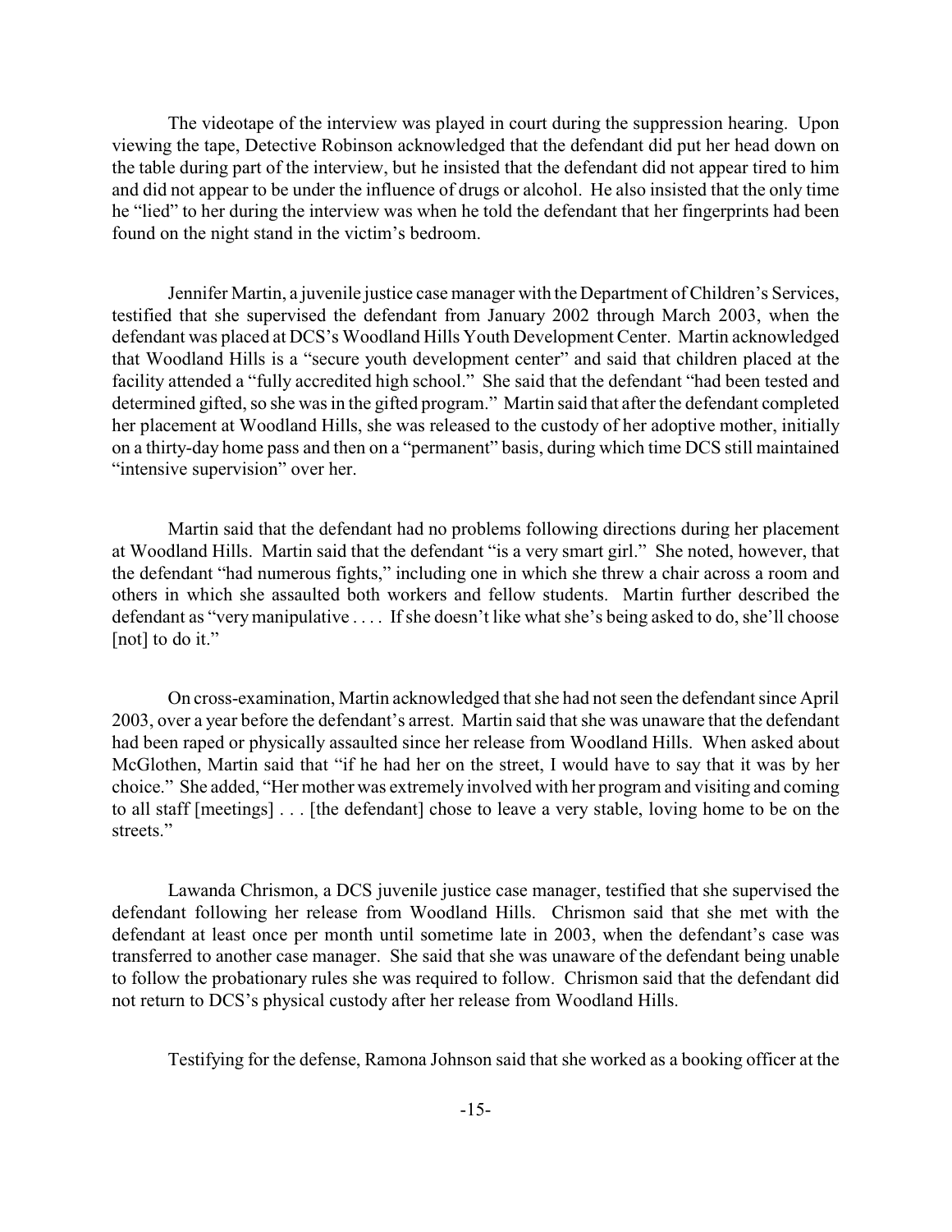The videotape of the interview was played in court during the suppression hearing. Upon viewing the tape, Detective Robinson acknowledged that the defendant did put her head down on the table during part of the interview, but he insisted that the defendant did not appear tired to him and did not appear to be under the influence of drugs or alcohol. He also insisted that the only time he "lied" to her during the interview was when he told the defendant that her fingerprints had been found on the night stand in the victim's bedroom.

Jennifer Martin, a juvenile justice case manager with the Department of Children's Services, testified that she supervised the defendant from January 2002 through March 2003, when the defendant was placed at DCS's Woodland Hills Youth Development Center. Martin acknowledged that Woodland Hills is a "secure youth development center" and said that children placed at the facility attended a "fully accredited high school." She said that the defendant "had been tested and determined gifted, so she was in the gifted program." Martin said that after the defendant completed her placement at Woodland Hills, she was released to the custody of her adoptive mother, initially on a thirty-day home pass and then on a "permanent" basis, during which time DCS still maintained "intensive supervision" over her.

Martin said that the defendant had no problems following directions during her placement at Woodland Hills. Martin said that the defendant "is a very smart girl." She noted, however, that the defendant "had numerous fights," including one in which she threw a chair across a room and others in which she assaulted both workers and fellow students. Martin further described the defendant as "very manipulative . . . . If she doesn't like what she's being asked to do, she'll choose [not] to do it."

On cross-examination, Martin acknowledged that she had not seen the defendant since April 2003, over a year before the defendant's arrest. Martin said that she was unaware that the defendant had been raped or physically assaulted since her release from Woodland Hills. When asked about McGlothen, Martin said that "if he had her on the street, I would have to say that it was by her choice." She added, "Her mother was extremely involved with her program and visiting and coming to all staff [meetings] . . . [the defendant] chose to leave a very stable, loving home to be on the streets."

Lawanda Chrismon, a DCS juvenile justice case manager, testified that she supervised the defendant following her release from Woodland Hills. Chrismon said that she met with the defendant at least once per month until sometime late in 2003, when the defendant's case was transferred to another case manager. She said that she was unaware of the defendant being unable to follow the probationary rules she was required to follow. Chrismon said that the defendant did not return to DCS's physical custody after her release from Woodland Hills.

Testifying for the defense, Ramona Johnson said that she worked as a booking officer at the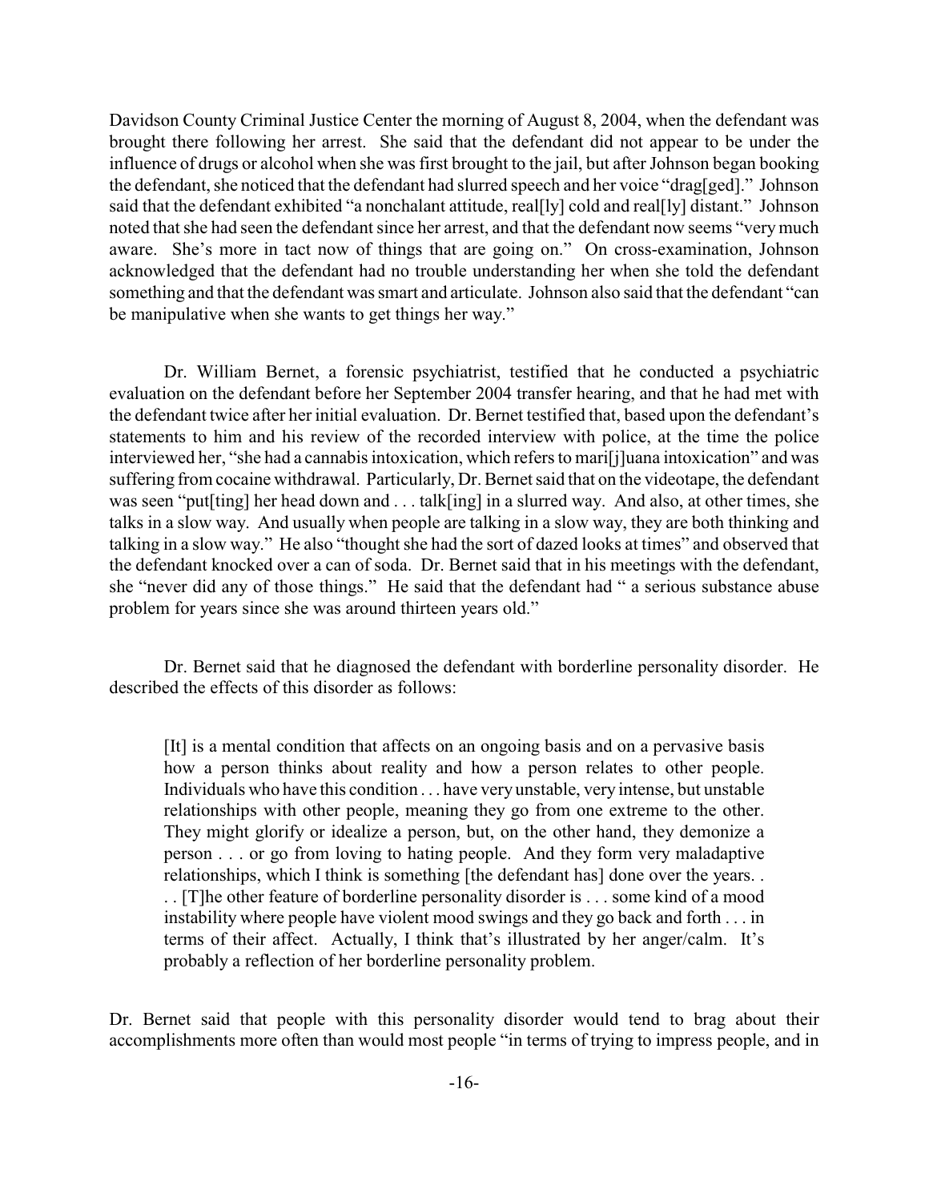Davidson County Criminal Justice Center the morning of August 8, 2004, when the defendant was brought there following her arrest. She said that the defendant did not appear to be under the influence of drugs or alcohol when she was first brought to the jail, but after Johnson began booking the defendant, she noticed that the defendant had slurred speech and her voice "drag[ged]." Johnson said that the defendant exhibited "a nonchalant attitude, real[ly] cold and real[ly] distant." Johnson noted that she had seen the defendant since her arrest, and that the defendant now seems "very much aware. She's more in tact now of things that are going on." On cross-examination, Johnson acknowledged that the defendant had no trouble understanding her when she told the defendant something and that the defendant was smart and articulate. Johnson also said that the defendant "can be manipulative when she wants to get things her way."

Dr. William Bernet, a forensic psychiatrist, testified that he conducted a psychiatric evaluation on the defendant before her September 2004 transfer hearing, and that he had met with the defendant twice after her initial evaluation. Dr. Bernet testified that, based upon the defendant's statements to him and his review of the recorded interview with police, at the time the police interviewed her, "she had a cannabis intoxication, which refers to mari[j]uana intoxication" and was suffering from cocaine withdrawal. Particularly, Dr. Bernet said that on the videotape, the defendant was seen "put[ting] her head down and . . . talk[ing] in a slurred way. And also, at other times, she talks in a slow way. And usually when people are talking in a slow way, they are both thinking and talking in a slow way." He also "thought she had the sort of dazed looks at times" and observed that the defendant knocked over a can of soda. Dr. Bernet said that in his meetings with the defendant, she "never did any of those things." He said that the defendant had " a serious substance abuse problem for years since she was around thirteen years old."

Dr. Bernet said that he diagnosed the defendant with borderline personality disorder. He described the effects of this disorder as follows:

> [It] is a mental condition that affects on an ongoing basis and on a pervasive basis how a person thinks about reality and how a person relates to other people. Individuals who have this condition . . . have very unstable, very intense, but unstable relationships with other people, meaning they go from one extreme to the other. They might glorify or idealize a person, but, on the other hand, they demonize a person . . . or go from loving to hating people. And they form very maladaptive relationships, which I think is something [the defendant has] done over the years. . . . [T]he other feature of borderline personality disorder is . . . some kind of a mood instability where people have violent mood swings and they go back and forth . . . in terms of their affect. Actually, I think that's illustrated by her anger/calm. It's probably a reflection of her borderline personality problem.

Dr. Bernet said that people with this personality disorder would tend to brag about their accomplishments more often than would most people "in terms of trying to impress people, and in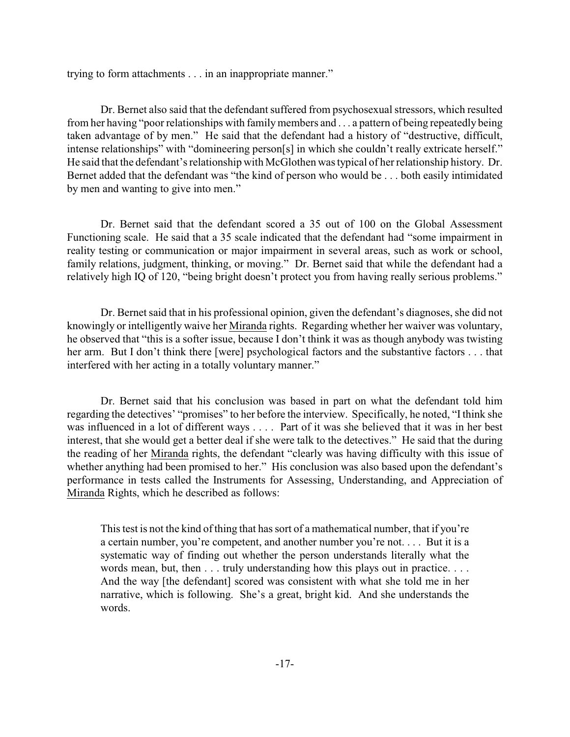trying to form attachments . . . in an inappropriate manner."

Dr. Bernet also said that the defendant suffered from psychosexual stressors, which resulted from her having "poor relationships with family members and . . . a pattern of being repeatedly being taken advantage of by men." He said that the defendant had a history of "destructive, difficult, intense relationships" with "domineering person[s] in which she couldn't really extricate herself." He said that the defendant's relationship with McGlothen was typical of her relationship history. Dr. Bernet added that the defendant was "the kind of person who would be . . . both easily intimidated by men and wanting to give into men."

Dr. Bernet said that the defendant scored a 35 out of 100 on the Global Assessment Functioning scale. He said that a 35 scale indicated that the defendant had "some impairment in reality testing or communication or major impairment in several areas, such as work or school, family relations, judgment, thinking, or moving." Dr. Bernet said that while the defendant had a relatively high IQ of 120, "being bright doesn't protect you from having really serious problems."

Dr. Bernet said that in his professional opinion, given the defendant's diagnoses, she did not knowingly or intelligently waive her Miranda rights. Regarding whether her waiver was voluntary, he observed that "this is a softer issue, because I don't think it was as though anybody was twisting her arm. But I don't think there [were] psychological factors and the substantive factors . . . that interfered with her acting in a totally voluntary manner."

Dr. Bernet said that his conclusion was based in part on what the defendant told him regarding the detectives' "promises" to her before the interview. Specifically, he noted, "I think she was influenced in a lot of different ways . . . . Part of it was she believed that it was in her best interest, that she would get a better deal if she were talk to the detectives." He said that the during the reading of her Miranda rights, the defendant "clearly was having difficulty with this issue of whether anything had been promised to her." His conclusion was also based upon the defendant's performance in tests called the Instruments for Assessing, Understanding, and Appreciation of Miranda Rights, which he described as follows:

> This test is not the kind of thing that has sort of a mathematical number, that if you're a certain number, you're competent, and another number you're not. . . . But it is a systematic way of finding out whether the person understands literally what the words mean, but, then . . . truly understanding how this plays out in practice. . . . And the way [the defendant] scored was consistent with what she told me in her narrative, which is following. She's a great, bright kid. And she understands the words.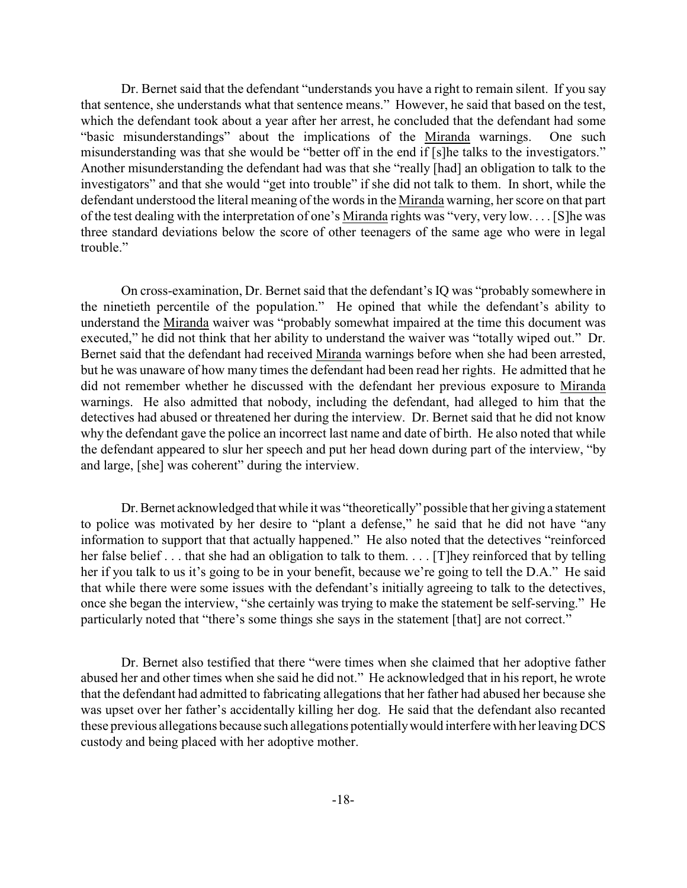Dr. Bernet said that the defendant "understands you have a right to remain silent. If you say that sentence, she understands what that sentence means." However, he said that based on the test, which the defendant took about a year after her arrest, he concluded that the defendant had some "basic misunderstandings" about the implications of the Miranda warnings. One such misunderstanding was that she would be "better off in the end if [s]he talks to the investigators." Another misunderstanding the defendant had was that she "really [had] an obligation to talk to the investigators" and that she would "get into trouble" if she did not talk to them. In short, while the defendant understood the literal meaning of the words in the Miranda warning, her score on that part of the test dealing with the interpretation of one's Miranda rights was "very, very low. . . . [S]he was three standard deviations below the score of other teenagers of the same age who were in legal trouble."

On cross-examination, Dr. Bernet said that the defendant's IQ was "probably somewhere in the ninetieth percentile of the population." He opined that while the defendant's ability to understand the Miranda waiver was "probably somewhat impaired at the time this document was executed," he did not think that her ability to understand the waiver was "totally wiped out." Dr. Bernet said that the defendant had received Miranda warnings before when she had been arrested, but he was unaware of how many times the defendant had been read her rights. He admitted that he did not remember whether he discussed with the defendant her previous exposure to Miranda warnings. He also admitted that nobody, including the defendant, had alleged to him that the detectives had abused or threatened her during the interview. Dr. Bernet said that he did not know why the defendant gave the police an incorrect last name and date of birth. He also noted that while the defendant appeared to slur her speech and put her head down during part of the interview, "by and large, [she] was coherent" during the interview.

Dr. Bernet acknowledged that while it was "theoretically" possible that her giving a statement to police was motivated by her desire to "plant a defense," he said that he did not have "any information to support that that actually happened." He also noted that the detectives "reinforced her false belief . . . that she had an obligation to talk to them. . . . [T]hey reinforced that by telling her if you talk to us it's going to be in your benefit, because we're going to tell the D.A." He said that while there were some issues with the defendant's initially agreeing to talk to the detectives, once she began the interview, "she certainly was trying to make the statement be self-serving." He particularly noted that "there's some things she says in the statement [that] are not correct."

Dr. Bernet also testified that there "were times when she claimed that her adoptive father abused her and other times when she said he did not." He acknowledged that in his report, he wrote that the defendant had admitted to fabricating allegations that her father had abused her because she was upset over her father's accidentally killing her dog. He said that the defendant also recanted these previous allegations because such allegations potentially would interfere with her leaving DCS custody and being placed with her adoptive mother.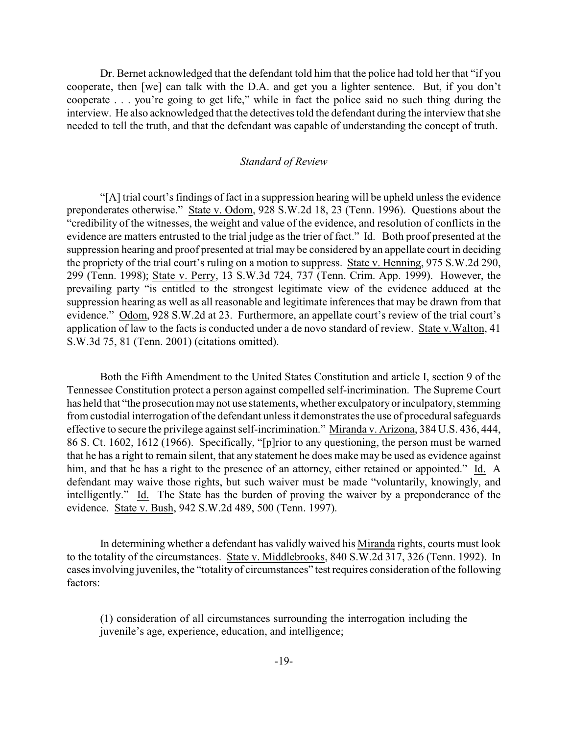Dr. Bernet acknowledged that the defendant told him that the police had told her that "if you cooperate, then [we] can talk with the D.A. and get you a lighter sentence. But, if you don't cooperate . . . you're going to get life," while in fact the police said no such thing during the interview. He also acknowledged that the detectives told the defendant during the interview that she needed to tell the truth, and that the defendant was capable of understanding the concept of truth.

### *Standard of Review*

"[A] trial court's findings of fact in a suppression hearing will be upheld unless the evidence preponderates otherwise." State v. Odom, 928 S.W.2d 18, 23 (Tenn. 1996). Questions about the "credibility of the witnesses, the weight and value of the evidence, and resolution of conflicts in the evidence are matters entrusted to the trial judge as the trier of fact." Id. Both proof presented at the suppression hearing and proof presented at trial may be considered by an appellate court in deciding the propriety of the trial court's ruling on a motion to suppress. State v. Henning, 975 S.W.2d 290, 299 (Tenn. 1998); State v. Perry, 13 S.W.3d 724, 737 (Tenn. Crim. App. 1999). However, the prevailing party "is entitled to the strongest legitimate view of the evidence adduced at the suppression hearing as well as all reasonable and legitimate inferences that may be drawn from that evidence." Odom, 928 S.W.2d at 23. Furthermore, an appellate court's review of the trial court's application of law to the facts is conducted under a de novo standard of review. State v.Walton, 41 S.W.3d 75, 81 (Tenn. 2001) (citations omitted).

Both the Fifth Amendment to the United States Constitution and article I, section 9 of the Tennessee Constitution protect a person against compelled self-incrimination. The Supreme Court has held that "the prosecution may not use statements, whether exculpatory or inculpatory, stemming from custodial interrogation of the defendant unless it demonstrates the use of procedural safeguards effective to secure the privilege against self-incrimination." Miranda v. Arizona, 384 U.S. 436, 444, 86 S. Ct. 1602, 1612 (1966). Specifically, "[p]rior to any questioning, the person must be warned that he has a right to remain silent, that any statement he does make may be used as evidence against him, and that he has a right to the presence of an attorney, either retained or appointed." Id. A defendant may waive those rights, but such waiver must be made "voluntarily, knowingly, and intelligently." Id. The State has the burden of proving the waiver by a preponderance of the evidence. State v. Bush, 942 S.W.2d 489, 500 (Tenn. 1997).

In determining whether a defendant has validly waived his Miranda rights, courts must look to the totality of the circumstances. State v. Middlebrooks, 840 S.W.2d 317, 326 (Tenn. 1992). In cases involving juveniles, the "totality of circumstances" test requires consideration of the following factors:

> (1) consideration of all circumstances surrounding the interrogation including the juvenile's age, experience, education, and intelligence;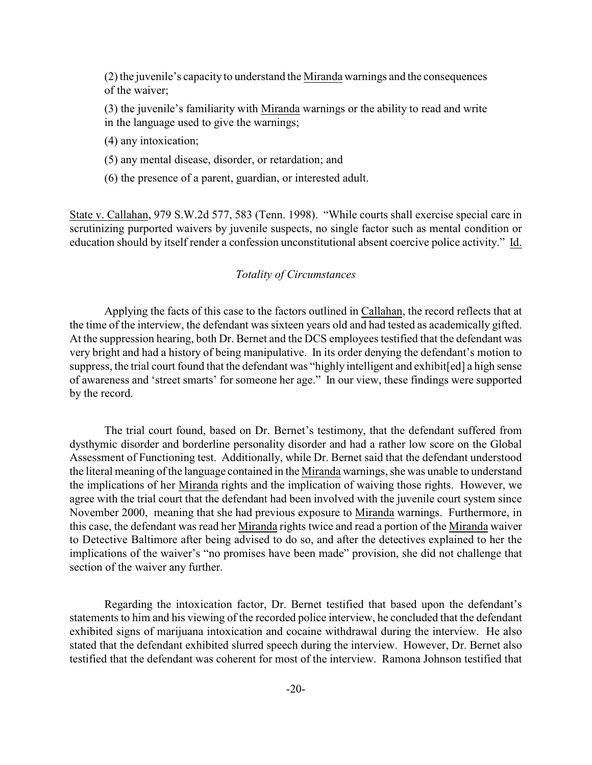(2) the juvenile's capacity to understand the Miranda warnings and the consequences of the waiver;

(3) the juvenile's familiarity with Miranda warnings or the ability to read and write in the language used to give the warnings;

(4) any intoxication;

(5) any mental disease, disorder, or retardation; and

(6) the presence of a parent, guardian, or interested adult.

State v. Callahan, 979 S.W.2d 577, 583 (Tenn. 1998). "While courts shall exercise special care in scrutinizing purported waivers by juvenile suspects, no single factor such as mental condition or education should by itself render a confession unconstitutional absent coercive police activity." Id.

*Totality of Circumstances*

Applying the facts of this case to the factors outlined in Callahan, the record reflects that at the time of the interview, the defendant was sixteen years old and had tested as academically gifted. At the suppression hearing, both Dr. Bernet and the DCS employees testified that the defendant was very bright and had a history of being manipulative. In its order denying the defendant's motion to suppress, the trial court found that the defendant was "highly intelligent and exhibit[ed] a high sense of awareness and 'street smarts' for someone her age." In our view, these findings were supported by the record.

The trial court found, based on Dr. Bernet's testimony, that the defendant suffered from dysthymic disorder and borderline personality disorder and had a rather low score on the Global Assessment of Functioning test. Additionally, while Dr. Bernet said that the defendant understood the literal meaning of the language contained in the Miranda warnings, she was unable to understand the implications of her Miranda rights and the implication of waiving those rights. However, we agree with the trial court that the defendant had been involved with the juvenile court system since November 2000, meaning that she had previous exposure to Miranda warnings. Furthermore, in this case, the defendant was read her Miranda rights twice and read a portion of the Miranda waiver to Detective Baltimore after being advised to do so, and after the detectives explained to her the implications of the waiver's "no promises have been made" provision, she did not challenge that section of the waiver any further.

Regarding the intoxication factor, Dr. Bernet testified that based upon the defendant's statements to him and his viewing of the recorded police interview, he concluded that the defendant exhibited signs of marijuana intoxication and cocaine withdrawal during the interview. He also stated that the defendant exhibited slurred speech during the interview. However, Dr. Bernet also testified that the defendant was coherent for most of the interview. Ramona Johnson testified that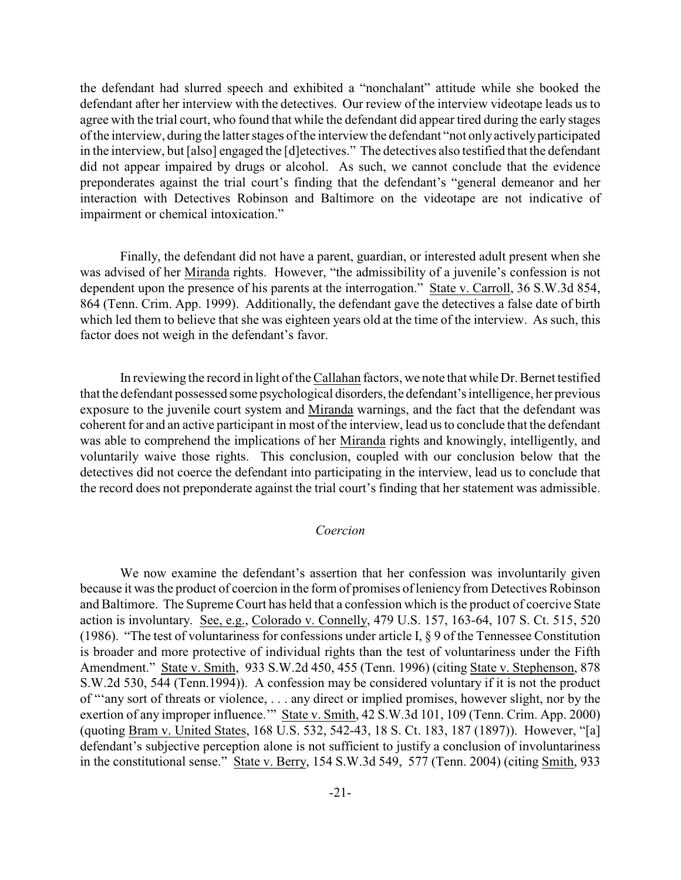the defendant had slurred speech and exhibited a "nonchalant" attitude while she booked the defendant after her interview with the detectives. Our review of the interview videotape leads us to agree with the trial court, who found that while the defendant did appear tired during the early stages of the interview, during the latter stages of the interview the defendant "not only actively participated in the interview, but [also] engaged the [d]etectives." The detectives also testified that the defendant did not appear impaired by drugs or alcohol. As such, we cannot conclude that the evidence preponderates against the trial court's finding that the defendant's "general demeanor and her interaction with Detectives Robinson and Baltimore on the videotape are not indicative of impairment or chemical intoxication."

Finally, the defendant did not have a parent, guardian, or interested adult present when she was advised of her Miranda rights. However, "the admissibility of a juvenile's confession is not dependent upon the presence of his parents at the interrogation." State v. Carroll, 36 S.W.3d 854, 864 (Tenn. Crim. App. 1999). Additionally, the defendant gave the detectives a false date of birth which led them to believe that she was eighteen years old at the time of the interview. As such, this factor does not weigh in the defendant's favor.

In reviewing the record in light of the Callahan factors, we note that while Dr. Bernet testified that the defendant possessed some psychological disorders, the defendant's intelligence, her previous exposure to the juvenile court system and Miranda warnings, and the fact that the defendant was coherent for and an active participant in most of the interview, lead us to conclude that the defendant was able to comprehend the implications of her Miranda rights and knowingly, intelligently, and voluntarily waive those rights. This conclusion, coupled with our conclusion below that the detectives did not coerce the defendant into participating in the interview, lead us to conclude that the record does not preponderate against the trial court's finding that her statement was admissible.

*Coercion*

We now examine the defendant's assertion that her confession was involuntarily given because it was the product of coercion in the form of promises of leniency from Detectives Robinson and Baltimore. The Supreme Court has held that a confession which is the product of coercive State action is involuntary. See, e.g., Colorado v. Connelly, 479 U.S. 157, 163-64, 107 S. Ct. 515, 520 (1986). "The test of voluntariness for confessions under article I, § 9 of the Tennessee Constitution is broader and more protective of individual rights than the test of voluntariness under the Fifth Amendment." State v. Smith, 933 S.W.2d 450, 455 (Tenn. 1996) (citing State v. Stephenson, 878 S.W.2d 530, 544 (Tenn.1994)). A confession may be considered voluntary if it is not the product of "'any sort of threats or violence, . . . any direct or implied promises, however slight, nor by the exertion of any improper influence.'" State v. Smith, 42 S.W.3d 101, 109 (Tenn. Crim. App. 2000) (quoting Bram v. United States, 168 U.S. 532, 542-43, 18 S. Ct. 183, 187 (1897)). However, "[a] defendant's subjective perception alone is not sufficient to justify a conclusion of involuntariness in the constitutional sense." State v. Berry, 154 S.W.3d 549, 577 (Tenn. 2004) (citing Smith, 933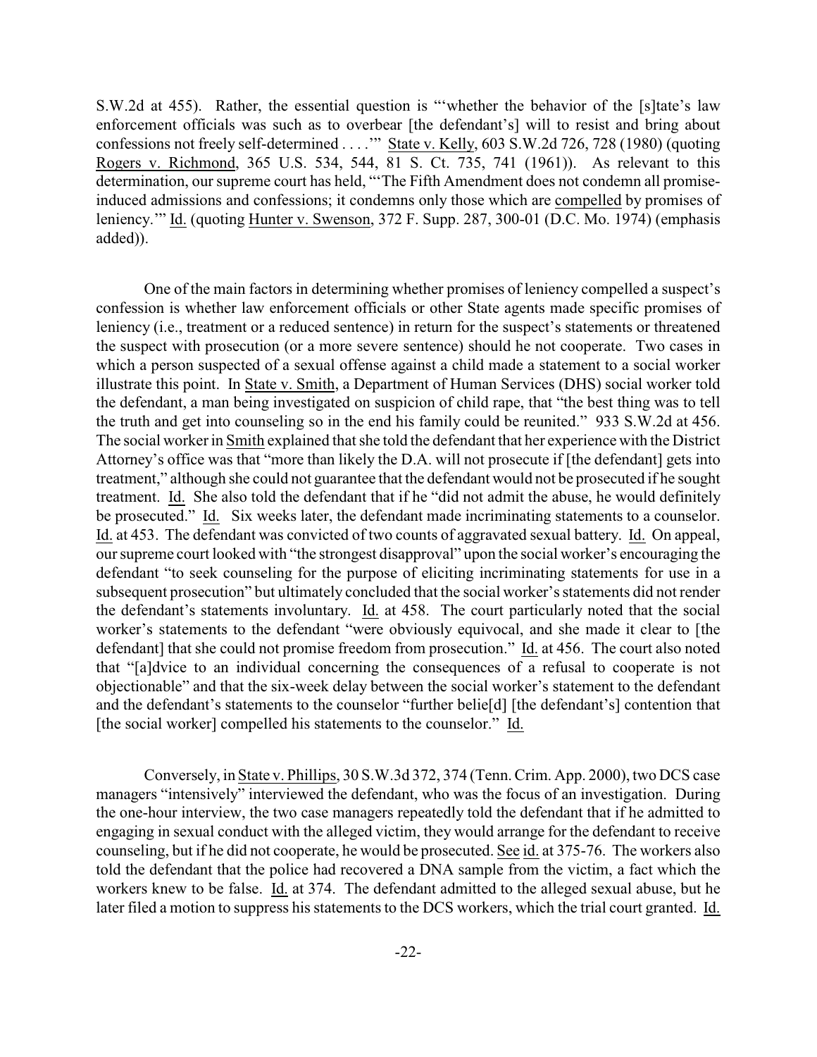S.W.2d at 455). Rather, the essential question is "'whether the behavior of the [s]tate's law enforcement officials was such as to overbear [the defendant's] will to resist and bring about confessions not freely self-determined . . . .'" State v. Kelly, 603 S.W.2d 726, 728 (1980) (quoting Rogers v. Richmond, 365 U.S. 534, 544, 81 S. Ct. 735, 741 (1961)). As relevant to this determination, our supreme court has held, "'The Fifth Amendment does not condemn all promise-induced admissions and confessions; it condemns only those which are compelled by promises of leniency.'" Id. (quoting Hunter v. Swenson, 372 F. Supp. 287, 300-01 (D.C. Mo. 1974) (emphasis added)).

One of the main factors in determining whether promises of leniency compelled a suspect's confession is whether law enforcement officials or other State agents made specific promises of leniency (i.e., treatment or a reduced sentence) in return for the suspect's statements or threatened the suspect with prosecution (or a more severe sentence) should he not cooperate. Two cases in which a person suspected of a sexual offense against a child made a statement to a social worker illustrate this point. In State v. Smith, a Department of Human Services (DHS) social worker told the defendant, a man being investigated on suspicion of child rape, that "the best thing was to tell the truth and get into counseling so in the end his family could be reunited." 933 S.W.2d at 456. The social worker in Smith explained that she told the defendant that her experience with the District Attorney's office was that "more than likely the D.A. will not prosecute if [the defendant] gets into treatment," although she could not guarantee that the defendant would not be prosecuted if he sought treatment. Id. She also told the defendant that if he "did not admit the abuse, he would definitely be prosecuted." Id. Six weeks later, the defendant made incriminating statements to a counselor. Id. at 453. The defendant was convicted of two counts of aggravated sexual battery. Id. On appeal, our supreme court looked with "the strongest disapproval" upon the social worker's encouraging the defendant "to seek counseling for the purpose of eliciting incriminating statements for use in a subsequent prosecution" but ultimately concluded that the social worker's statements did not render the defendant's statements involuntary. Id. at 458. The court particularly noted that the social worker's statements to the defendant "were obviously equivocal, and she made it clear to [the defendant] that she could not promise freedom from prosecution." Id. at 456. The court also noted that "[a]dvice to an individual concerning the consequences of a refusal to cooperate is not objectionable" and that the six-week delay between the social worker's statement to the defendant and the defendant's statements to the counselor "further belie[d] [the defendant's] contention that [the social worker] compelled his statements to the counselor." Id.

Conversely, in State v. Phillips, 30 S.W.3d 372, 374 (Tenn. Crim. App. 2000), two DCS case managers "intensively" interviewed the defendant, who was the focus of an investigation. During the one-hour interview, the two case managers repeatedly told the defendant that if he admitted to engaging in sexual conduct with the alleged victim, they would arrange for the defendant to receive counseling, but if he did not cooperate, he would be prosecuted. See id. at 375-76. The workers also told the defendant that the police had recovered a DNA sample from the victim, a fact which the workers knew to be false. Id. at 374. The defendant admitted to the alleged sexual abuse, but he later filed a motion to suppress his statements to the DCS workers, which the trial court granted. Id.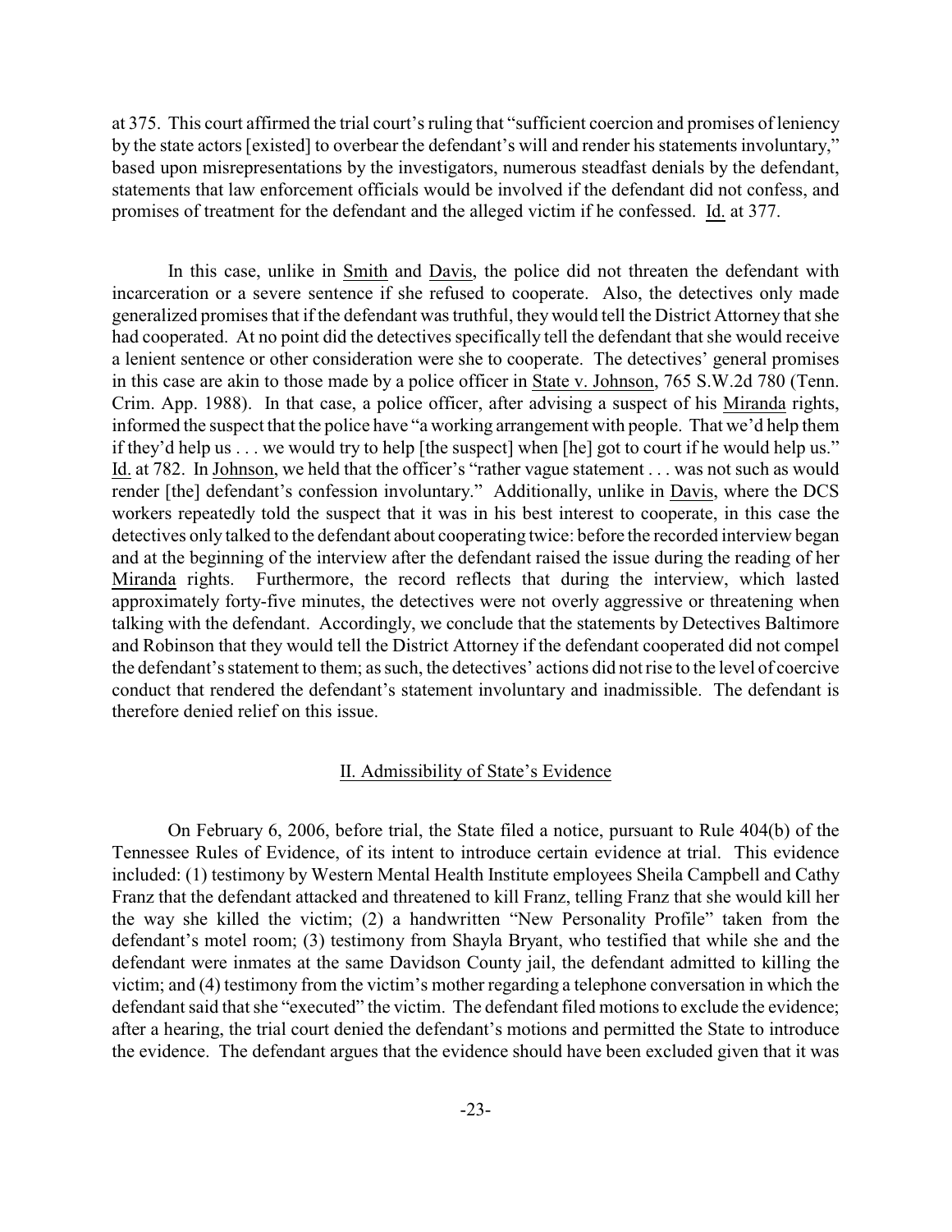at 375. This court affirmed the trial court's ruling that "sufficient coercion and promises of leniency by the state actors [existed] to overbear the defendant's will and render his statements involuntary," based upon misrepresentations by the investigators, numerous steadfast denials by the defendant, statements that law enforcement officials would be involved if the defendant did not confess, and promises of treatment for the defendant and the alleged victim if he confessed. Id. at 377.

In this case, unlike in Smith and Davis, the police did not threaten the defendant with incarceration or a severe sentence if she refused to cooperate. Also, the detectives only made generalized promises that if the defendant was truthful, they would tell the District Attorney that she had cooperated. At no point did the detectives specifically tell the defendant that she would receive a lenient sentence or other consideration were she to cooperate. The detectives' general promises in this case are akin to those made by a police officer in State v. Johnson, 765 S.W.2d 780 (Tenn. Crim. App. 1988). In that case, a police officer, after advising a suspect of his Miranda rights, informed the suspect that the police have "a working arrangement with people. That we'd help them if they'd help us . . . we would try to help [the suspect] when [he] got to court if he would help us." Id. at 782. In Johnson, we held that the officer's "rather vague statement . . . was not such as would render [the] defendant's confession involuntary." Additionally, unlike in Davis, where the DCS workers repeatedly told the suspect that it was in his best interest to cooperate, in this case the detectives only talked to the defendant about cooperating twice: before the recorded interview began and at the beginning of the interview after the defendant raised the issue during the reading of her Miranda rights. Furthermore, the record reflects that during the interview, which lasted approximately forty-five minutes, the detectives were not overly aggressive or threatening when talking with the defendant. Accordingly, we conclude that the statements by Detectives Baltimore and Robinson that they would tell the District Attorney if the defendant cooperated did not compel the defendant's statement to them; as such, the detectives' actions did not rise to the level of coercive conduct that rendered the defendant's statement involuntary and inadmissible. The defendant is therefore denied relief on this issue.

## II. Admissibility of State's Evidence

On February 6, 2006, before trial, the State filed a notice, pursuant to Rule 404(b) of the Tennessee Rules of Evidence, of its intent to introduce certain evidence at trial. This evidence included: (1) testimony by Western Mental Health Institute employees Sheila Campbell and Cathy Franz that the defendant attacked and threatened to kill Franz, telling Franz that she would kill her the way she killed the victim; (2) a handwritten "New Personality Profile" taken from the defendant's motel room; (3) testimony from Shayla Bryant, who testified that while she and the defendant were inmates at the same Davidson County jail, the defendant admitted to killing the victim; and (4) testimony from the victim's mother regarding a telephone conversation in which the defendant said that she "executed" the victim. The defendant filed motions to exclude the evidence; after a hearing, the trial court denied the defendant's motions and permitted the State to introduce the evidence. The defendant argues that the evidence should have been excluded given that it was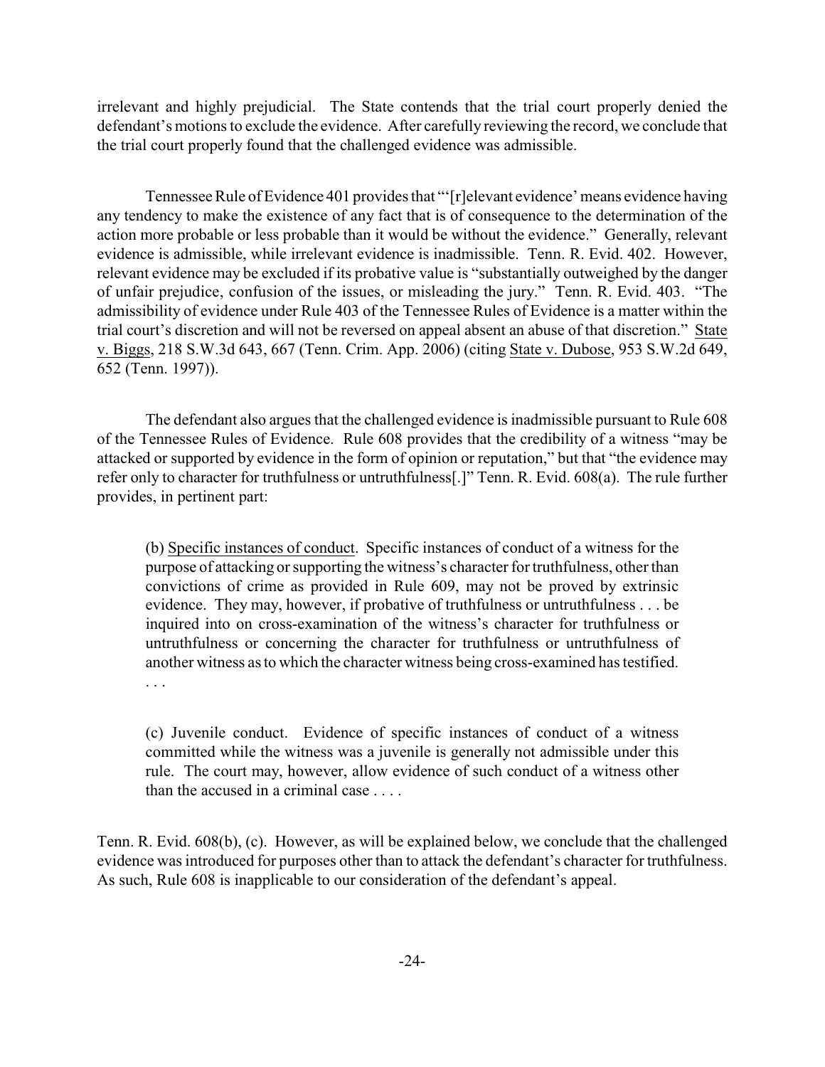irrelevant and highly prejudicial. The State contends that the trial court properly denied the defendant's motions to exclude the evidence. After carefully reviewing the record, we conclude that the trial court properly found that the challenged evidence was admissible.

Tennessee Rule of Evidence 401 provides that "'[r]elevant evidence' means evidence having any tendency to make the existence of any fact that is of consequence to the determination of the action more probable or less probable than it would be without the evidence." Generally, relevant evidence is admissible, while irrelevant evidence is inadmissible. Tenn. R. Evid. 402. However, relevant evidence may be excluded if its probative value is "substantially outweighed by the danger of unfair prejudice, confusion of the issues, or misleading the jury." Tenn. R. Evid. 403. "The admissibility of evidence under Rule 403 of the Tennessee Rules of Evidence is a matter within the trial court's discretion and will not be reversed on appeal absent an abuse of that discretion." State v. Biggs, 218 S.W.3d 643, 667 (Tenn. Crim. App. 2006) (citing State v. Dubose, 953 S.W.2d 649, 652 (Tenn. 1997)).

The defendant also argues that the challenged evidence is inadmissible pursuant to Rule 608 of the Tennessee Rules of Evidence. Rule 608 provides that the credibility of a witness "may be attacked or supported by evidence in the form of opinion or reputation," but that "the evidence may refer only to character for truthfulness or untruthfulness[.]" Tenn. R. Evid. 608(a). The rule further provides, in pertinent part:

> (b) Specific instances of conduct. Specific instances of conduct of a witness for the purpose of attacking or supporting the witness's character for truthfulness, other than convictions of crime as provided in Rule 609, may not be proved by extrinsic evidence. They may, however, if probative of truthfulness or untruthfulness . . . be inquired into on cross-examination of the witness's character for truthfulness or untruthfulness or concerning the character for truthfulness or untruthfulness of another witness as to which the character witness being cross-examined has testified. . . .
>
> (c) Juvenile conduct. Evidence of specific instances of conduct of a witness committed while the witness was a juvenile is generally not admissible under this rule. The court may, however, allow evidence of such conduct of a witness other than the accused in a criminal case . . . .

Tenn. R. Evid. 608(b), (c). However, as will be explained below, we conclude that the challenged evidence was introduced for purposes other than to attack the defendant's character for truthfulness. As such, Rule 608 is inapplicable to our consideration of the defendant's appeal.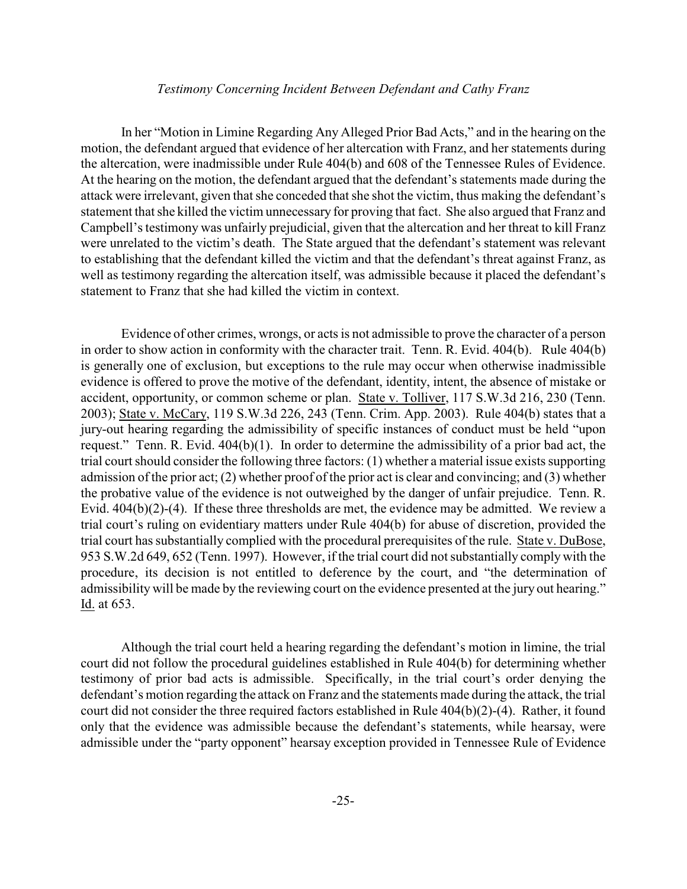*Testimony Concerning Incident Between Defendant and Cathy Franz*

In her "Motion in Limine Regarding Any Alleged Prior Bad Acts," and in the hearing on the motion, the defendant argued that evidence of her altercation with Franz, and her statements during the altercation, were inadmissible under Rule 404(b) and 608 of the Tennessee Rules of Evidence. At the hearing on the motion, the defendant argued that the defendant's statements made during the attack were irrelevant, given that she conceded that she shot the victim, thus making the defendant's statement that she killed the victim unnecessary for proving that fact. She also argued that Franz and Campbell's testimony was unfairly prejudicial, given that the altercation and her threat to kill Franz were unrelated to the victim's death. The State argued that the defendant's statement was relevant to establishing that the defendant killed the victim and that the defendant's threat against Franz, as well as testimony regarding the altercation itself, was admissible because it placed the defendant's statement to Franz that she had killed the victim in context.

Evidence of other crimes, wrongs, or acts is not admissible to prove the character of a person in order to show action in conformity with the character trait. Tenn. R. Evid. 404(b). Rule 404(b) is generally one of exclusion, but exceptions to the rule may occur when otherwise inadmissible evidence is offered to prove the motive of the defendant, identity, intent, the absence of mistake or accident, opportunity, or common scheme or plan. State v. Tolliver, 117 S.W.3d 216, 230 (Tenn. 2003); State v. McCary, 119 S.W.3d 226, 243 (Tenn. Crim. App. 2003). Rule 404(b) states that a jury-out hearing regarding the admissibility of specific instances of conduct must be held "upon request." Tenn. R. Evid. 404(b)(1). In order to determine the admissibility of a prior bad act, the trial court should consider the following three factors: (1) whether a material issue exists supporting admission of the prior act; (2) whether proof of the prior act is clear and convincing; and (3) whether the probative value of the evidence is not outweighed by the danger of unfair prejudice. Tenn. R. Evid. 404(b)(2)-(4). If these three thresholds are met, the evidence may be admitted. We review a trial court's ruling on evidentiary matters under Rule 404(b) for abuse of discretion, provided the trial court has substantially complied with the procedural prerequisites of the rule. State v. DuBose, 953 S.W.2d 649, 652 (Tenn. 1997). However, if the trial court did not substantially comply with the procedure, its decision is not entitled to deference by the court, and "the determination of admissibility will be made by the reviewing court on the evidence presented at the jury out hearing." Id. at 653.

Although the trial court held a hearing regarding the defendant's motion in limine, the trial court did not follow the procedural guidelines established in Rule 404(b) for determining whether testimony of prior bad acts is admissible. Specifically, in the trial court's order denying the defendant's motion regarding the attack on Franz and the statements made during the attack, the trial court did not consider the three required factors established in Rule 404(b)(2)-(4). Rather, it found only that the evidence was admissible because the defendant's statements, while hearsay, were admissible under the "party opponent" hearsay exception provided in Tennessee Rule of Evidence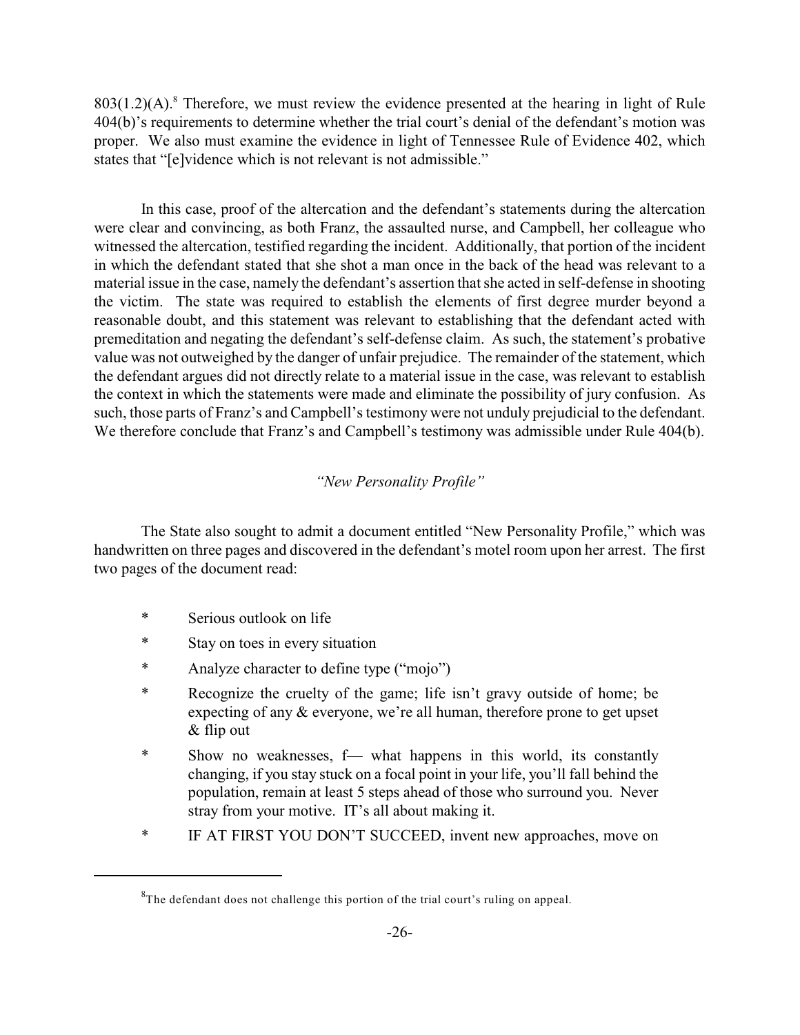803(1.2)(A).[8] Therefore, we must review the evidence presented at the hearing in light of Rule 404(b)'s requirements to determine whether the trial court's denial of the defendant's motion was proper. We also must examine the evidence in light of Tennessee Rule of Evidence 402, which states that "[e]vidence which is not relevant is not admissible."

In this case, proof of the altercation and the defendant's statements during the altercation were clear and convincing, as both Franz, the assaulted nurse, and Campbell, her colleague who witnessed the altercation, testified regarding the incident. Additionally, that portion of the incident in which the defendant stated that she shot a man once in the back of the head was relevant to a material issue in the case, namely the defendant's assertion that she acted in self-defense in shooting the victim. The state was required to establish the elements of first degree murder beyond a reasonable doubt, and this statement was relevant to establishing that the defendant acted with premeditation and negating the defendant's self-defense claim. As such, the statement's probative value was not outweighed by the danger of unfair prejudice. The remainder of the statement, which the defendant argues did not directly relate to a material issue in the case, was relevant to establish the context in which the statements were made and eliminate the possibility of jury confusion. As such, those parts of Franz's and Campbell's testimony were not unduly prejudicial to the defendant. We therefore conclude that Franz's and Campbell's testimony was admissible under Rule 404(b).

*"New Personality Profile"*

The State also sought to admit a document entitled "New Personality Profile," which was handwritten on three pages and discovered in the defendant's motel room upon her arrest. The first two pages of the document read:

> \* Serious outlook on life
>
> \* Stay on toes in every situation
>
> \* Analyze character to define type ("mojo")
>
> \* Recognize the cruelty of the game; life isn't gravy outside of home; be expecting of any & everyone, we're all human, therefore prone to get upset & flip out
>
> \* Show no weaknesses, f— what happens in this world, its constantly changing, if you stay stuck on a focal point in your life, you'll fall behind the population, remain at least 5 steps ahead of those who surround you. Never stray from your motive. IT's all about making it.
>
> \* IF AT FIRST YOU DON'T SUCCEED, invent new approaches, move on

---

[8] The defendant does not challenge this portion of the trial court's ruling on appeal.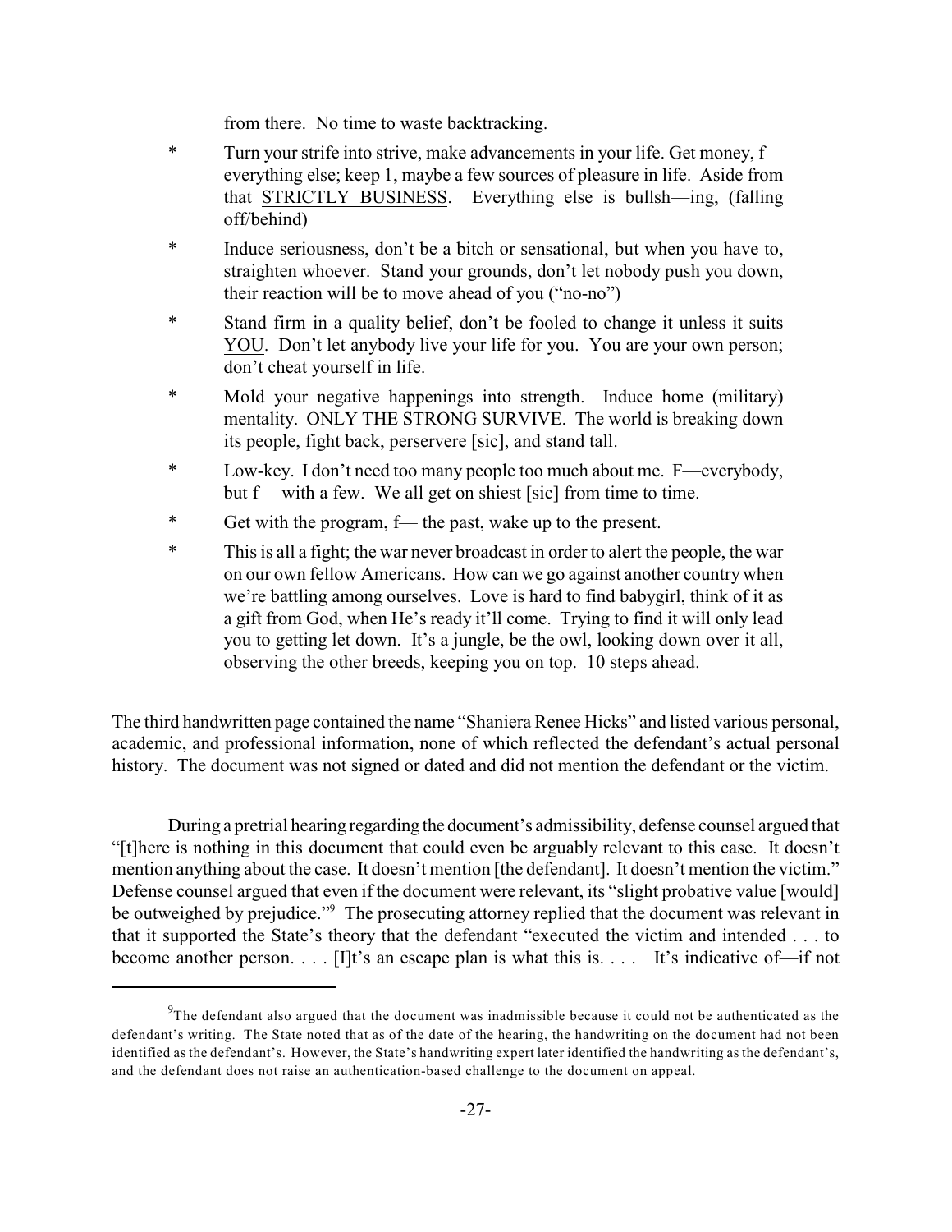from there. No time to waste backtracking.

- Turn your strife into strive, make advancements in your life. Get money, f— everything else; keep 1, maybe a few sources of pleasure in life. Aside from that STRICTLY BUSINESS. Everything else is bullsh—ing, (falling off/behind)
- Induce seriousness, don't be a bitch or sensational, but when you have to, straighten whoever. Stand your grounds, don't let nobody push you down, their reaction will be to move ahead of you ("no-no")
- Stand firm in a quality belief, don't be fooled to change it unless it suits YOU. Don't let anybody live your life for you. You are your own person; don't cheat yourself in life.
- Mold your negative happenings into strength. Induce home (military) mentality. ONLY THE STRONG SURVIVE. The world is breaking down its people, fight back, perservere [sic], and stand tall.
- Low-key. I don't need too many people too much about me. F—everybody, but f— with a few. We all get on shiest [sic] from time to time.
- Get with the program, f— the past, wake up to the present.
- This is all a fight; the war never broadcast in order to alert the people, the war on our own fellow Americans. How can we go against another country when we're battling among ourselves. Love is hard to find babygirl, think of it as a gift from God, when He's ready it'll come. Trying to find it will only lead you to getting let down. It's a jungle, be the owl, looking down over it all, observing the other breeds, keeping you on top. 10 steps ahead.

The third handwritten page contained the name "Shaniera Renee Hicks" and listed various personal, academic, and professional information, none of which reflected the defendant's actual personal history. The document was not signed or dated and did not mention the defendant or the victim.

During a pretrial hearing regarding the document's admissibility, defense counsel argued that "[t]here is nothing in this document that could even be arguably relevant to this case. It doesn't mention anything about the case. It doesn't mention [the defendant]. It doesn't mention the victim." Defense counsel argued that even if the document were relevant, its "slight probative value [would] be outweighed by prejudice."[9] The prosecuting attorney replied that the document was relevant in that it supported the State's theory that the defendant "executed the victim and intended . . . to become another person. . . . [I]t's an escape plan is what this is. . . . It's indicative of—if not

[9]The defendant also argued that the document was inadmissible because it could not be authenticated as the defendant's writing. The State noted that as of the date of the hearing, the handwriting on the document had not been identified as the defendant's. However, the State's handwriting expert later identified the handwriting as the defendant's, and the defendant does not raise an authentication-based challenge to the document on appeal.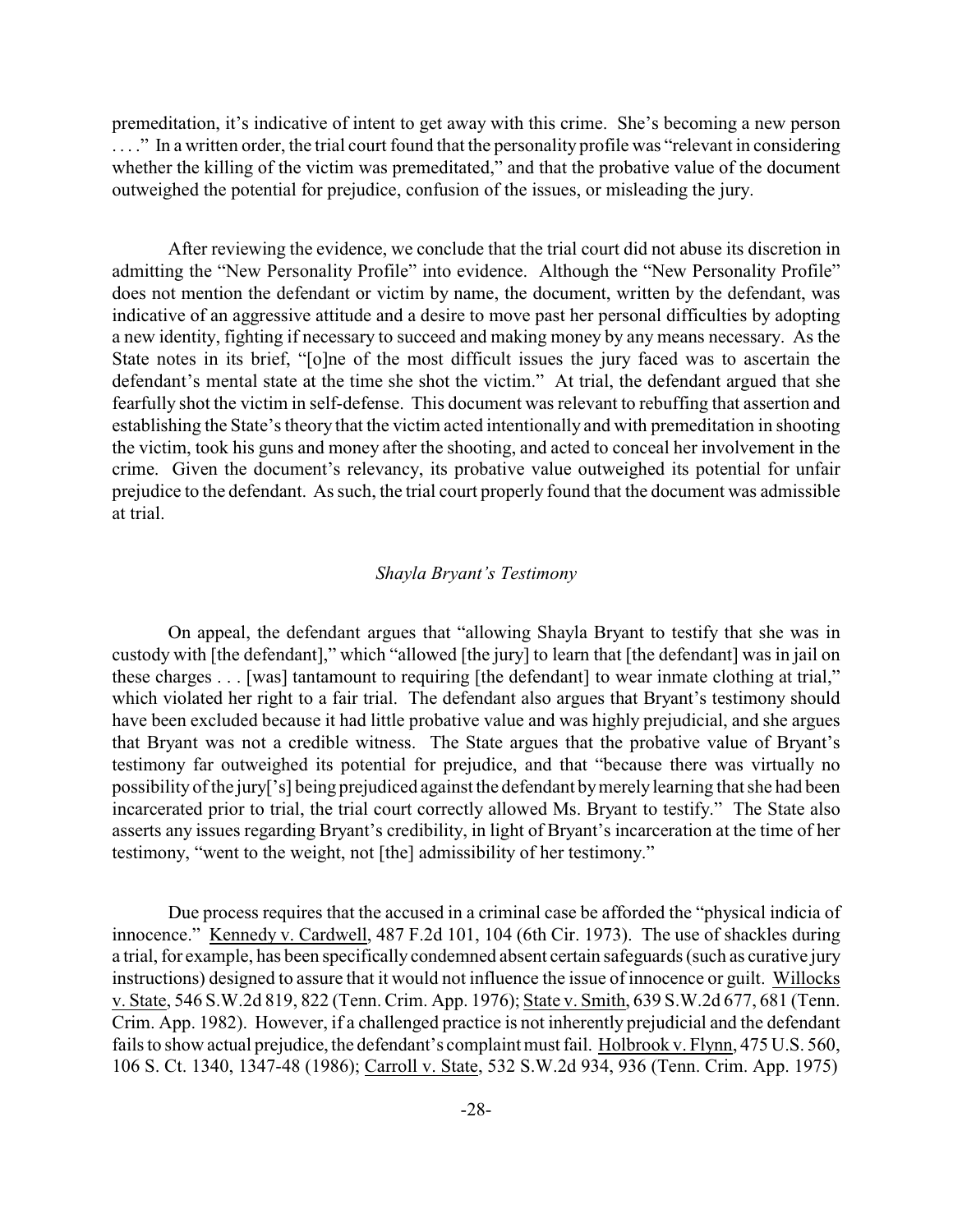premeditation, it's indicative of intent to get away with this crime. She's becoming a new person . . . ." In a written order, the trial court found that the personality profile was "relevant in considering whether the killing of the victim was premeditated," and that the probative value of the document outweighed the potential for prejudice, confusion of the issues, or misleading the jury.

After reviewing the evidence, we conclude that the trial court did not abuse its discretion in admitting the "New Personality Profile" into evidence. Although the "New Personality Profile" does not mention the defendant or victim by name, the document, written by the defendant, was indicative of an aggressive attitude and a desire to move past her personal difficulties by adopting a new identity, fighting if necessary to succeed and making money by any means necessary. As the State notes in its brief, "[o]ne of the most difficult issues the jury faced was to ascertain the defendant's mental state at the time she shot the victim." At trial, the defendant argued that she fearfully shot the victim in self-defense. This document was relevant to rebuffing that assertion and establishing the State's theory that the victim acted intentionally and with premeditation in shooting the victim, took his guns and money after the shooting, and acted to conceal her involvement in the crime. Given the document's relevancy, its probative value outweighed its potential for unfair prejudice to the defendant. As such, the trial court properly found that the document was admissible at trial.

### *Shayla Bryant's Testimony*

On appeal, the defendant argues that "allowing Shayla Bryant to testify that she was in custody with [the defendant]," which "allowed [the jury] to learn that [the defendant] was in jail on these charges . . . [was] tantamount to requiring [the defendant] to wear inmate clothing at trial," which violated her right to a fair trial. The defendant also argues that Bryant's testimony should have been excluded because it had little probative value and was highly prejudicial, and she argues that Bryant was not a credible witness. The State argues that the probative value of Bryant's testimony far outweighed its potential for prejudice, and that "because there was virtually no possibility of the jury['s] being prejudiced against the defendant by merely learning that she had been incarcerated prior to trial, the trial court correctly allowed Ms. Bryant to testify." The State also asserts any issues regarding Bryant's credibility, in light of Bryant's incarceration at the time of her testimony, "went to the weight, not [the] admissibility of her testimony."

Due process requires that the accused in a criminal case be afforded the "physical indicia of innocence." Kennedy v. Cardwell, 487 F.2d 101, 104 (6th Cir. 1973). The use of shackles during a trial, for example, has been specifically condemned absent certain safeguards (such as curative jury instructions) designed to assure that it would not influence the issue of innocence or guilt. Willocks v. State, 546 S.W.2d 819, 822 (Tenn. Crim. App. 1976); State v. Smith, 639 S.W.2d 677, 681 (Tenn. Crim. App. 1982). However, if a challenged practice is not inherently prejudicial and the defendant fails to show actual prejudice, the defendant's complaint must fail. Holbrook v. Flynn, 475 U.S. 560, 106 S. Ct. 1340, 1347-48 (1986); Carroll v. State, 532 S.W.2d 934, 936 (Tenn. Crim. App. 1975)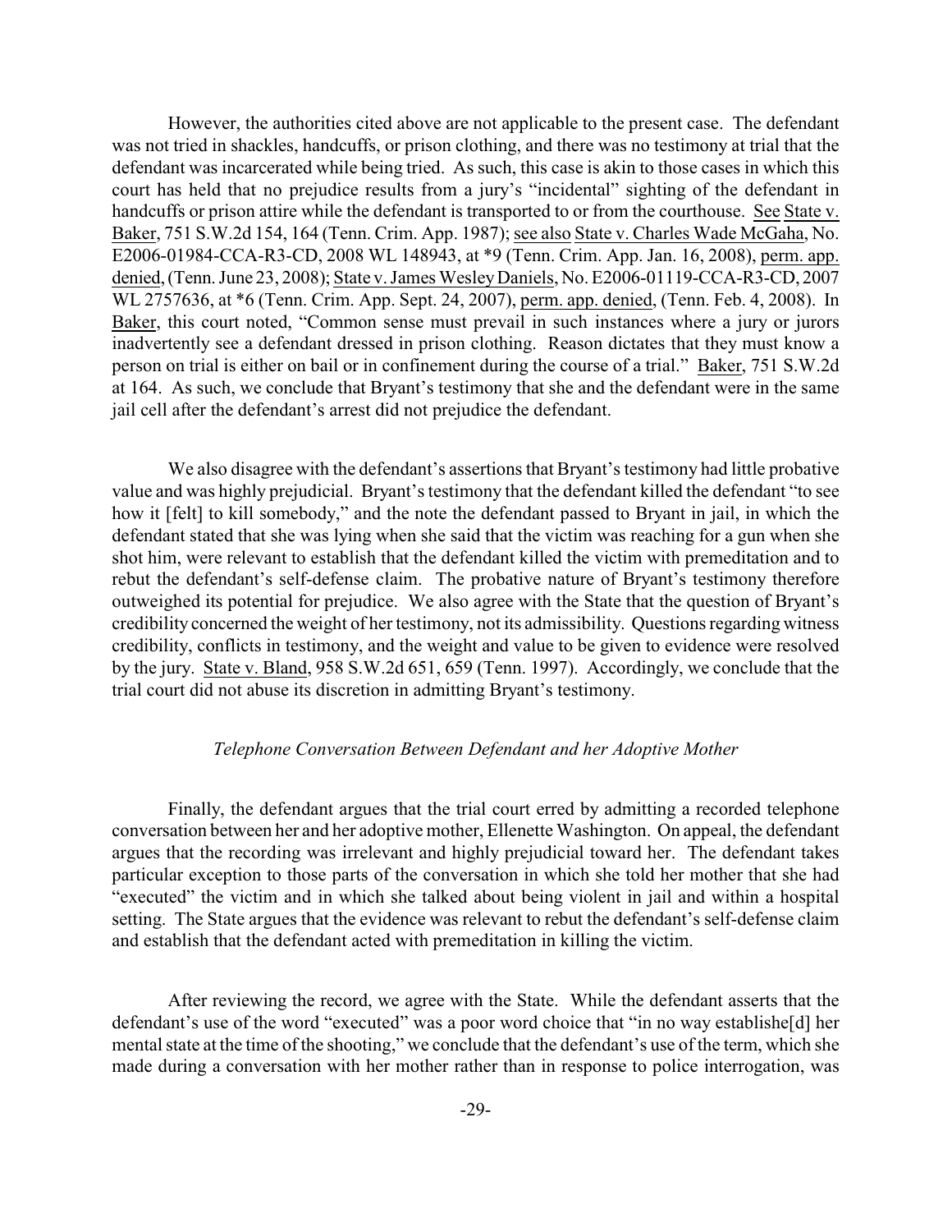However, the authorities cited above are not applicable to the present case. The defendant was not tried in shackles, handcuffs, or prison clothing, and there was no testimony at trial that the defendant was incarcerated while being tried. As such, this case is akin to those cases in which this court has held that no prejudice results from a jury's "incidental" sighting of the defendant in handcuffs or prison attire while the defendant is transported to or from the courthouse. See State v. Baker, 751 S.W.2d 154, 164 (Tenn. Crim. App. 1987); see also State v. Charles Wade McGaha, No. E2006-01984-CCA-R3-CD, 2008 WL 148943, at *9 (Tenn. Crim. App. Jan. 16, 2008), perm. app. denied, (Tenn. June 23, 2008); State v. James Wesley Daniels, No. E2006-01119-CCA-R3-CD, 2007 WL 2757636, at *6 (Tenn. Crim. App. Sept. 24, 2007), perm. app. denied, (Tenn. Feb. 4, 2008). In Baker, this court noted, "Common sense must prevail in such instances where a jury or jurors inadvertently see a defendant dressed in prison clothing. Reason dictates that they must know a person on trial is either on bail or in confinement during the course of a trial." Baker, 751 S.W.2d at 164. As such, we conclude that Bryant's testimony that she and the defendant were in the same jail cell after the defendant's arrest did not prejudice the defendant.

We also disagree with the defendant's assertions that Bryant's testimony had little probative value and was highly prejudicial. Bryant's testimony that the defendant killed the defendant "to see how it [felt] to kill somebody," and the note the defendant passed to Bryant in jail, in which the defendant stated that she was lying when she said that the victim was reaching for a gun when she shot him, were relevant to establish that the defendant killed the victim with premeditation and to rebut the defendant's self-defense claim. The probative nature of Bryant's testimony therefore outweighed its potential for prejudice. We also agree with the State that the question of Bryant's credibility concerned the weight of her testimony, not its admissibility. Questions regarding witness credibility, conflicts in testimony, and the weight and value to be given to evidence were resolved by the jury. State v. Bland, 958 S.W.2d 651, 659 (Tenn. 1997). Accordingly, we conclude that the trial court did not abuse its discretion in admitting Bryant's testimony.

*Telephone Conversation Between Defendant and her Adoptive Mother*

Finally, the defendant argues that the trial court erred by admitting a recorded telephone conversation between her and her adoptive mother, Ellenette Washington. On appeal, the defendant argues that the recording was irrelevant and highly prejudicial toward her. The defendant takes particular exception to those parts of the conversation in which she told her mother that she had "executed" the victim and in which she talked about being violent in jail and within a hospital setting. The State argues that the evidence was relevant to rebut the defendant's self-defense claim and establish that the defendant acted with premeditation in killing the victim.

After reviewing the record, we agree with the State. While the defendant asserts that the defendant's use of the word "executed" was a poor word choice that "in no way establishe[d] her mental state at the time of the shooting," we conclude that the defendant's use of the term, which she made during a conversation with her mother rather than in response to police interrogation, was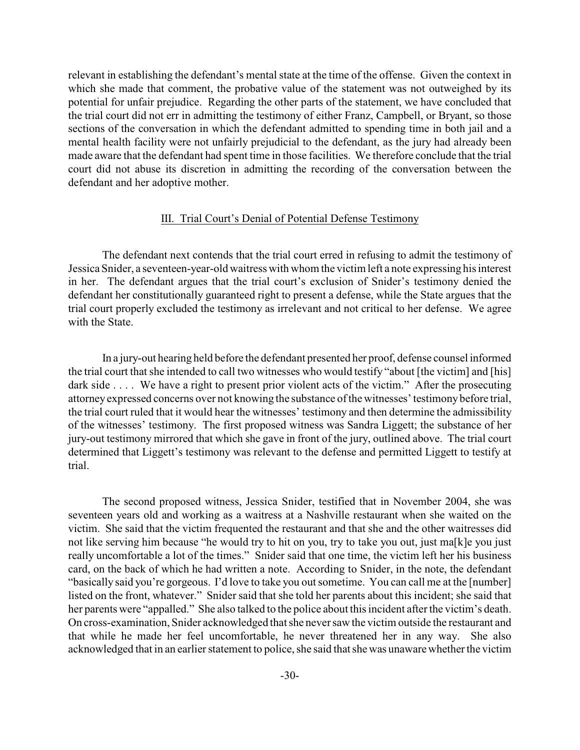relevant in establishing the defendant's mental state at the time of the offense. Given the context in which she made that comment, the probative value of the statement was not outweighed by its potential for unfair prejudice. Regarding the other parts of the statement, we have concluded that the trial court did not err in admitting the testimony of either Franz, Campbell, or Bryant, so those sections of the conversation in which the defendant admitted to spending time in both jail and a mental health facility were not unfairly prejudicial to the defendant, as the jury had already been made aware that the defendant had spent time in those facilities. We therefore conclude that the trial court did not abuse its discretion in admitting the recording of the conversation between the defendant and her adoptive mother.

## III. Trial Court's Denial of Potential Defense Testimony

The defendant next contends that the trial court erred in refusing to admit the testimony of Jessica Snider, a seventeen-year-old waitress with whom the victim left a note expressing his interest in her. The defendant argues that the trial court's exclusion of Snider's testimony denied the defendant her constitutionally guaranteed right to present a defense, while the State argues that the trial court properly excluded the testimony as irrelevant and not critical to her defense. We agree with the State.

In a jury-out hearing held before the defendant presented her proof, defense counsel informed the trial court that she intended to call two witnesses who would testify "about [the victim] and [his] dark side . . . . We have a right to present prior violent acts of the victim." After the prosecuting attorney expressed concerns over not knowing the substance of the witnesses' testimony before trial, the trial court ruled that it would hear the witnesses' testimony and then determine the admissibility of the witnesses' testimony. The first proposed witness was Sandra Liggett; the substance of her jury-out testimony mirrored that which she gave in front of the jury, outlined above. The trial court determined that Liggett's testimony was relevant to the defense and permitted Liggett to testify at trial.

The second proposed witness, Jessica Snider, testified that in November 2004, she was seventeen years old and working as a waitress at a Nashville restaurant when she waited on the victim. She said that the victim frequented the restaurant and that she and the other waitresses did not like serving him because "he would try to hit on you, try to take you out, just ma[k]e you just really uncomfortable a lot of the times." Snider said that one time, the victim left her his business card, on the back of which he had written a note. According to Snider, in the note, the defendant "basically said you're gorgeous. I'd love to take you out sometime. You can call me at the [number] listed on the front, whatever." Snider said that she told her parents about this incident; she said that her parents were "appalled." She also talked to the police about this incident after the victim's death. On cross-examination, Snider acknowledged that she never saw the victim outside the restaurant and that while he made her feel uncomfortable, he never threatened her in any way. She also acknowledged that in an earlier statement to police, she said that she was unaware whether the victim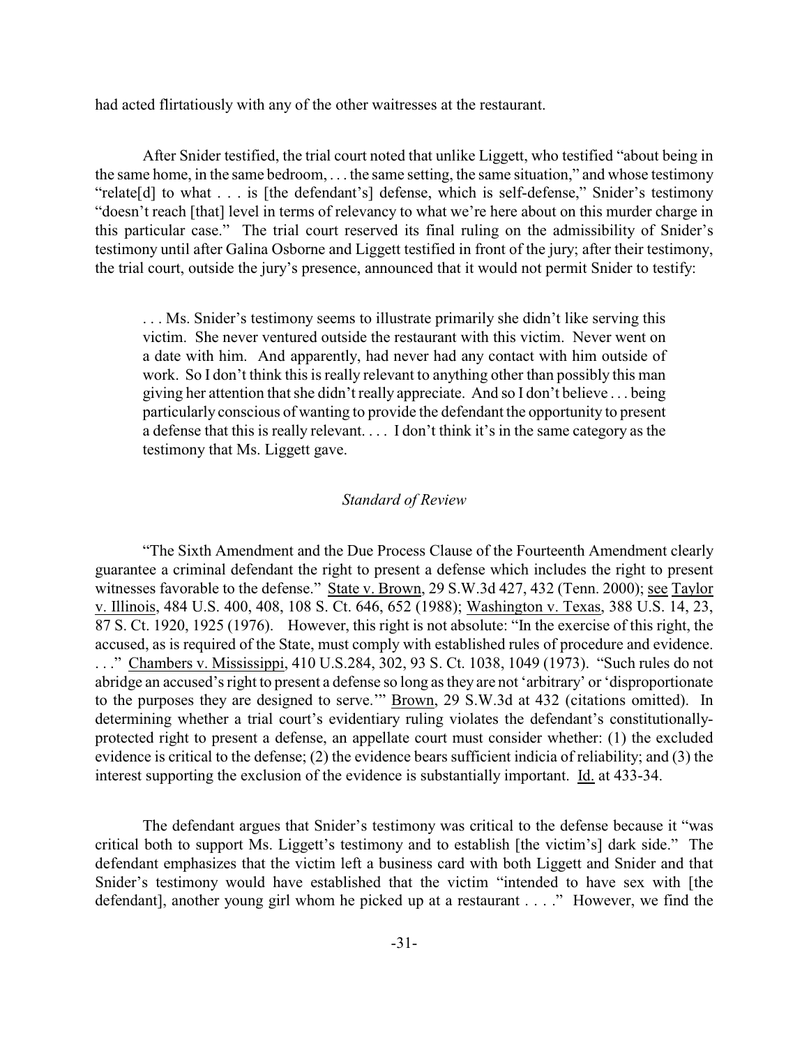had acted flirtatiously with any of the other waitresses at the restaurant.

After Snider testified, the trial court noted that unlike Liggett, who testified "about being in the same home, in the same bedroom, . . . the same setting, the same situation," and whose testimony "relate[d] to what . . . is [the defendant's] defense, which is self-defense," Snider's testimony "doesn't reach [that] level in terms of relevancy to what we're here about on this murder charge in this particular case." The trial court reserved its final ruling on the admissibility of Snider's testimony until after Galina Osborne and Liggett testified in front of the jury; after their testimony, the trial court, outside the jury's presence, announced that it would not permit Snider to testify:

> . . . Ms. Snider's testimony seems to illustrate primarily she didn't like serving this victim. She never ventured outside the restaurant with this victim. Never went on a date with him. And apparently, had never had any contact with him outside of work. So I don't think this is really relevant to anything other than possibly this man giving her attention that she didn't really appreciate. And so I don't believe . . . being particularly conscious of wanting to provide the defendant the opportunity to present a defense that this is really relevant. . . . I don't think it's in the same category as the testimony that Ms. Liggett gave.

### *Standard of Review*

"The Sixth Amendment and the Due Process Clause of the Fourteenth Amendment clearly guarantee a criminal defendant the right to present a defense which includes the right to present witnesses favorable to the defense." State v. Brown, 29 S.W.3d 427, 432 (Tenn. 2000); see Taylor v. Illinois, 484 U.S. 400, 408, 108 S. Ct. 646, 652 (1988); Washington v. Texas, 388 U.S. 14, 23, 87 S. Ct. 1920, 1925 (1976). However, this right is not absolute: "In the exercise of this right, the accused, as is required of the State, must comply with established rules of procedure and evidence. . . ." Chambers v. Mississippi, 410 U.S.284, 302, 93 S. Ct. 1038, 1049 (1973). "Such rules do not abridge an accused's right to present a defense so long as they are not 'arbitrary' or 'disproportionate to the purposes they are designed to serve.'" Brown, 29 S.W.3d at 432 (citations omitted). In determining whether a trial court's evidentiary ruling violates the defendant's constitutionally-protected right to present a defense, an appellate court must consider whether: (1) the excluded evidence is critical to the defense; (2) the evidence bears sufficient indicia of reliability; and (3) the interest supporting the exclusion of the evidence is substantially important. Id. at 433-34.

The defendant argues that Snider's testimony was critical to the defense because it "was critical both to support Ms. Liggett's testimony and to establish [the victim's] dark side." The defendant emphasizes that the victim left a business card with both Liggett and Snider and that Snider's testimony would have established that the victim "intended to have sex with [the defendant], another young girl whom he picked up at a restaurant . . . ." However, we find the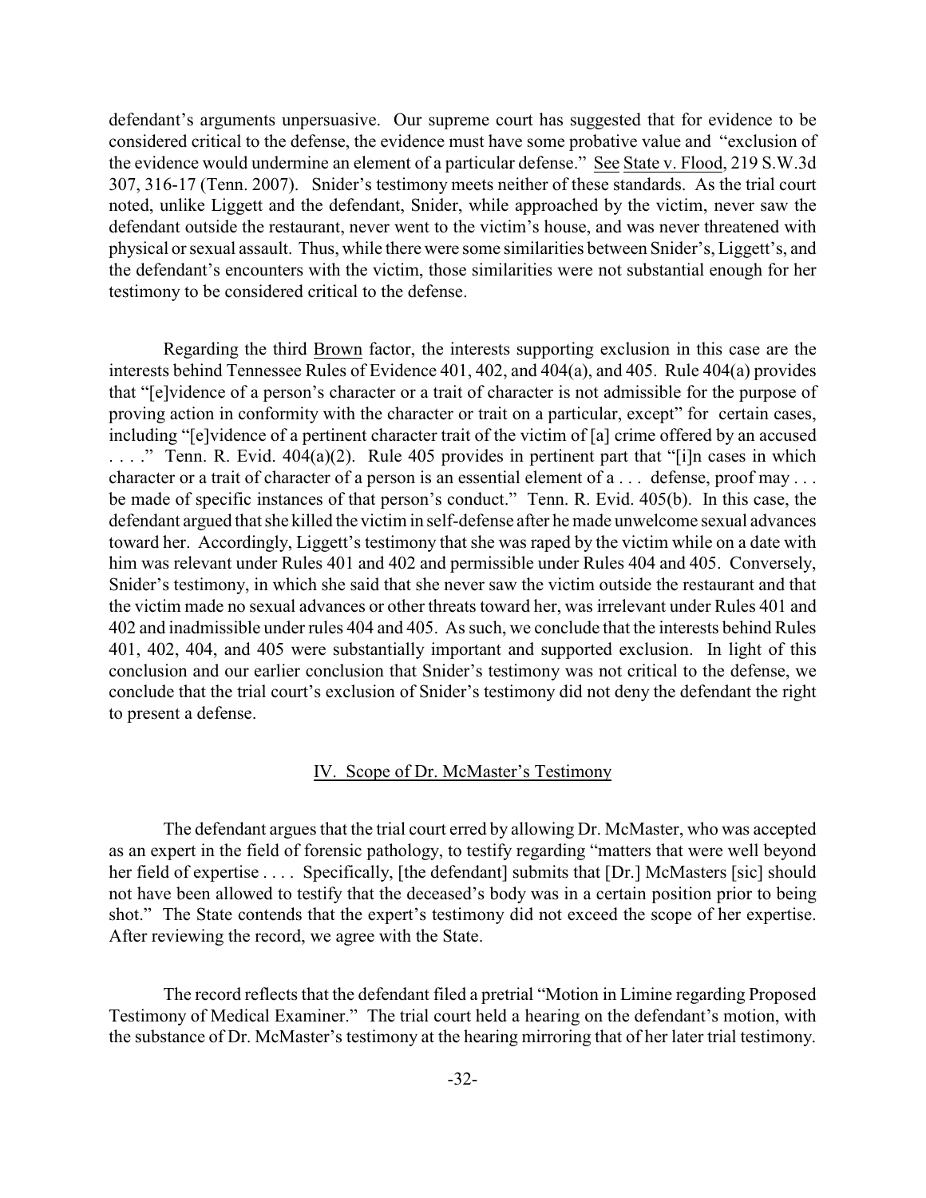defendant's arguments unpersuasive. Our supreme court has suggested that for evidence to be considered critical to the defense, the evidence must have some probative value and "exclusion of the evidence would undermine an element of a particular defense." See State v. Flood, 219 S.W.3d 307, 316-17 (Tenn. 2007). Snider's testimony meets neither of these standards. As the trial court noted, unlike Liggett and the defendant, Snider, while approached by the victim, never saw the defendant outside the restaurant, never went to the victim's house, and was never threatened with physical or sexual assault. Thus, while there were some similarities between Snider's, Liggett's, and the defendant's encounters with the victim, those similarities were not substantial enough for her testimony to be considered critical to the defense.

Regarding the third Brown factor, the interests supporting exclusion in this case are the interests behind Tennessee Rules of Evidence 401, 402, and 404(a), and 405. Rule 404(a) provides that "[e]vidence of a person's character or a trait of character is not admissible for the purpose of proving action in conformity with the character or trait on a particular, except" for certain cases, including "[e]vidence of a pertinent character trait of the victim of [a] crime offered by an accused . . . ." Tenn. R. Evid. 404(a)(2). Rule 405 provides in pertinent part that "[i]n cases in which character or a trait of character of a person is an essential element of a . . . defense, proof may . . . be made of specific instances of that person's conduct." Tenn. R. Evid. 405(b). In this case, the defendant argued that she killed the victim in self-defense after he made unwelcome sexual advances toward her. Accordingly, Liggett's testimony that she was raped by the victim while on a date with him was relevant under Rules 401 and 402 and permissible under Rules 404 and 405. Conversely, Snider's testimony, in which she said that she never saw the victim outside the restaurant and that the victim made no sexual advances or other threats toward her, was irrelevant under Rules 401 and 402 and inadmissible under rules 404 and 405. As such, we conclude that the interests behind Rules 401, 402, 404, and 405 were substantially important and supported exclusion. In light of this conclusion and our earlier conclusion that Snider's testimony was not critical to the defense, we conclude that the trial court's exclusion of Snider's testimony did not deny the defendant the right to present a defense.

## IV. Scope of Dr. McMaster's Testimony

The defendant argues that the trial court erred by allowing Dr. McMaster, who was accepted as an expert in the field of forensic pathology, to testify regarding "matters that were well beyond her field of expertise . . . . Specifically, [the defendant] submits that [Dr.] McMasters [sic] should not have been allowed to testify that the deceased's body was in a certain position prior to being shot." The State contends that the expert's testimony did not exceed the scope of her expertise. After reviewing the record, we agree with the State.

The record reflects that the defendant filed a pretrial "Motion in Limine regarding Proposed Testimony of Medical Examiner." The trial court held a hearing on the defendant's motion, with the substance of Dr. McMaster's testimony at the hearing mirroring that of her later trial testimony.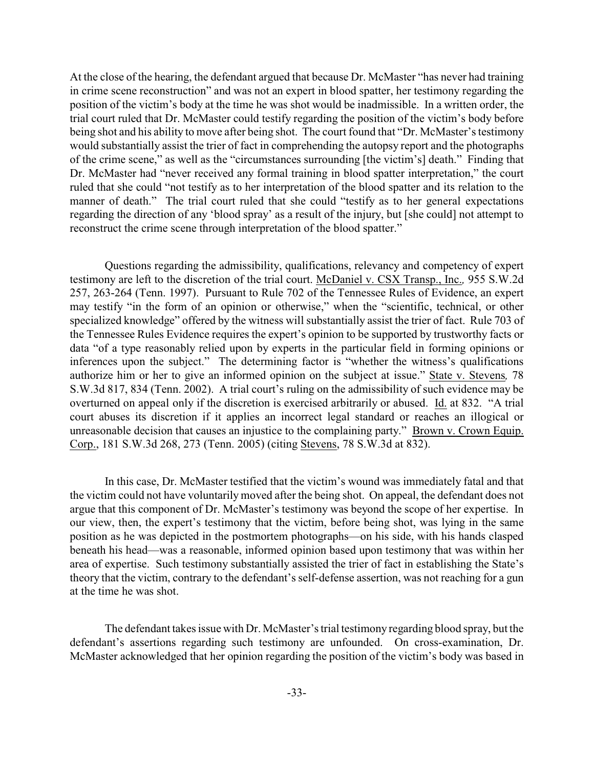At the close of the hearing, the defendant argued that because Dr. McMaster "has never had training in crime scene reconstruction" and was not an expert in blood spatter, her testimony regarding the position of the victim's body at the time he was shot would be inadmissible. In a written order, the trial court ruled that Dr. McMaster could testify regarding the position of the victim's body before being shot and his ability to move after being shot. The court found that "Dr. McMaster's testimony would substantially assist the trier of fact in comprehending the autopsy report and the photographs of the crime scene," as well as the "circumstances surrounding [the victim's] death." Finding that Dr. McMaster had "never received any formal training in blood spatter interpretation," the court ruled that she could "not testify as to her interpretation of the blood spatter and its relation to the manner of death." The trial court ruled that she could "testify as to her general expectations regarding the direction of any 'blood spray' as a result of the injury, but [she could] not attempt to reconstruct the crime scene through interpretation of the blood spatter."

Questions regarding the admissibility, qualifications, relevancy and competency of expert testimony are left to the discretion of the trial court. McDaniel v. CSX Transp., Inc., 955 S.W.2d 257, 263-264 (Tenn. 1997). Pursuant to Rule 702 of the Tennessee Rules of Evidence, an expert may testify "in the form of an opinion or otherwise," when the "scientific, technical, or other specialized knowledge" offered by the witness will substantially assist the trier of fact. Rule 703 of the Tennessee Rules Evidence requires the expert's opinion to be supported by trustworthy facts or data "of a type reasonably relied upon by experts in the particular field in forming opinions or inferences upon the subject." The determining factor is "whether the witness's qualifications authorize him or her to give an informed opinion on the subject at issue." State v. Stevens, 78 S.W.3d 817, 834 (Tenn. 2002). A trial court's ruling on the admissibility of such evidence may be overturned on appeal only if the discretion is exercised arbitrarily or abused. Id. at 832. "A trial court abuses its discretion if it applies an incorrect legal standard or reaches an illogical or unreasonable decision that causes an injustice to the complaining party." Brown v. Crown Equip. Corp., 181 S.W.3d 268, 273 (Tenn. 2005) (citing Stevens, 78 S.W.3d at 832).

In this case, Dr. McMaster testified that the victim's wound was immediately fatal and that the victim could not have voluntarily moved after the being shot. On appeal, the defendant does not argue that this component of Dr. McMaster's testimony was beyond the scope of her expertise. In our view, then, the expert's testimony that the victim, before being shot, was lying in the same position as he was depicted in the postmortem photographs—on his side, with his hands clasped beneath his head—was a reasonable, informed opinion based upon testimony that was within her area of expertise. Such testimony substantially assisted the trier of fact in establishing the State's theory that the victim, contrary to the defendant's self-defense assertion, was not reaching for a gun at the time he was shot.

The defendant takes issue with Dr. McMaster's trial testimony regarding blood spray, but the defendant's assertions regarding such testimony are unfounded. On cross-examination, Dr. McMaster acknowledged that her opinion regarding the position of the victim's body was based in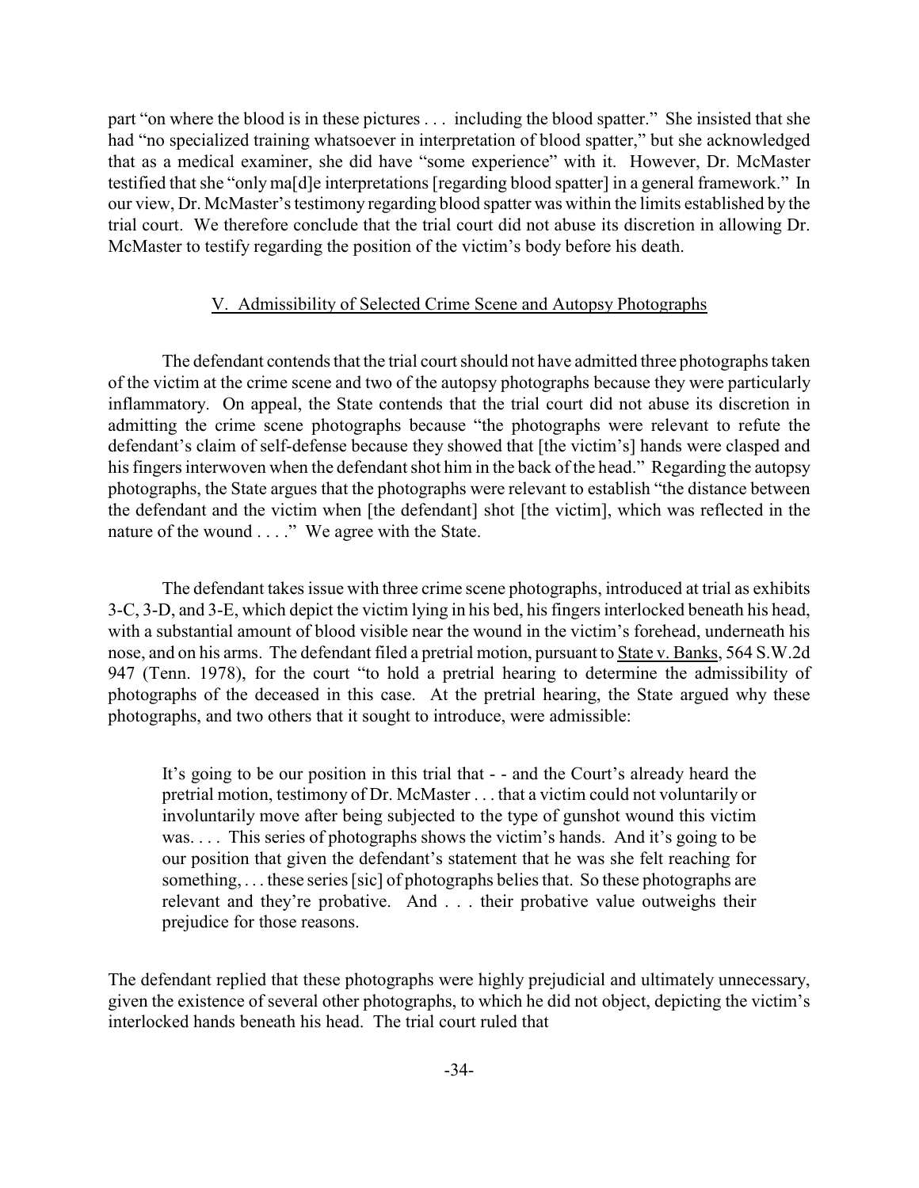part "on where the blood is in these pictures . . . including the blood spatter." She insisted that she had "no specialized training whatsoever in interpretation of blood spatter," but she acknowledged that as a medical examiner, she did have "some experience" with it. However, Dr. McMaster testified that she "only ma[d]e interpretations [regarding blood spatter] in a general framework." In our view, Dr. McMaster's testimony regarding blood spatter was within the limits established by the trial court. We therefore conclude that the trial court did not abuse its discretion in allowing Dr. McMaster to testify regarding the position of the victim's body before his death.

## V. Admissibility of Selected Crime Scene and Autopsy Photographs

The defendant contends that the trial court should not have admitted three photographs taken of the victim at the crime scene and two of the autopsy photographs because they were particularly inflammatory. On appeal, the State contends that the trial court did not abuse its discretion in admitting the crime scene photographs because "the photographs were relevant to refute the defendant's claim of self-defense because they showed that [the victim's] hands were clasped and his fingers interwoven when the defendant shot him in the back of the head." Regarding the autopsy photographs, the State argues that the photographs were relevant to establish "the distance between the defendant and the victim when [the defendant] shot [the victim], which was reflected in the nature of the wound . . . ." We agree with the State.

The defendant takes issue with three crime scene photographs, introduced at trial as exhibits 3-C, 3-D, and 3-E, which depict the victim lying in his bed, his fingers interlocked beneath his head, with a substantial amount of blood visible near the wound in the victim's forehead, underneath his nose, and on his arms. The defendant filed a pretrial motion, pursuant to State v. Banks, 564 S.W.2d 947 (Tenn. 1978), for the court "to hold a pretrial hearing to determine the admissibility of photographs of the deceased in this case. At the pretrial hearing, the State argued why these photographs, and two others that it sought to introduce, were admissible:

> It's going to be our position in this trial that - - and the Court's already heard the pretrial motion, testimony of Dr. McMaster . . . that a victim could not voluntarily or involuntarily move after being subjected to the type of gunshot wound this victim was. . . . This series of photographs shows the victim's hands. And it's going to be our position that given the defendant's statement that he was she felt reaching for something, . . . these series [sic] of photographs belies that. So these photographs are relevant and they're probative. And . . . their probative value outweighs their prejudice for those reasons.

The defendant replied that these photographs were highly prejudicial and ultimately unnecessary, given the existence of several other photographs, to which he did not object, depicting the victim's interlocked hands beneath his head. The trial court ruled that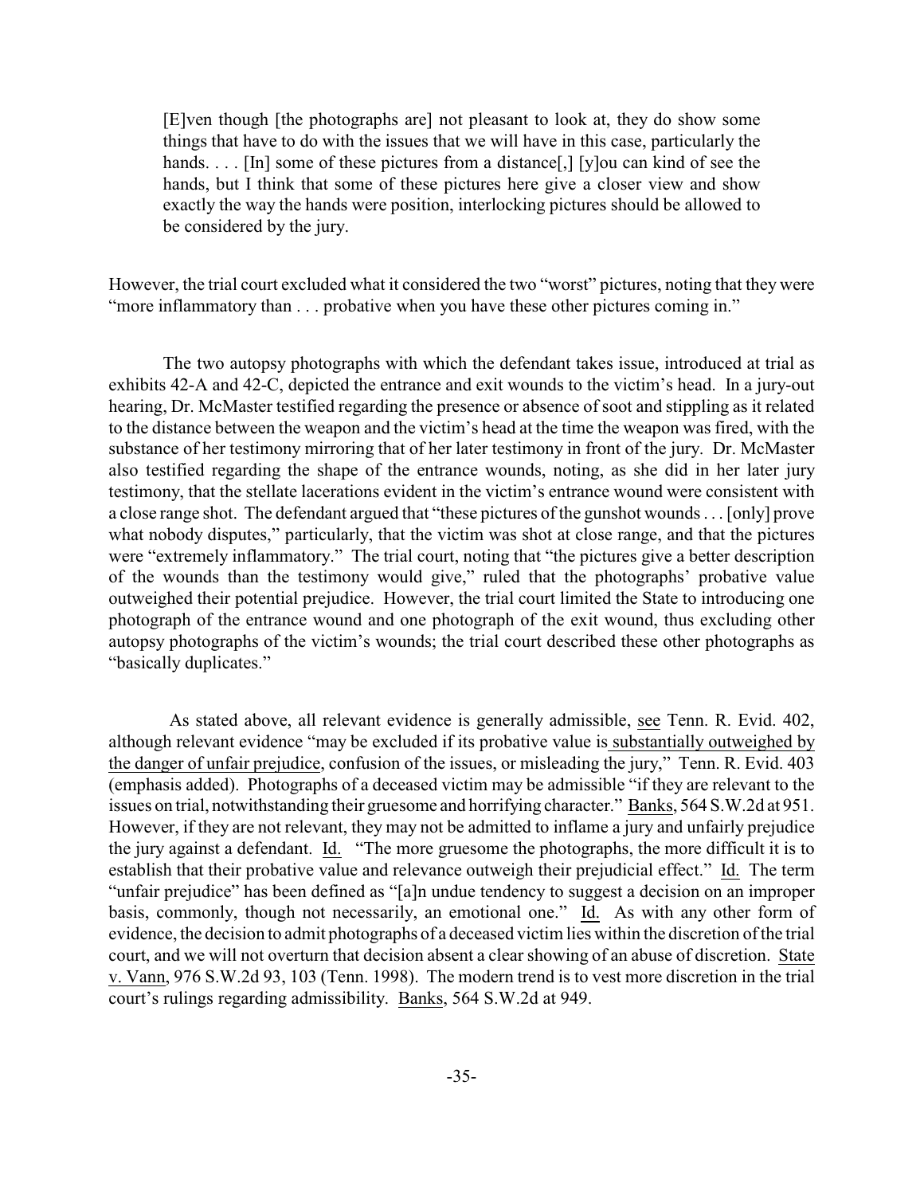> [E]ven though [the photographs are] not pleasant to look at, they do show some things that have to do with the issues that we will have in this case, particularly the hands. . . . [In] some of these pictures from a distance[,] [y]ou can kind of see the hands, but I think that some of these pictures here give a closer view and show exactly the way the hands were position, interlocking pictures should be allowed to be considered by the jury.

However, the trial court excluded what it considered the two "worst" pictures, noting that they were "more inflammatory than . . . probative when you have these other pictures coming in."

The two autopsy photographs with which the defendant takes issue, introduced at trial as exhibits 42-A and 42-C, depicted the entrance and exit wounds to the victim's head. In a jury-out hearing, Dr. McMaster testified regarding the presence or absence of soot and stippling as it related to the distance between the weapon and the victim's head at the time the weapon was fired, with the substance of her testimony mirroring that of her later testimony in front of the jury. Dr. McMaster also testified regarding the shape of the entrance wounds, noting, as she did in her later jury testimony, that the stellate lacerations evident in the victim's entrance wound were consistent with a close range shot. The defendant argued that "these pictures of the gunshot wounds . . . [only] prove what nobody disputes," particularly, that the victim was shot at close range, and that the pictures were "extremely inflammatory." The trial court, noting that "the pictures give a better description of the wounds than the testimony would give," ruled that the photographs' probative value outweighed their potential prejudice. However, the trial court limited the State to introducing one photograph of the entrance wound and one photograph of the exit wound, thus excluding other autopsy photographs of the victim's wounds; the trial court described these other photographs as "basically duplicates."

As stated above, all relevant evidence is generally admissible, see Tenn. R. Evid. 402, although relevant evidence "may be excluded if its probative value is <u>substantially outweighed by the danger of unfair prejudice</u>, confusion of the issues, or misleading the jury," Tenn. R. Evid. 403 (emphasis added). Photographs of a deceased victim may be admissible "if they are relevant to the issues on trial, notwithstanding their gruesome and horrifying character." Banks, 564 S.W.2d at 951. However, if they are not relevant, they may not be admitted to inflame a jury and unfairly prejudice the jury against a defendant. Id. "The more gruesome the photographs, the more difficult it is to establish that their probative value and relevance outweigh their prejudicial effect." Id. The term "unfair prejudice" has been defined as "[a]n undue tendency to suggest a decision on an improper basis, commonly, though not necessarily, an emotional one." Id. As with any other form of evidence, the decision to admit photographs of a deceased victim lies within the discretion of the trial court, and we will not overturn that decision absent a clear showing of an abuse of discretion. State v. Vann, 976 S.W.2d 93, 103 (Tenn. 1998). The modern trend is to vest more discretion in the trial court's rulings regarding admissibility. Banks, 564 S.W.2d at 949.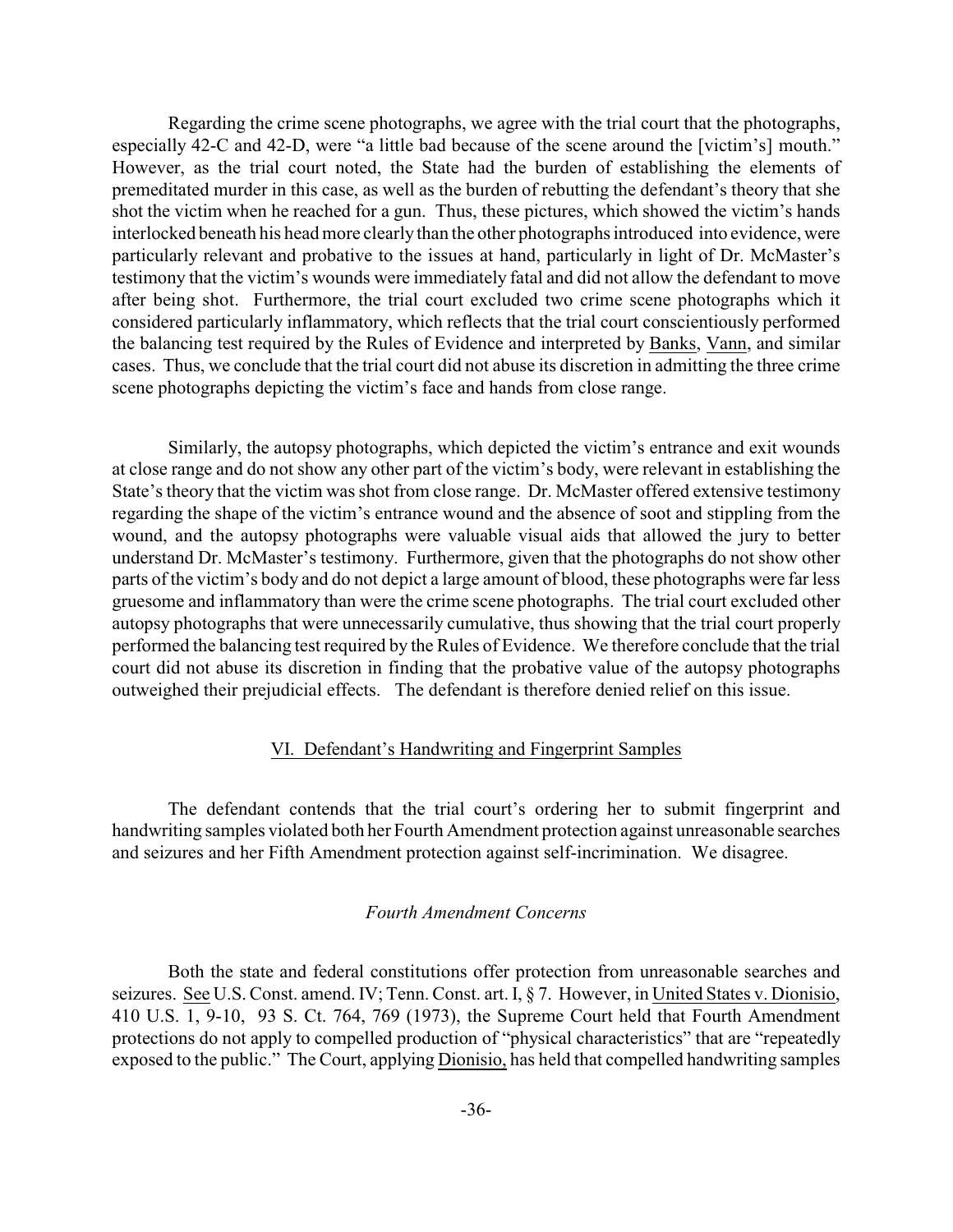Regarding the crime scene photographs, we agree with the trial court that the photographs, especially 42-C and 42-D, were "a little bad because of the scene around the [victim's] mouth." However, as the trial court noted, the State had the burden of establishing the elements of premeditated murder in this case, as well as the burden of rebutting the defendant's theory that she shot the victim when he reached for a gun. Thus, these pictures, which showed the victim's hands interlocked beneath his head more clearly than the other photographs introduced into evidence, were particularly relevant and probative to the issues at hand, particularly in light of Dr. McMaster's testimony that the victim's wounds were immediately fatal and did not allow the defendant to move after being shot. Furthermore, the trial court excluded two crime scene photographs which it considered particularly inflammatory, which reflects that the trial court conscientiously performed the balancing test required by the Rules of Evidence and interpreted by Banks, Vann, and similar cases. Thus, we conclude that the trial court did not abuse its discretion in admitting the three crime scene photographs depicting the victim's face and hands from close range.

Similarly, the autopsy photographs, which depicted the victim's entrance and exit wounds at close range and do not show any other part of the victim's body, were relevant in establishing the State's theory that the victim was shot from close range. Dr. McMaster offered extensive testimony regarding the shape of the victim's entrance wound and the absence of soot and stippling from the wound, and the autopsy photographs were valuable visual aids that allowed the jury to better understand Dr. McMaster's testimony. Furthermore, given that the photographs do not show other parts of the victim's body and do not depict a large amount of blood, these photographs were far less gruesome and inflammatory than were the crime scene photographs. The trial court excluded other autopsy photographs that were unnecessarily cumulative, thus showing that the trial court properly performed the balancing test required by the Rules of Evidence. We therefore conclude that the trial court did not abuse its discretion in finding that the probative value of the autopsy photographs outweighed their prejudicial effects. The defendant is therefore denied relief on this issue.

## VI. Defendant's Handwriting and Fingerprint Samples

The defendant contends that the trial court's ordering her to submit fingerprint and handwriting samples violated both her Fourth Amendment protection against unreasonable searches and seizures and her Fifth Amendment protection against self-incrimination. We disagree.

### *Fourth Amendment Concerns*

Both the state and federal constitutions offer protection from unreasonable searches and seizures. See U.S. Const. amend. IV; Tenn. Const. art. I, § 7. However, in United States v. Dionisio, 410 U.S. 1, 9-10, 93 S. Ct. 764, 769 (1973), the Supreme Court held that Fourth Amendment protections do not apply to compelled production of "physical characteristics" that are "repeatedly exposed to the public." The Court, applying Dionisio, has held that compelled handwriting samples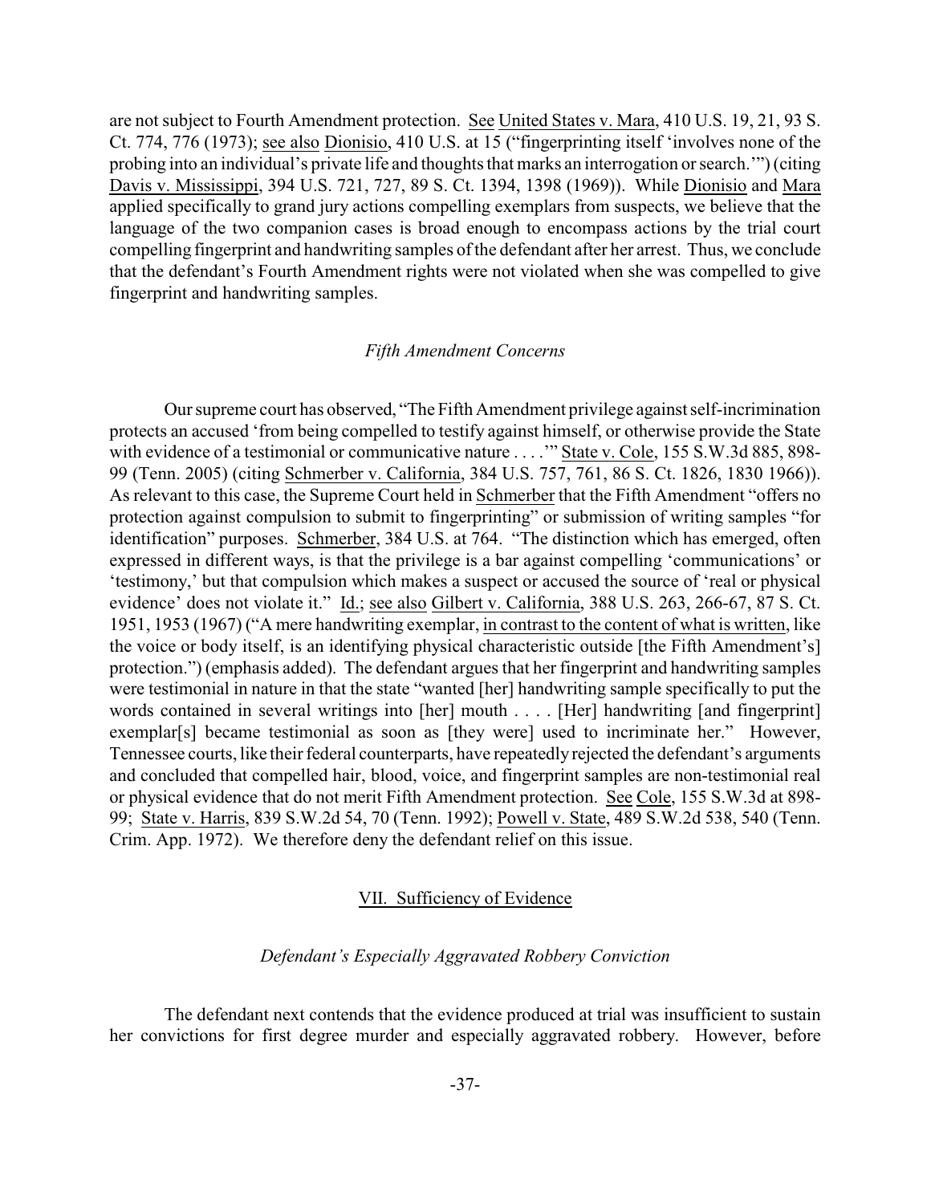are not subject to Fourth Amendment protection. See United States v. Mara, 410 U.S. 19, 21, 93 S. Ct. 774, 776 (1973); see also Dionisio, 410 U.S. at 15 ("fingerprinting itself 'involves none of the probing into an individual's private life and thoughts that marks an interrogation or search.'") (citing Davis v. Mississippi, 394 U.S. 721, 727, 89 S. Ct. 1394, 1398 (1969)). While Dionisio and Mara applied specifically to grand jury actions compelling exemplars from suspects, we believe that the language of the two companion cases is broad enough to encompass actions by the trial court compelling fingerprint and handwriting samples of the defendant after her arrest. Thus, we conclude that the defendant's Fourth Amendment rights were not violated when she was compelled to give fingerprint and handwriting samples.

*Fifth Amendment Concerns*

Our supreme court has observed, "The Fifth Amendment privilege against self-incrimination protects an accused 'from being compelled to testify against himself, or otherwise provide the State with evidence of a testimonial or communicative nature . . . .'" State v. Cole, 155 S.W.3d 885, 898-99 (Tenn. 2005) (citing Schmerber v. California, 384 U.S. 757, 761, 86 S. Ct. 1826, 1830 1966)). As relevant to this case, the Supreme Court held in Schmerber that the Fifth Amendment "offers no protection against compulsion to submit to fingerprinting" or submission of writing samples "for identification" purposes. Schmerber, 384 U.S. at 764. "The distinction which has emerged, often expressed in different ways, is that the privilege is a bar against compelling 'communications' or 'testimony,' but that compulsion which makes a suspect or accused the source of 'real or physical evidence' does not violate it." Id.; see also Gilbert v. California, 388 U.S. 263, 266-67, 87 S. Ct. 1951, 1953 (1967) ("A mere handwriting exemplar, in contrast to the content of what is written, like the voice or body itself, is an identifying physical characteristic outside [the Fifth Amendment's] protection.") (emphasis added). The defendant argues that her fingerprint and handwriting samples were testimonial in nature in that the state "wanted [her] handwriting sample specifically to put the words contained in several writings into [her] mouth . . . . [Her] handwriting [and fingerprint] exemplar[s] became testimonial as soon as [they were] used to incriminate her." However, Tennessee courts, like their federal counterparts, have repeatedly rejected the defendant's arguments and concluded that compelled hair, blood, voice, and fingerprint samples are non-testimonial real or physical evidence that do not merit Fifth Amendment protection. See Cole, 155 S.W.3d at 898-99; State v. Harris, 839 S.W.2d 54, 70 (Tenn. 1992); Powell v. State, 489 S.W.2d 538, 540 (Tenn. Crim. App. 1972). We therefore deny the defendant relief on this issue.

## VII. Sufficiency of Evidence

*Defendant's Especially Aggravated Robbery Conviction*

The defendant next contends that the evidence produced at trial was insufficient to sustain her convictions for first degree murder and especially aggravated robbery. However, before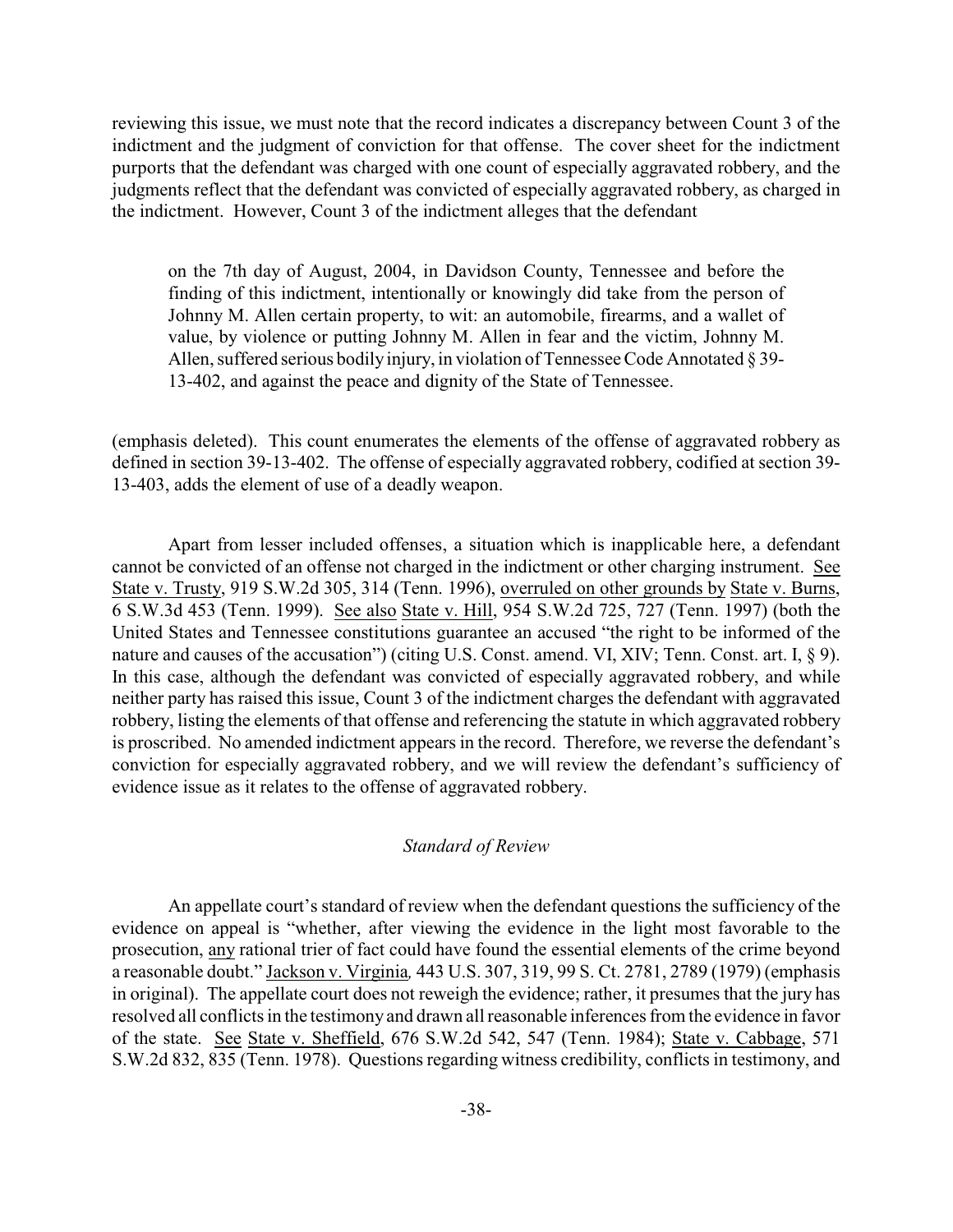reviewing this issue, we must note that the record indicates a discrepancy between Count 3 of the indictment and the judgment of conviction for that offense. The cover sheet for the indictment purports that the defendant was charged with one count of especially aggravated robbery, and the judgments reflect that the defendant was convicted of especially aggravated robbery, as charged in the indictment. However, Count 3 of the indictment alleges that the defendant

> on the 7th day of August, 2004, in Davidson County, Tennessee and before the finding of this indictment, intentionally or knowingly did take from the person of Johnny M. Allen certain property, to wit: an automobile, firearms, and a wallet of value, by violence or putting Johnny M. Allen in fear and the victim, Johnny M. Allen, suffered serious bodily injury, in violation of Tennessee Code Annotated § 39-13-402, and against the peace and dignity of the State of Tennessee.

(emphasis deleted). This count enumerates the elements of the offense of aggravated robbery as defined in section 39-13-402. The offense of especially aggravated robbery, codified at section 39-13-403, adds the element of use of a deadly weapon.

Apart from lesser included offenses, a situation which is inapplicable here, a defendant cannot be convicted of an offense not charged in the indictment or other charging instrument. See State v. Trusty, 919 S.W.2d 305, 314 (Tenn. 1996), overruled on other grounds by State v. Burns, 6 S.W.3d 453 (Tenn. 1999). See also State v. Hill, 954 S.W.2d 725, 727 (Tenn. 1997) (both the United States and Tennessee constitutions guarantee an accused "the right to be informed of the nature and causes of the accusation") (citing U.S. Const. amend. VI, XIV; Tenn. Const. art. I, § 9). In this case, although the defendant was convicted of especially aggravated robbery, and while neither party has raised this issue, Count 3 of the indictment charges the defendant with aggravated robbery, listing the elements of that offense and referencing the statute in which aggravated robbery is proscribed. No amended indictment appears in the record. Therefore, we reverse the defendant's conviction for especially aggravated robbery, and we will review the defendant's sufficiency of evidence issue as it relates to the offense of aggravated robbery.

### *Standard of Review*

An appellate court's standard of review when the defendant questions the sufficiency of the evidence on appeal is "whether, after viewing the evidence in the light most favorable to the prosecution, any rational trier of fact could have found the essential elements of the crime beyond a reasonable doubt." Jackson v. Virginia*,* 443 U.S. 307, 319, 99 S. Ct. 2781, 2789 (1979) (emphasis in original). The appellate court does not reweigh the evidence; rather, it presumes that the jury has resolved all conflicts in the testimony and drawn all reasonable inferences from the evidence in favor of the state. See State v. Sheffield, 676 S.W.2d 542, 547 (Tenn. 1984); State v. Cabbage, 571 S.W.2d 832, 835 (Tenn. 1978). Questions regarding witness credibility, conflicts in testimony, and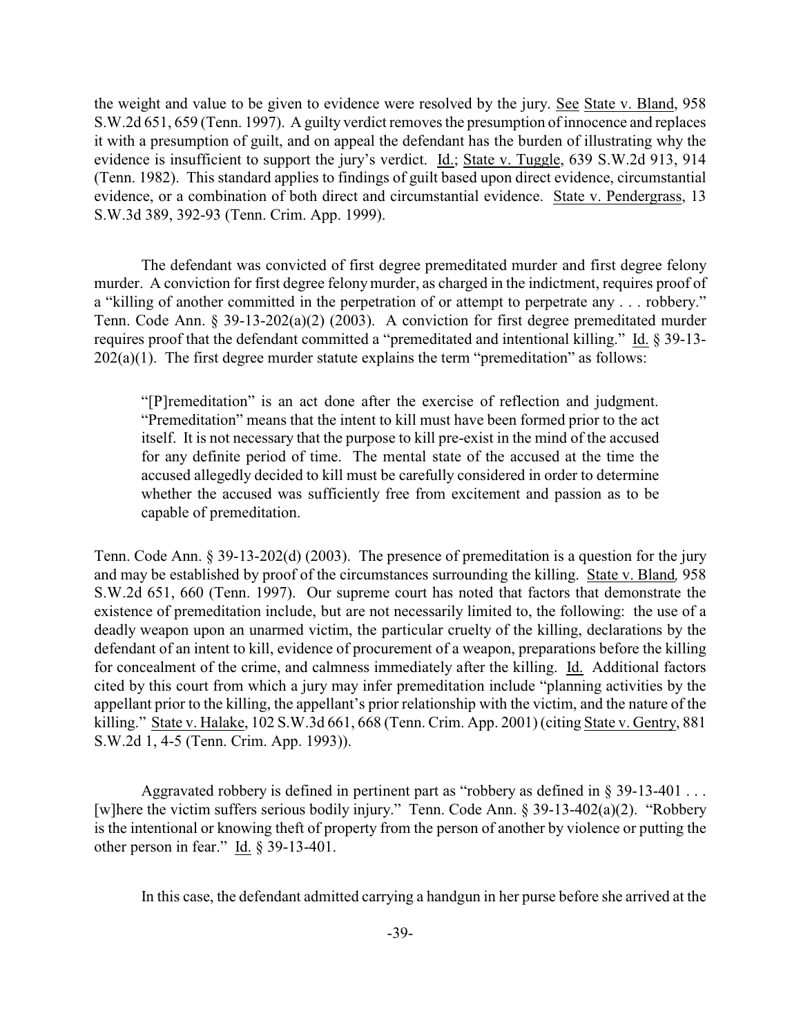the weight and value to be given to evidence were resolved by the jury. See State v. Bland, 958 S.W.2d 651, 659 (Tenn. 1997). A guilty verdict removes the presumption of innocence and replaces it with a presumption of guilt, and on appeal the defendant has the burden of illustrating why the evidence is insufficient to support the jury's verdict. Id.; State v. Tuggle, 639 S.W.2d 913, 914 (Tenn. 1982). This standard applies to findings of guilt based upon direct evidence, circumstantial evidence, or a combination of both direct and circumstantial evidence. State v. Pendergrass, 13 S.W.3d 389, 392-93 (Tenn. Crim. App. 1999).

The defendant was convicted of first degree premeditated murder and first degree felony murder. A conviction for first degree felony murder, as charged in the indictment, requires proof of a "killing of another committed in the perpetration of or attempt to perpetrate any . . . robbery." Tenn. Code Ann. § 39-13-202(a)(2) (2003). A conviction for first degree premeditated murder requires proof that the defendant committed a "premeditated and intentional killing." Id. § 39-13-202(a)(1). The first degree murder statute explains the term "premeditation" as follows:

> "[P]remeditation" is an act done after the exercise of reflection and judgment. "Premeditation" means that the intent to kill must have been formed prior to the act itself. It is not necessary that the purpose to kill pre-exist in the mind of the accused for any definite period of time. The mental state of the accused at the time the accused allegedly decided to kill must be carefully considered in order to determine whether the accused was sufficiently free from excitement and passion as to be capable of premeditation.

Tenn. Code Ann. § 39-13-202(d) (2003). The presence of premeditation is a question for the jury and may be established by proof of the circumstances surrounding the killing. State v. Bland, 958 S.W.2d 651, 660 (Tenn. 1997). Our supreme court has noted that factors that demonstrate the existence of premeditation include, but are not necessarily limited to, the following: the use of a deadly weapon upon an unarmed victim, the particular cruelty of the killing, declarations by the defendant of an intent to kill, evidence of procurement of a weapon, preparations before the killing for concealment of the crime, and calmness immediately after the killing. Id. Additional factors cited by this court from which a jury may infer premeditation include "planning activities by the appellant prior to the killing, the appellant's prior relationship with the victim, and the nature of the killing." State v. Halake, 102 S.W.3d 661, 668 (Tenn. Crim. App. 2001) (citing State v. Gentry, 881 S.W.2d 1, 4-5 (Tenn. Crim. App. 1993)).

Aggravated robbery is defined in pertinent part as "robbery as defined in § 39-13-401 . . . [w]here the victim suffers serious bodily injury." Tenn. Code Ann. § 39-13-402(a)(2). "Robbery is the intentional or knowing theft of property from the person of another by violence or putting the other person in fear." Id. § 39-13-401.

In this case, the defendant admitted carrying a handgun in her purse before she arrived at the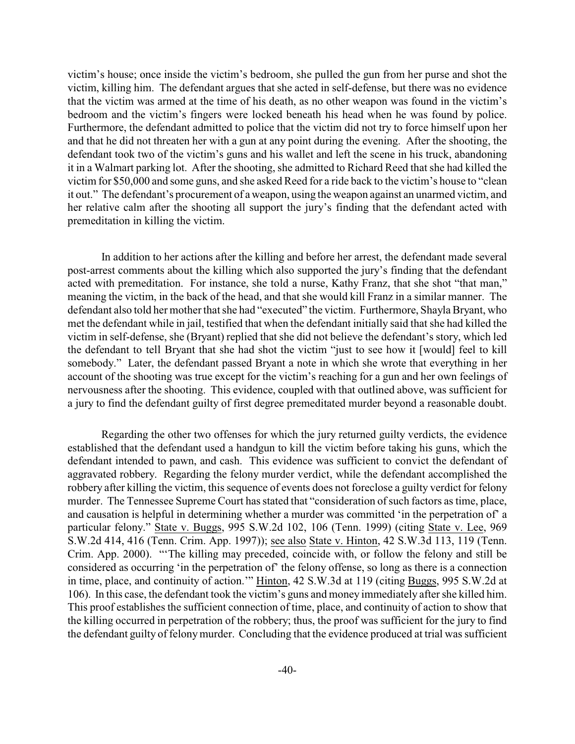victim's house; once inside the victim's bedroom, she pulled the gun from her purse and shot the victim, killing him. The defendant argues that she acted in self-defense, but there was no evidence that the victim was armed at the time of his death, as no other weapon was found in the victim's bedroom and the victim's fingers were locked beneath his head when he was found by police. Furthermore, the defendant admitted to police that the victim did not try to force himself upon her and that he did not threaten her with a gun at any point during the evening. After the shooting, the defendant took two of the victim's guns and his wallet and left the scene in his truck, abandoning it in a Walmart parking lot. After the shooting, she admitted to Richard Reed that she had killed the victim for $50,000 and some guns, and she asked Reed for a ride back to the victim's house to "clean it out." The defendant's procurement of a weapon, using the weapon against an unarmed victim, and her relative calm after the shooting all support the jury's finding that the defendant acted with premeditation in killing the victim.

In addition to her actions after the killing and before her arrest, the defendant made several post-arrest comments about the killing which also supported the jury's finding that the defendant acted with premeditation. For instance, she told a nurse, Kathy Franz, that she shot "that man," meaning the victim, in the back of the head, and that she would kill Franz in a similar manner. The defendant also told her mother that she had "executed" the victim. Furthermore, Shayla Bryant, who met the defendant while in jail, testified that when the defendant initially said that she had killed the victim in self-defense, she (Bryant) replied that she did not believe the defendant's story, which led the defendant to tell Bryant that she had shot the victim "just to see how it [would] feel to kill somebody." Later, the defendant passed Bryant a note in which she wrote that everything in her account of the shooting was true except for the victim's reaching for a gun and her own feelings of nervousness after the shooting. This evidence, coupled with that outlined above, was sufficient for a jury to find the defendant guilty of first degree premeditated murder beyond a reasonable doubt.

Regarding the other two offenses for which the jury returned guilty verdicts, the evidence established that the defendant used a handgun to kill the victim before taking his guns, which the defendant intended to pawn, and cash. This evidence was sufficient to convict the defendant of aggravated robbery. Regarding the felony murder verdict, while the defendant accomplished the robbery after killing the victim, this sequence of events does not foreclose a guilty verdict for felony murder. The Tennessee Supreme Court has stated that "consideration of such factors as time, place, and causation is helpful in determining whether a murder was committed 'in the perpetration of' a particular felony." State v. Buggs, 995 S.W.2d 102, 106 (Tenn. 1999) (citing State v. Lee, 969 S.W.2d 414, 416 (Tenn. Crim. App. 1997)); see also State v. Hinton, 42 S.W.3d 113, 119 (Tenn. Crim. App. 2000). "'The killing may preceded, coincide with, or follow the felony and still be considered as occurring 'in the perpetration of' the felony offense, so long as there is a connection in time, place, and continuity of action.'" Hinton, 42 S.W.3d at 119 (citing Buggs, 995 S.W.2d at 106). In this case, the defendant took the victim's guns and money immediately after she killed him. This proof establishes the sufficient connection of time, place, and continuity of action to show that the killing occurred in perpetration of the robbery; thus, the proof was sufficient for the jury to find the defendant guilty of felony murder. Concluding that the evidence produced at trial was sufficient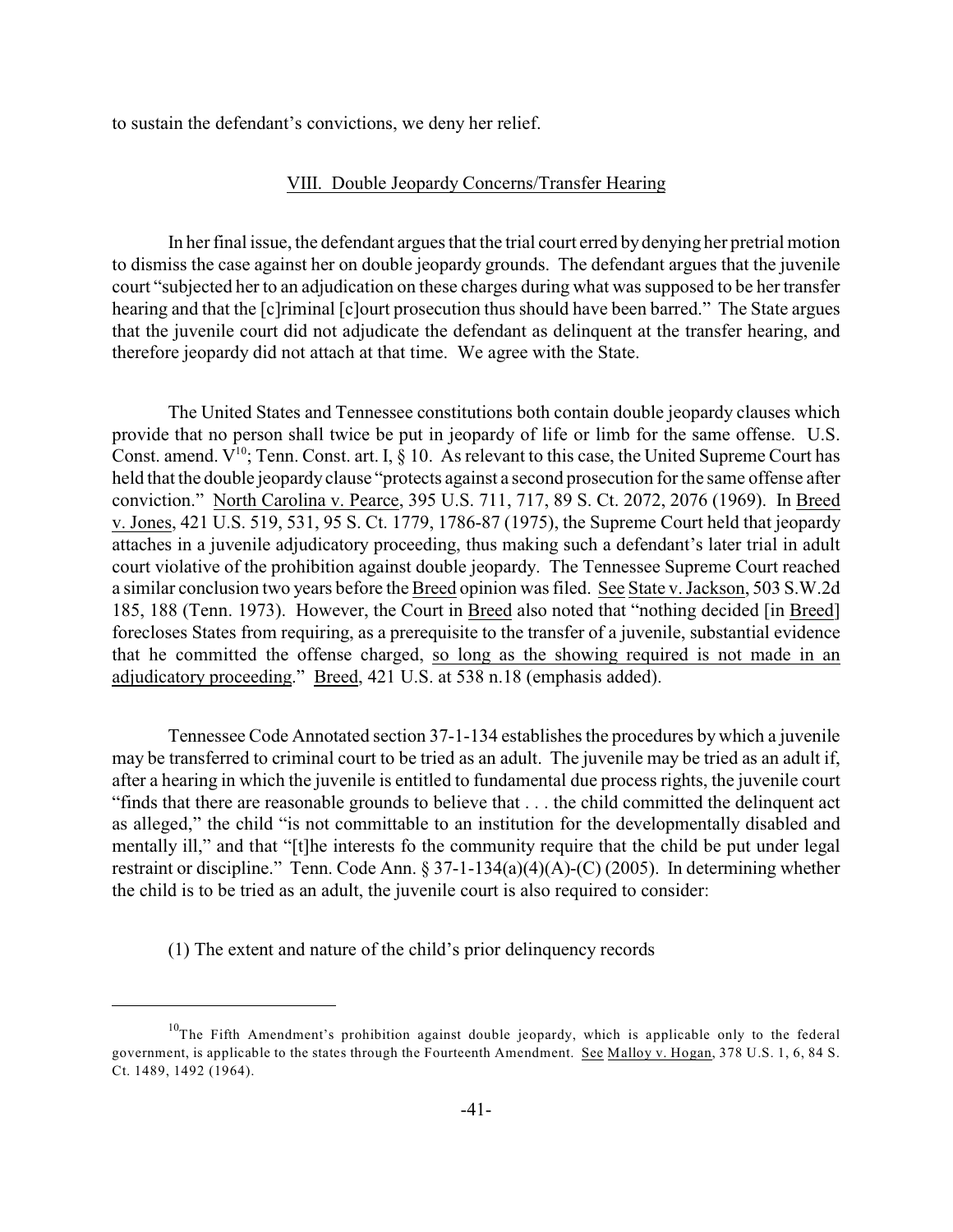to sustain the defendant's convictions, we deny her relief.

## VIII. Double Jeopardy Concerns/Transfer Hearing

In her final issue, the defendant argues that the trial court erred by denying her pretrial motion to dismiss the case against her on double jeopardy grounds. The defendant argues that the juvenile court "subjected her to an adjudication on these charges during what was supposed to be her transfer hearing and that the [c]riminal [c]ourt prosecution thus should have been barred." The State argues that the juvenile court did not adjudicate the defendant as delinquent at the transfer hearing, and therefore jeopardy did not attach at that time. We agree with the State.

The United States and Tennessee constitutions both contain double jeopardy clauses which provide that no person shall twice be put in jeopardy of life or limb for the same offense. U.S. Const. amend. V[10]; Tenn. Const. art. I, § 10. As relevant to this case, the United Supreme Court has held that the double jeopardy clause "protects against a second prosecution for the same offense after conviction." North Carolina v. Pearce, 395 U.S. 711, 717, 89 S. Ct. 2072, 2076 (1969). In Breed v. Jones, 421 U.S. 519, 531, 95 S. Ct. 1779, 1786-87 (1975), the Supreme Court held that jeopardy attaches in a juvenile adjudicatory proceeding, thus making such a defendant's later trial in adult court violative of the prohibition against double jeopardy. The Tennessee Supreme Court reached a similar conclusion two years before the Breed opinion was filed. See State v. Jackson, 503 S.W.2d 185, 188 (Tenn. 1973). However, the Court in Breed also noted that "nothing decided [in Breed] forecloses States from requiring, as a prerequisite to the transfer of a juvenile, substantial evidence that he committed the offense charged, so long as the showing required is not made in an adjudicatory proceeding." Breed, 421 U.S. at 538 n.18 (emphasis added).

Tennessee Code Annotated section 37-1-134 establishes the procedures by which a juvenile may be transferred to criminal court to be tried as an adult. The juvenile may be tried as an adult if, after a hearing in which the juvenile is entitled to fundamental due process rights, the juvenile court "finds that there are reasonable grounds to believe that . . . the child committed the delinquent act as alleged," the child "is not committable to an institution for the developmentally disabled and mentally ill," and that "[t]he interests fo the community require that the child be put under legal restraint or discipline." Tenn. Code Ann. § 37-1-134(a)(4)(A)-(C) (2005). In determining whether the child is to be tried as an adult, the juvenile court is also required to consider:

(1) The extent and nature of the child's prior delinquency records

---

[10] The Fifth Amendment's prohibition against double jeopardy, which is applicable only to the federal government, is applicable to the states through the Fourteenth Amendment. See Malloy v. Hogan, 378 U.S. 1, 6, 84 S. Ct. 1489, 1492 (1964).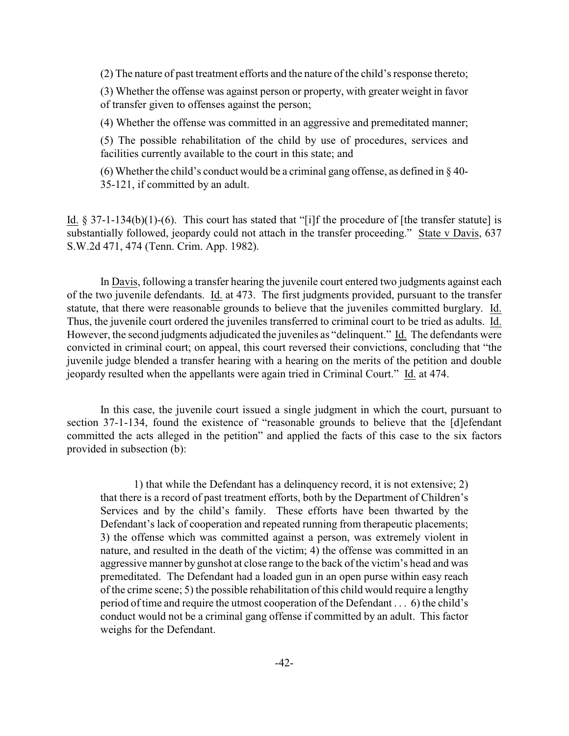> (2) The nature of past treatment efforts and the nature of the child's response thereto;
>
> (3) Whether the offense was against person or property, with greater weight in favor of transfer given to offenses against the person;
>
> (4) Whether the offense was committed in an aggressive and premeditated manner;
>
> (5) The possible rehabilitation of the child by use of procedures, services and facilities currently available to the court in this state; and
>
> (6) Whether the child's conduct would be a criminal gang offense, as defined in § 40-35-121, if committed by an adult.

Id. § 37-1-134(b)(1)-(6). This court has stated that "[i]f the procedure of [the transfer statute] is substantially followed, jeopardy could not attach in the transfer proceeding." State v Davis, 637 S.W.2d 471, 474 (Tenn. Crim. App. 1982).

In Davis, following a transfer hearing the juvenile court entered two judgments against each of the two juvenile defendants. Id. at 473. The first judgments provided, pursuant to the transfer statute, that there were reasonable grounds to believe that the juveniles committed burglary. Id. Thus, the juvenile court ordered the juveniles transferred to criminal court to be tried as adults. Id. However, the second judgments adjudicated the juveniles as "delinquent." Id. The defendants were convicted in criminal court; on appeal, this court reversed their convictions, concluding that "the juvenile judge blended a transfer hearing with a hearing on the merits of the petition and double jeopardy resulted when the appellants were again tried in Criminal Court." Id. at 474.

In this case, the juvenile court issued a single judgment in which the court, pursuant to section 37-1-134, found the existence of "reasonable grounds to believe that the [d]efendant committed the acts alleged in the petition" and applied the facts of this case to the six factors provided in subsection (b):

> 1) that while the Defendant has a delinquency record, it is not extensive; 2) that there is a record of past treatment efforts, both by the Department of Children's Services and by the child's family. These efforts have been thwarted by the Defendant's lack of cooperation and repeated running from therapeutic placements; 3) the offense which was committed against a person, was extremely violent in nature, and resulted in the death of the victim; 4) the offense was committed in an aggressive manner by gunshot at close range to the back of the victim's head and was premeditated. The Defendant had a loaded gun in an open purse within easy reach of the crime scene; 5) the possible rehabilitation of this child would require a lengthy period of time and require the utmost cooperation of the Defendant . . . 6) the child's conduct would not be a criminal gang offense if committed by an adult. This factor weighs for the Defendant.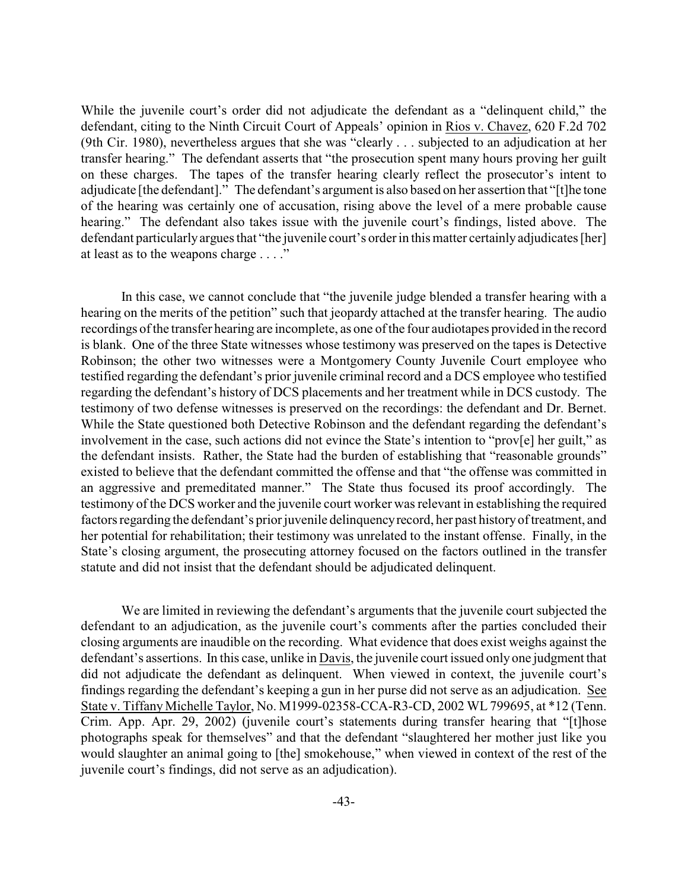While the juvenile court's order did not adjudicate the defendant as a "delinquent child," the defendant, citing to the Ninth Circuit Court of Appeals' opinion in Rios v. Chavez, 620 F.2d 702 (9th Cir. 1980), nevertheless argues that she was "clearly . . . subjected to an adjudication at her transfer hearing." The defendant asserts that "the prosecution spent many hours proving her guilt on these charges. The tapes of the transfer hearing clearly reflect the prosecutor's intent to adjudicate [the defendant]." The defendant's argument is also based on her assertion that "[t]he tone of the hearing was certainly one of accusation, rising above the level of a mere probable cause hearing." The defendant also takes issue with the juvenile court's findings, listed above. The defendant particularly argues that "the juvenile court's order in this matter certainly adjudicates [her] at least as to the weapons charge . . . ."

In this case, we cannot conclude that "the juvenile judge blended a transfer hearing with a hearing on the merits of the petition" such that jeopardy attached at the transfer hearing. The audio recordings of the transfer hearing are incomplete, as one of the four audiotapes provided in the record is blank. One of the three State witnesses whose testimony was preserved on the tapes is Detective Robinson; the other two witnesses were a Montgomery County Juvenile Court employee who testified regarding the defendant's prior juvenile criminal record and a DCS employee who testified regarding the defendant's history of DCS placements and her treatment while in DCS custody. The testimony of two defense witnesses is preserved on the recordings: the defendant and Dr. Bernet. While the State questioned both Detective Robinson and the defendant regarding the defendant's involvement in the case, such actions did not evince the State's intention to "prov[e] her guilt," as the defendant insists. Rather, the State had the burden of establishing that "reasonable grounds" existed to believe that the defendant committed the offense and that "the offense was committed in an aggressive and premeditated manner." The State thus focused its proof accordingly. The testimony of the DCS worker and the juvenile court worker was relevant in establishing the required factors regarding the defendant's prior juvenile delinquency record, her past history of treatment, and her potential for rehabilitation; their testimony was unrelated to the instant offense. Finally, in the State's closing argument, the prosecuting attorney focused on the factors outlined in the transfer statute and did not insist that the defendant should be adjudicated delinquent.

We are limited in reviewing the defendant's arguments that the juvenile court subjected the defendant to an adjudication, as the juvenile court's comments after the parties concluded their closing arguments are inaudible on the recording. What evidence that does exist weighs against the defendant's assertions. In this case, unlike in Davis, the juvenile court issued only one judgment that did not adjudicate the defendant as delinquent. When viewed in context, the juvenile court's findings regarding the defendant's keeping a gun in her purse did not serve as an adjudication. See State v. Tiffany Michelle Taylor, No. M1999-02358-CCA-R3-CD, 2002 WL 799695, at *12 (Tenn. Crim. App. Apr. 29, 2002) (juvenile court's statements during transfer hearing that "[t]hose photographs speak for themselves" and that the defendant "slaughtered her mother just like you would slaughter an animal going to [the] smokehouse," when viewed in context of the rest of the juvenile court's findings, did not serve as an adjudication).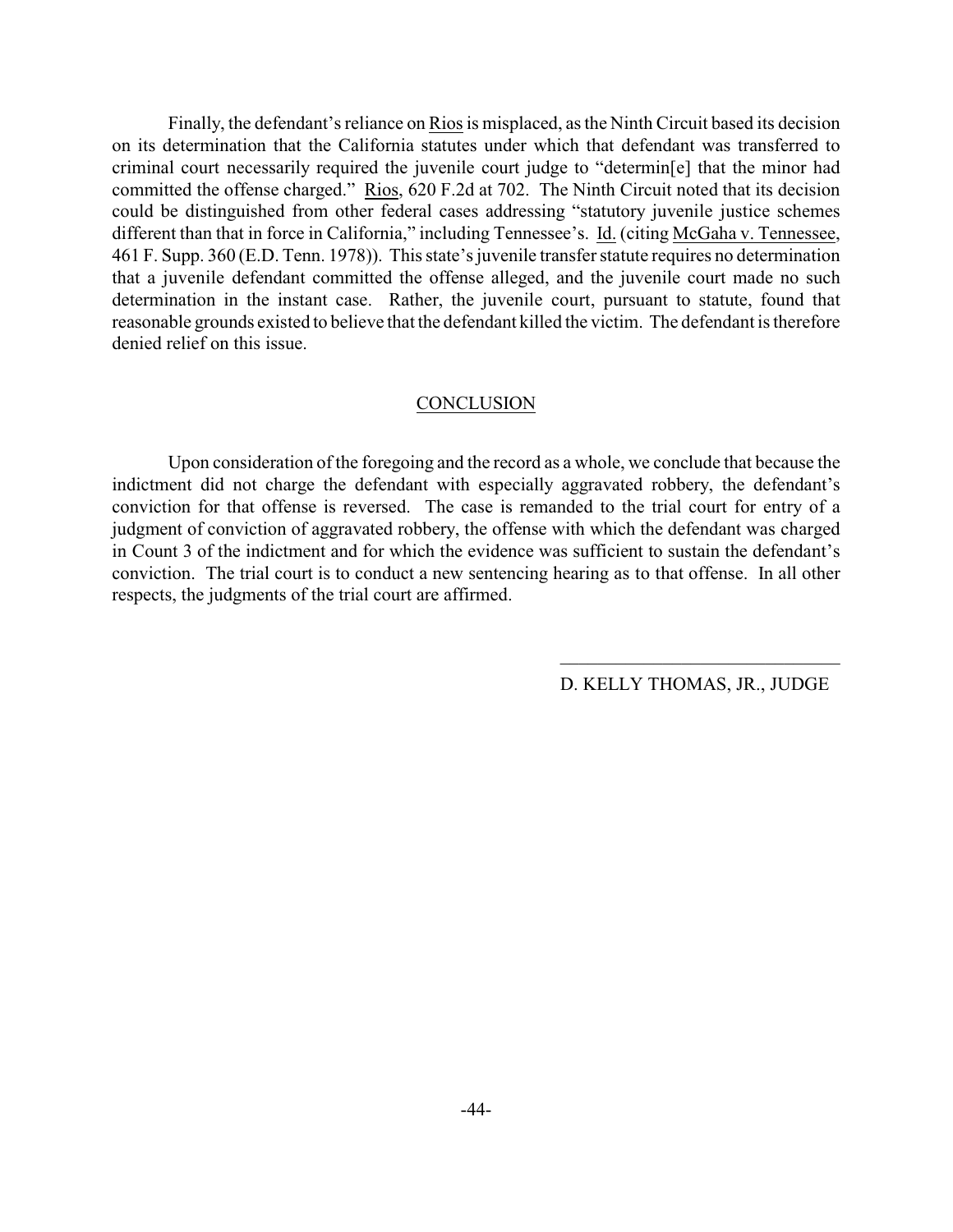Finally, the defendant's reliance on Rios is misplaced, as the Ninth Circuit based its decision on its determination that the California statutes under which that defendant was transferred to criminal court necessarily required the juvenile court judge to "determin[e] that the minor had committed the offense charged." Rios, 620 F.2d at 702. The Ninth Circuit noted that its decision could be distinguished from other federal cases addressing "statutory juvenile justice schemes different than that in force in California," including Tennessee's. Id. (citing McGaha v. Tennessee, 461 F. Supp. 360 (E.D. Tenn. 1978)). This state's juvenile transfer statute requires no determination that a juvenile defendant committed the offense alleged, and the juvenile court made no such determination in the instant case. Rather, the juvenile court, pursuant to statute, found that reasonable grounds existed to believe that the defendant killed the victim. The defendant is therefore denied relief on this issue.

## CONCLUSION

Upon consideration of the foregoing and the record as a whole, we conclude that because the indictment did not charge the defendant with especially aggravated robbery, the defendant's conviction for that offense is reversed. The case is remanded to the trial court for entry of a judgment of conviction of aggravated robbery, the offense with which the defendant was charged in Count 3 of the indictment and for which the evidence was sufficient to sustain the defendant's conviction. The trial court is to conduct a new sentencing hearing as to that offense. In all other respects, the judgments of the trial court are affirmed.

___________________________________

D. KELLY THOMAS, JR., JUDGE